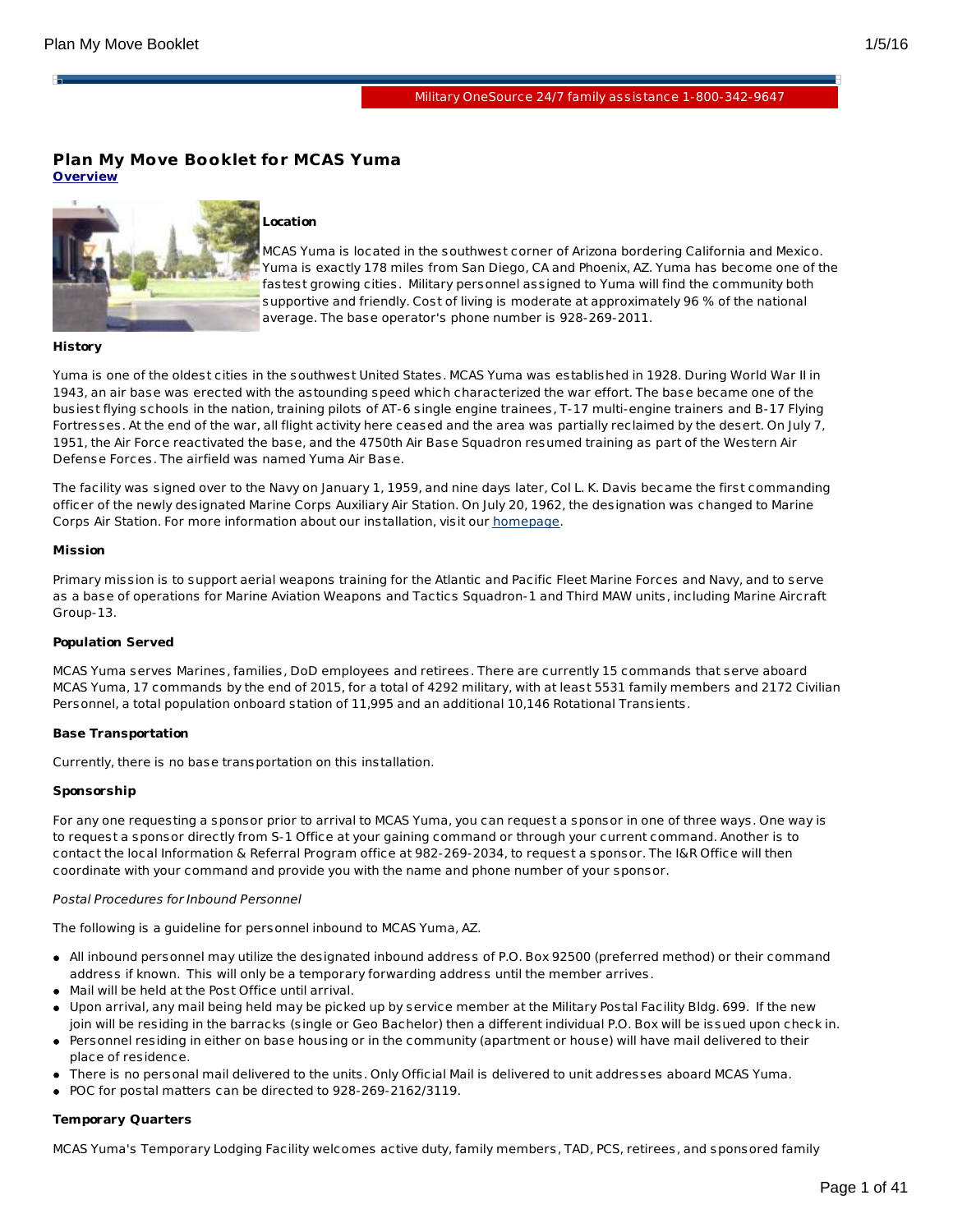Military OneSource 24/7 family assistance 1-800-342-9647

# Plan My Move Booklet for MCAS Yuma

**Overview**

**Location**

MCAS Yuma is located in the southwest corner of Arizona bordering California and Mexico. Yuma is exactly 178 miles from San Diego, CA and Phoenix, AZ. Yuma has become one of the fastest growing cities. Military personnel assigned to Yuma will find the community both supportive and friendly. Cost of living is moderate at approximately 96 % of the national average. The base operator's phone number is 928-269-2011.

**History**

Yuma is one of the oldest cities in the southwest United States. MCAS Yuma was established in 1928. During World War II in 1943, an air base was erected with the astounding speed which characterized the war effort. The base became one of the busiest flying schools in the nation, training pilots of AT-6 single engine trainees, T-17 multi-engine trainers and B-17 Flying Fortresses. At the end of the war, all flight activity here ceased and the area was partially reclaimed by the desert. On July 7, 1951, the Air Force reactivated the base, and the 4750th Air Base Squadron resumed training as part of the Western Air Defense Forces. The airfield was named Yuma Air Base.

The facility was signed over to the Navy on January 1, 1959, and nine days later, Col L. K. Davis became the first commanding officer of the newly designated Marine Corps Auxiliary Air Station. On July 20, 1962, the designation was changed to Marine Corps Air Station. For more information about our installation, visit our homepage.

**Mission**

Primary mission is to support aerial weapons training for the Atlantic and Pacific Fleet Marine Forces and Navy, and to serve as a base of operations for Marine Aviation Weapons and Tactics Squadron-1 and Third MAW units, including Marine Aircraft Group-13.

**Population Served**

MCAS Yuma serves Marines, families, DoD employees and retirees. There are currently 15 commands that serve aboard MCAS Yuma, 17 commands by the end of 2015, for a total of 4292 military, with at least 5531 family members and 2172 Civilian Personnel, a total population onboard station of 11,995 and an additional 10,146 Rotational Transients.

**Base Transportation**

Currently, there is no base transportation on this installation.

**Sponsorship**

For any one requesting a sponsor prior to arrival to MCAS Yuma, you can request a sponsor in one of three ways. One way is to request a sponsor directly from S-1 Office at your gaining command or through your current command. Another is to contact the local Information & Referral Program office at 982-269-2034, to request a sponsor. The I&R Office will then coordinate with your command and provide you with the name and phone number of your sponsor.

*Postal Procedures for Inbound Personnel*

The following is a guideline for personnel inbound to MCAS Yuma, AZ.

- All inbound personnel may utilize the designated inbound address of P.O. Box 92500 (preferred method) or their command address if known. This will only be a temporary forwarding address until the member arrives.
- Mail will be held at the Post Office until arrival.
- Upon arrival, any mail being held may be picked up by service member at the Military Postal Facility Bldg. 699. If the new join will be residing in the barracks (single or Geo Bachelor) then a different individual P.O. Box will be issued upon check in.
- Personnel residing in either on base housing or in the community (apartment or house) will have mail delivered to their place of residence.
- There is no personal mail delivered to the units. Only Official Mail is delivered to unit addresses aboard MCAS Yuma.
- POC for postal matters can be directed to 928-269-2162/3119.

**Temporary Quarters**

MCAS Yuma's Temporary Lodging Facility welcomes active duty, family members, TAD, PCS, retirees, and sponsored family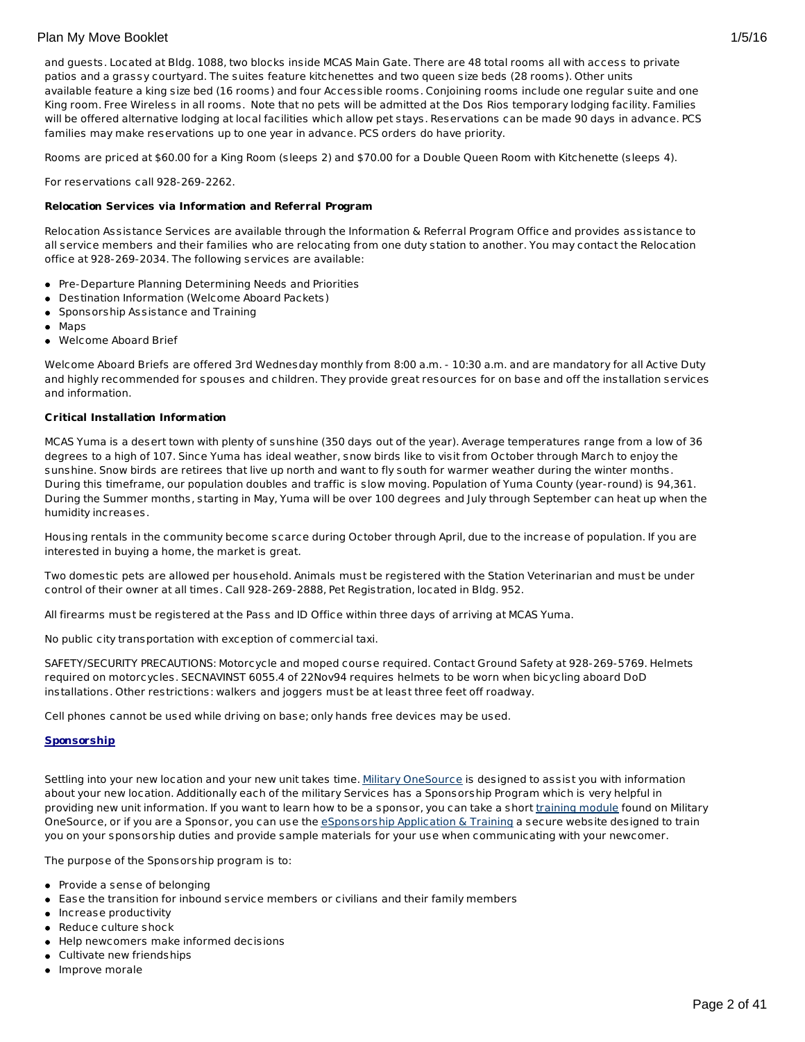and guests. Located at Bldg. 1088, two blocks inside MCAS Main Gate. There are 48 total rooms all with access to private patios and a grassy courtyard. The suites feature kitchenettes and two queen size beds (28 rooms). Other units available feature a king size bed (16 rooms) and four Accessible rooms. Conjoining rooms include one regular suite and one King room. Free Wireless in all rooms. Note that no pets will be admitted at the Dos Rios temporary lodging facility. Families will be offered alternative lodging at local facilities which allow pet stays. Reservations can be made 90 days in advance. PCS families may make reservations up to one year in advance. PCS orders do have priority.

Rooms are priced at $60.00 for a King Room (sleeps 2) and $70.00 for a Double Queen Room with Kitchenette (sleeps 4).

For reservations call 928-269-2262.

**Relocation Services via Information and Referral Program**

Relocation Assistance Services are available through the Information & Referral Program Office and provides assistance to all service members and their families who are relocating from one duty station to another. You may contact the Relocation office at 928-269-2034. The following services are available:

- Pre-Departure Planning Determining Needs and Priorities
- Destination Information (Welcome Aboard Packets)
- Sponsorship Assistance and Training
- Maps
- Welcome Aboard Brief

Welcome Aboard Briefs are offered 3rd Wednesday monthly from 8:00 a.m. - 10:30 a.m. and are mandatory for all Active Duty and highly recommended for spouses and children. They provide great resources for on base and off the installation services and information.

**Critical Installation Information**

MCAS Yuma is a desert town with plenty of sunshine (350 days out of the year). Average temperatures range from a low of 36 degrees to a high of 107. Since Yuma has ideal weather, snow birds like to visit from October through March to enjoy the sunshine. Snow birds are retirees that live up north and want to fly south for warmer weather during the winter months. During this timeframe, our population doubles and traffic is slow moving. Population of Yuma County (year-round) is 94,361. During the Summer months, starting in May, Yuma will be over 100 degrees and July through September can heat up when the humidity increases.

Housing rentals in the community become scarce during October through April, due to the increase of population. If you are interested in buying a home, the market is great.

Two domestic pets are allowed per household. Animals must be registered with the Station Veterinarian and must be under control of their owner at all times. Call 928-269-2888, Pet Registration, located in Bldg. 952.

All firearms must be registered at the Pass and ID Office within three days of arriving at MCAS Yuma.

No public city transportation with exception of commercial taxi.

SAFETY/SECURITY PRECAUTIONS: Motorcycle and moped course required. Contact Ground Safety at 928-269-5769. Helmets required on motorcycles. SECNAVINST 6055.4 of 22Nov94 requires helmets to be worn when bicycling aboard DoD installations. Other restrictions: walkers and joggers must be at least three feet off roadway.

Cell phones cannot be used while driving on base; only hands free devices may be used.

## Sponsorship

Settling into your new location and your new unit takes time. Military OneSource is designed to assist you with information about your new location. Additionally each of the military Services has a Sponsorship Program which is very helpful in providing new unit information. If you want to learn how to be a sponsor, you can take a short training module found on Military OneSource, or if you are a Sponsor, you can use the eSponsorship Application & Training a secure website designed to train you on your sponsorship duties and provide sample materials for your use when communicating with your newcomer.

The purpose of the Sponsorship program is to:

- Provide a sense of belonging
- Ease the transition for inbound service members or civilians and their family members
- Increase productivity
- Reduce culture shock
- Help newcomers make informed decisions
- Cultivate new friendships
- Improve morale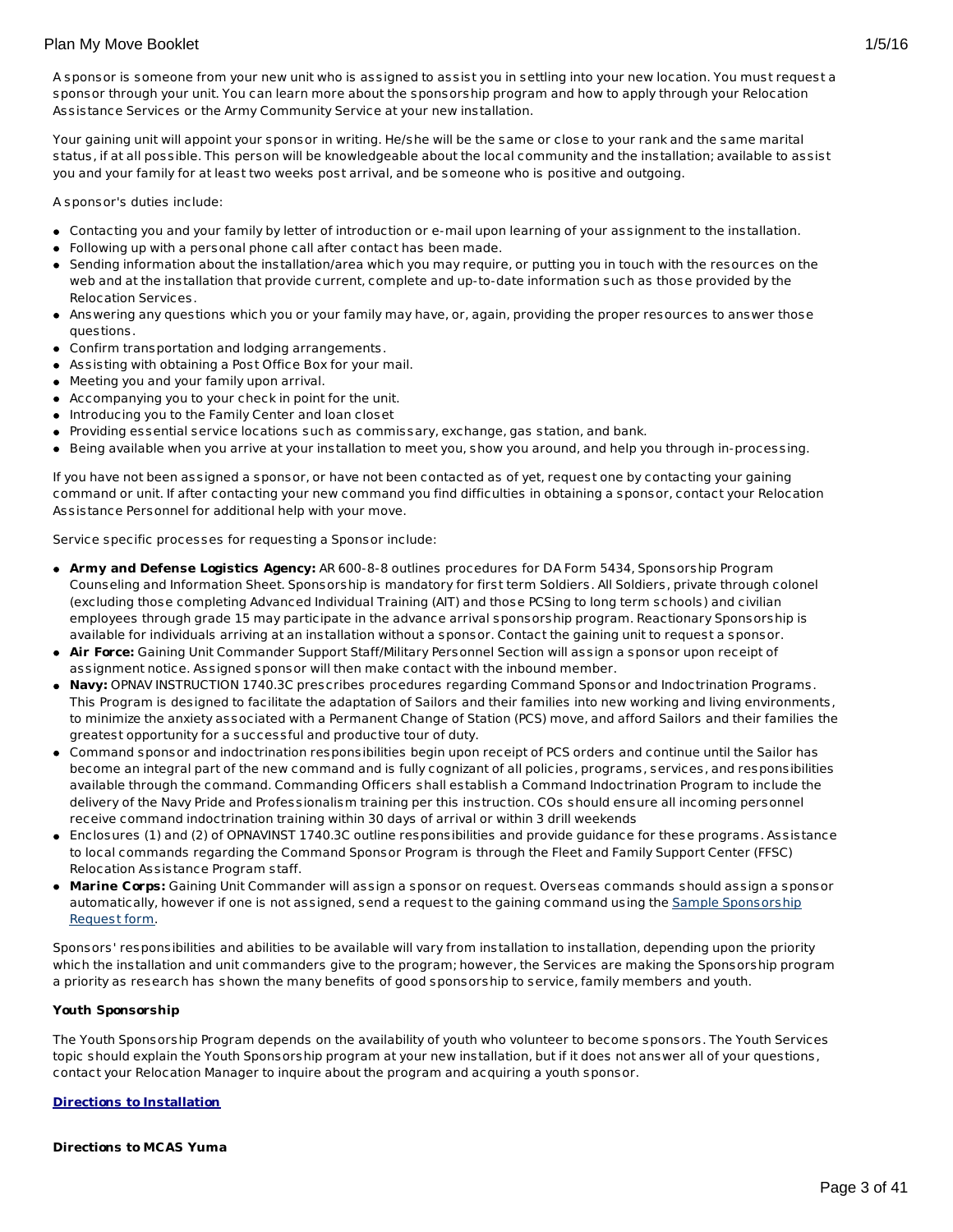A sponsor is someone from your new unit who is assigned to assist you in settling into your new location. You must request a sponsor through your unit. You can learn more about the sponsorship program and how to apply through your Relocation Assistance Services or the Army Community Service at your new installation.

Your gaining unit will appoint your sponsor in writing. He/she will be the same or close to your rank and the same marital status, if at all possible. This person will be knowledgeable about the local community and the installation; available to assist you and your family for at least two weeks post arrival, and be someone who is positive and outgoing.

A sponsor's duties include:

- Contacting you and your family by letter of introduction or e-mail upon learning of your assignment to the installation.
- Following up with a personal phone call after contact has been made.
- Sending information about the installation/area which you may require, or putting you in touch with the resources on the web and at the installation that provide current, complete and up-to-date information such as those provided by the Relocation Services.
- Answering any questions which you or your family may have, or, again, providing the proper resources to answer those questions.
- Confirm transportation and lodging arrangements.
- Assisting with obtaining a Post Office Box for your mail.
- Meeting you and your family upon arrival.
- Accompanying you to your check in point for the unit.
- Introducing you to the Family Center and loan closet
- Providing essential service locations such as commissary, exchange, gas station, and bank.
- Being available when you arrive at your installation to meet you, show you around, and help you through in-processing.

If you have not been assigned a sponsor, or have not been contacted as of yet, request one by contacting your gaining command or unit. If after contacting your new command you find difficulties in obtaining a sponsor, contact your Relocation Assistance Personnel for additional help with your move.

Service specific processes for requesting a Sponsor include:

- **Army and Defense Logistics Agency:** AR 600-8-8 outlines procedures for DA Form 5434, Sponsorship Program Counseling and Information Sheet. Sponsorship is mandatory for first term Soldiers. All Soldiers, private through colonel (excluding those completing Advanced Individual Training (AIT) and those PCSing to long term schools) and civilian employees through grade 15 may participate in the advance arrival sponsorship program. Reactionary Sponsorship is available for individuals arriving at an installation without a sponsor. Contact the gaining unit to request a sponsor.
- **Air Force:** Gaining Unit Commander Support Staff/Military Personnel Section will assign a sponsor upon receipt of assignment notice. Assigned sponsor will then make contact with the inbound member.
- **Navy:** OPNAV INSTRUCTION 1740.3C prescribes procedures regarding Command Sponsor and Indoctrination Programs. This Program is designed to facilitate the adaptation of Sailors and their families into new working and living environments, to minimize the anxiety associated with a Permanent Change of Station (PCS) move, and afford Sailors and their families the greatest opportunity for a successful and productive tour of duty.
- Command sponsor and indoctrination responsibilities begin upon receipt of PCS orders and continue until the Sailor has become an integral part of the new command and is fully cognizant of all policies, programs, services, and responsibilities available through the command. Commanding Officers shall establish a Command Indoctrination Program to include the delivery of the Navy Pride and Professionalism training per this instruction. COs should ensure all incoming personnel receive command indoctrination training within 30 days of arrival or within 3 drill weekends
- Enclosures (1) and (2) of OPNAVINST 1740.3C outline responsibilities and provide guidance for these programs. Assistance to local commands regarding the Command Sponsor Program is through the Fleet and Family Support Center (FFSC) Relocation Assistance Program staff.
- **Marine Corps:** Gaining Unit Commander will assign a sponsor on request. Overseas commands should assign a sponsor automatically, however if one is not assigned, send a request to the gaining command using the Sample Sponsorship Request form.

Sponsors' responsibilities and abilities to be available will vary from installation to installation, depending upon the priority which the installation and unit commanders give to the program; however, the Services are making the Sponsorship program a priority as research has shown the many benefits of good sponsorship to service, family members and youth.

**Youth Sponsorship**

The Youth Sponsorship Program depends on the availability of youth who volunteer to become sponsors. The Youth Services topic should explain the Youth Sponsorship program at your new installation, but if it does not answer all of your questions, contact your Relocation Manager to inquire about the program and acquiring a youth sponsor.

## Directions to Installation

**Directions to MCAS Yuma**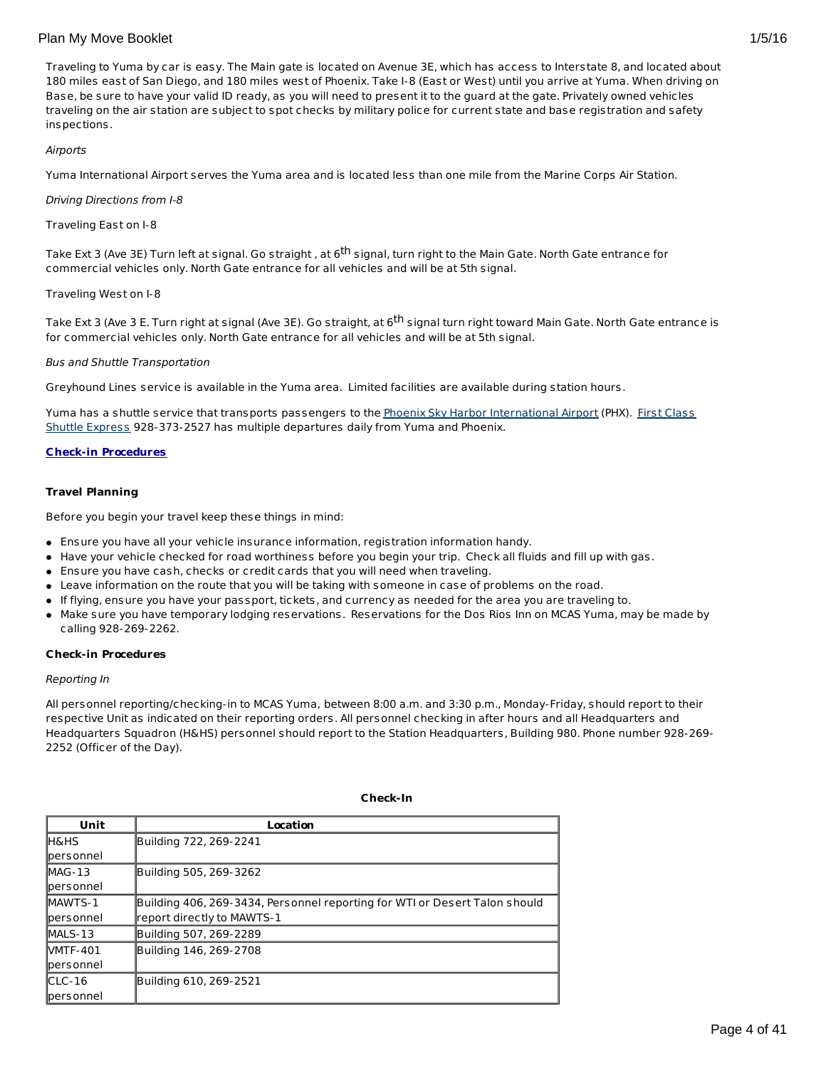Traveling to Yuma by car is easy. The Main gate is located on Avenue 3E, which has access to Interstate 8, and located about 180 miles east of San Diego, and 180 miles west of Phoenix. Take I-8 (East or West) until you arrive at Yuma. When driving on Base, be sure to have your valid ID ready, as you will need to present it to the guard at the gate. Privately owned vehicles traveling on the air station are subject to spot checks by military police for current state and base registration and safety inspections.

*Airports*

Yuma International Airport serves the Yuma area and is located less than one mile from the Marine Corps Air Station.

*Driving Directions from I-8*

Traveling East on I-8

Take Ext 3 (Ave 3E) Turn left at signal. Go straight , at 6th signal, turn right to the Main Gate. North Gate entrance for commercial vehicles only. North Gate entrance for all vehicles and will be at 5th signal.

Traveling West on I-8

Take Ext 3 (Ave 3 E. Turn right at signal (Ave 3E). Go straight, at 6th signal turn right toward Main Gate. North Gate entrance is for commercial vehicles only. North Gate entrance for all vehicles and will be at 5th signal.

*Bus and Shuttle Transportation*

Greyhound Lines service is available in the Yuma area. Limited facilities are available during station hours.

Yuma has a shuttle service that transports passengers to the Phoenix Sky Harbor International Airport (PHX). First Class Shuttle Express 928-373-2527 has multiple departures daily from Yuma and Phoenix.

**Check-in Procedures**

**Travel Planning**

Before you begin your travel keep these things in mind:

- Ensure you have all your vehicle insurance information, registration information handy.
- Have your vehicle checked for road worthiness before you begin your trip. Check all fluids and fill up with gas.
- Ensure you have cash, checks or credit cards that you will need when traveling.
- Leave information on the route that you will be taking with someone in case of problems on the road.
- If flying, ensure you have your passport, tickets, and currency as needed for the area you are traveling to.
- Make sure you have temporary lodging reservations. Reservations for the Dos Rios Inn on MCAS Yuma, may be made by calling 928-269-2262.

**Check-in Procedures**

*Reporting In*

All personnel reporting/checking-in to MCAS Yuma, between 8:00 a.m. and 3:30 p.m., Monday-Friday, should report to their respective Unit as indicated on their reporting orders. All personnel checking in after hours and all Headquarters and Headquarters Squadron (H&HS) personnel should report to the Station Headquarters, Building 980. Phone number 928-269-2252 (Officer of the Day).

**Check-In**

| Unit | Location |
|---|---|
| H&HS personnel | Building 722, 269-2241 |
| MAG-13 personnel | Building 505, 269-3262 |
| MAWTS-1 personnel | Building 406, 269-3434, Personnel reporting for WTI or Desert Talon should report directly to MAWTS-1 |
| MALS-13 | Building 507, 269-2289 |
| VMTF-401 personnel | Building 146, 269-2708 |
| CLC-16 personnel | Building 610, 269-2521 |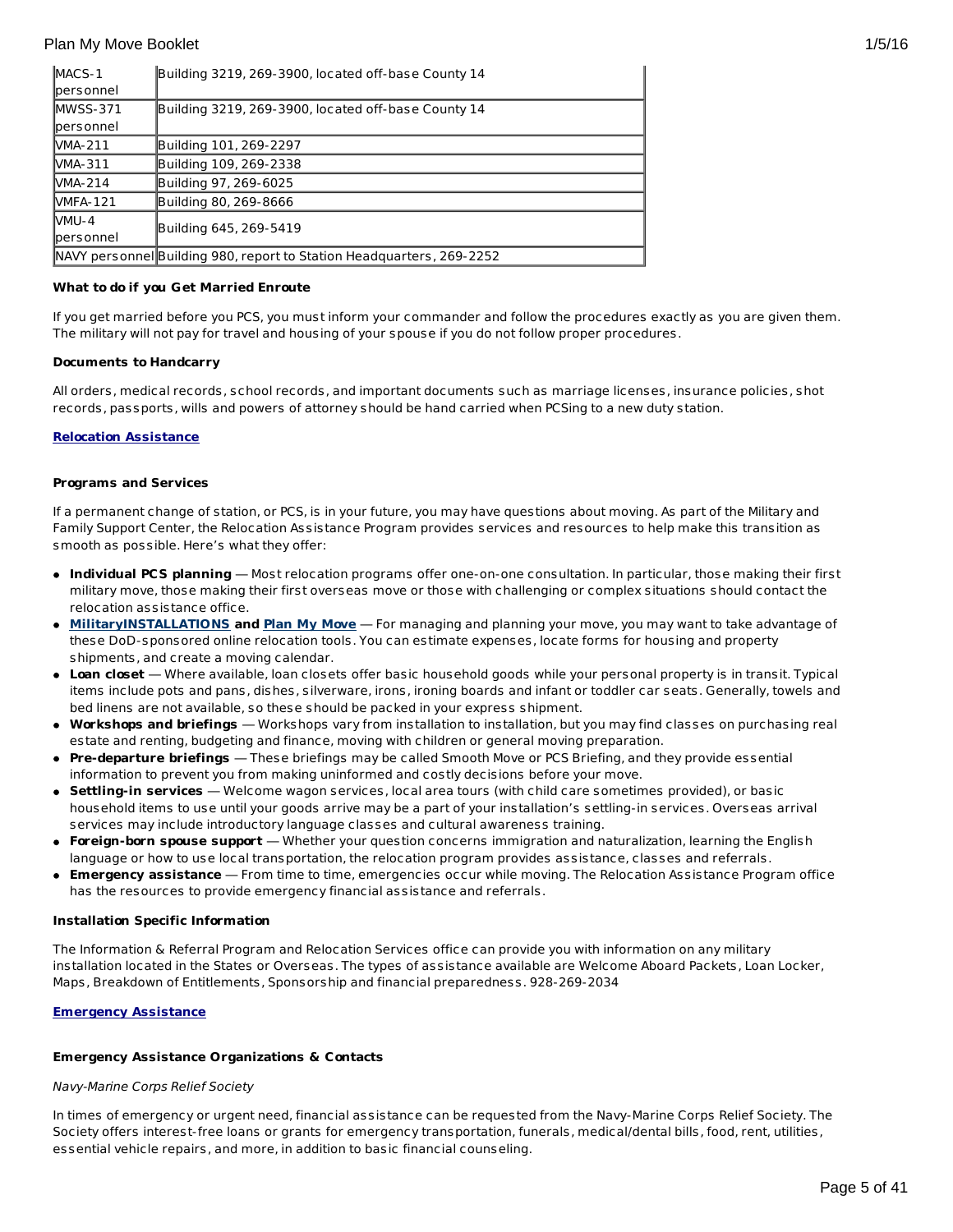| | |
|---|---|
| MACS-1 personnel | Building 3219, 269-3900, located off-base County 14 |
| MWSS-371 personnel | Building 3219, 269-3900, located off-base County 14 |
| VMA-211 | Building 101, 269-2297 |
| VMA-311 | Building 109, 269-2338 |
| VMA-214 | Building 97, 269-6025 |
| VMFA-121 | Building 80, 269-8666 |
| VMU-4 personnel | Building 645, 269-5419 |
| NAVY personnel | Building 980, report to Station Headquarters, 269-2252 |

**What to do if you Get Married Enroute**

If you get married before you PCS, you must inform your commander and follow the procedures exactly as you are given them. The military will not pay for travel and housing of your spouse if you do not follow proper procedures.

**Documents to Handcarry**

All orders, medical records, school records, and important documents such as marriage licenses, insurance policies, shot records, passports, wills and powers of attorney should be hand carried when PCSing to a new duty station.

## Relocation Assistance

**Programs and Services**

If a permanent change of station, or PCS, is in your future, you may have questions about moving. As part of the Military and Family Support Center, the Relocation Assistance Program provides services and resources to help make this transition as smooth as possible. Here's what they offer:

- **Individual PCS planning** — Most relocation programs offer one-on-one consultation. In particular, those making their first military move, those making their first overseas move or those with challenging or complex situations should contact the relocation assistance office.
- **MilitaryINSTALLATIONS and Plan My Move** — For managing and planning your move, you may want to take advantage of these DoD-sponsored online relocation tools. You can estimate expenses, locate forms for housing and property shipments, and create a moving calendar.
- **Loan closet** — Where available, loan closets offer basic household goods while your personal property is in transit. Typical items include pots and pans, dishes, silverware, irons, ironing boards and infant or toddler car seats. Generally, towels and bed linens are not available, so these should be packed in your express shipment.
- **Workshops and briefings** — Workshops vary from installation to installation, but you may find classes on purchasing real estate and renting, budgeting and finance, moving with children or general moving preparation.
- **Pre-departure briefings** — These briefings may be called Smooth Move or PCS Briefing, and they provide essential information to prevent you from making uninformed and costly decisions before your move.
- **Settling-in services** — Welcome wagon services, local area tours (with child care sometimes provided), or basic household items to use until your goods arrive may be a part of your installation's settling-in services. Overseas arrival services may include introductory language classes and cultural awareness training.
- **Foreign-born spouse support** — Whether your question concerns immigration and naturalization, learning the English language or how to use local transportation, the relocation program provides assistance, classes and referrals.
- **Emergency assistance** — From time to time, emergencies occur while moving. The Relocation Assistance Program office has the resources to provide emergency financial assistance and referrals.

**Installation Specific Information**

The Information & Referral Program and Relocation Services office can provide you with information on any military installation located in the States or Overseas. The types of assistance available are Welcome Aboard Packets, Loan Locker, Maps, Breakdown of Entitlements, Sponsorship and financial preparedness. 928-269-2034

## Emergency Assistance

**Emergency Assistance Organizations & Contacts**

*Navy-Marine Corps Relief Society*

In times of emergency or urgent need, financial assistance can be requested from the Navy-Marine Corps Relief Society. The Society offers interest-free loans or grants for emergency transportation, funerals, medical/dental bills, food, rent, utilities, essential vehicle repairs, and more, in addition to basic financial counseling.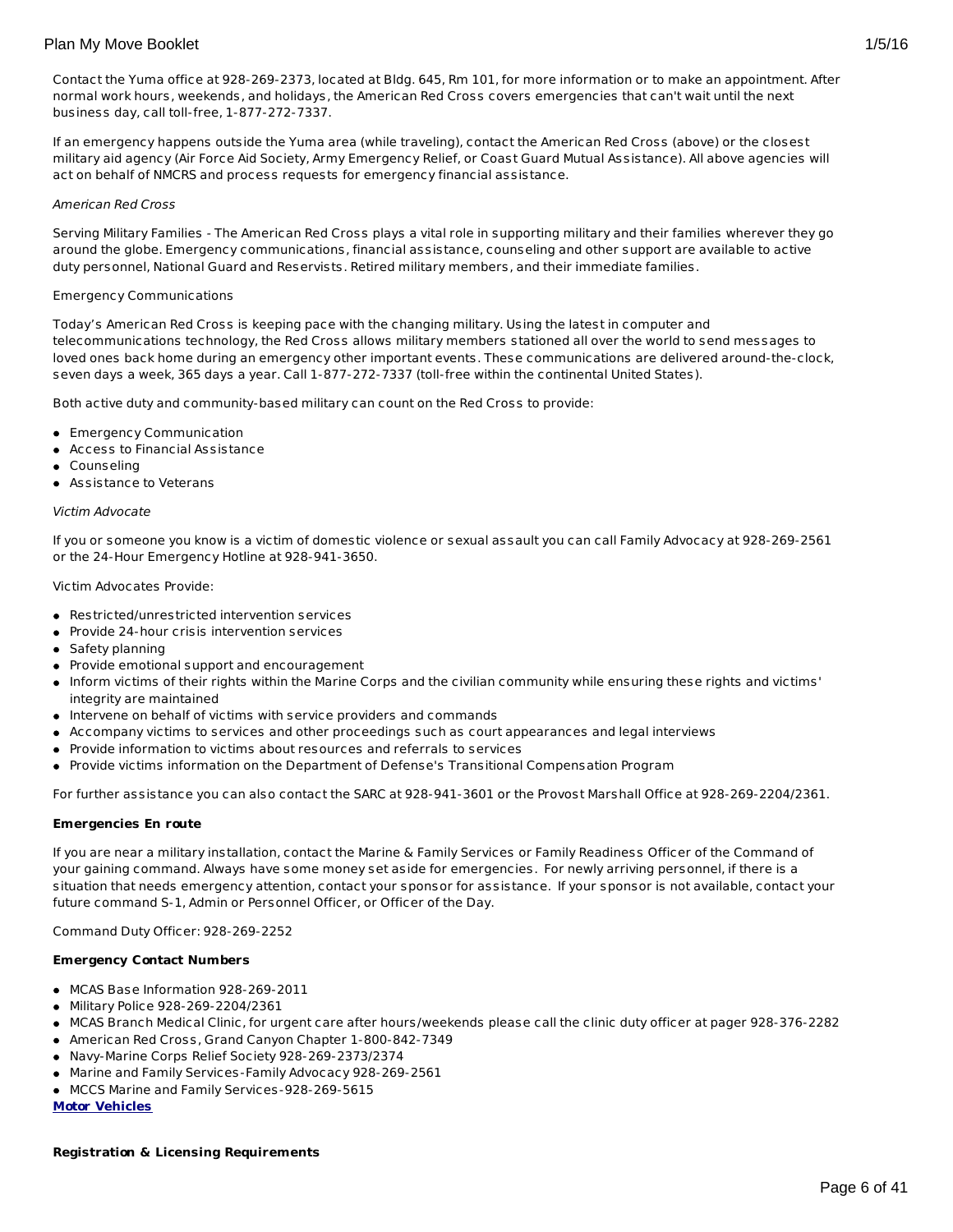Contact the Yuma office at 928-269-2373, located at Bldg. 645, Rm 101, for more information or to make an appointment. After normal work hours, weekends, and holidays, the American Red Cross covers emergencies that can't wait until the next business day, call toll-free, 1-877-272-7337.

If an emergency happens outside the Yuma area (while traveling), contact the American Red Cross (above) or the closest military aid agency (Air Force Aid Society, Army Emergency Relief, or Coast Guard Mutual Assistance). All above agencies will act on behalf of NMCRS and process requests for emergency financial assistance.

*American Red Cross*

Serving Military Families - The American Red Cross plays a vital role in supporting military and their families wherever they go around the globe. Emergency communications, financial assistance, counseling and other support are available to active duty personnel, National Guard and Reservists. Retired military members, and their immediate families.

Emergency Communications

Today's American Red Cross is keeping pace with the changing military. Using the latest in computer and telecommunications technology, the Red Cross allows military members stationed all over the world to send messages to loved ones back home during an emergency other important events. These communications are delivered around-the-clock, seven days a week, 365 days a year. Call 1-877-272-7337 (toll-free within the continental United States).

Both active duty and community-based military can count on the Red Cross to provide:

- Emergency Communication
- Access to Financial Assistance
- Counseling
- Assistance to Veterans

*Victim Advocate*

If you or someone you know is a victim of domestic violence or sexual assault you can call Family Advocacy at 928-269-2561 or the 24-Hour Emergency Hotline at 928-941-3650.

Victim Advocates Provide:

- Restricted/unrestricted intervention services
- Provide 24-hour crisis intervention services
- Safety planning
- Provide emotional support and encouragement
- Inform victims of their rights within the Marine Corps and the civilian community while ensuring these rights and victims' integrity are maintained
- Intervene on behalf of victims with service providers and commands
- Accompany victims to services and other proceedings such as court appearances and legal interviews
- Provide information to victims about resources and referrals to services
- Provide victims information on the Department of Defense's Transitional Compensation Program

For further assistance you can also contact the SARC at 928-941-3601 or the Provost Marshall Office at 928-269-2204/2361.

**Emergencies En route**

If you are near a military installation, contact the Marine & Family Services or Family Readiness Officer of the Command of your gaining command. Always have some money set aside for emergencies. For newly arriving personnel, if there is a situation that needs emergency attention, contact your sponsor for assistance. If your sponsor is not available, contact your future command S-1, Admin or Personnel Officer, or Officer of the Day.

Command Duty Officer: 928-269-2252

**Emergency Contact Numbers**

- MCAS Base Information 928-269-2011
- Military Police 928-269-2204/2361
- MCAS Branch Medical Clinic, for urgent care after hours/weekends please call the clinic duty officer at pager 928-376-2282
- American Red Cross, Grand Canyon Chapter 1-800-842-7349
- Navy-Marine Corps Relief Society 928-269-2373/2374
- Marine and Family Services-Family Advocacy 928-269-2561
- MCCS Marine and Family Services-928-269-5615

**Motor Vehicles**

**Registration & Licensing Requirements**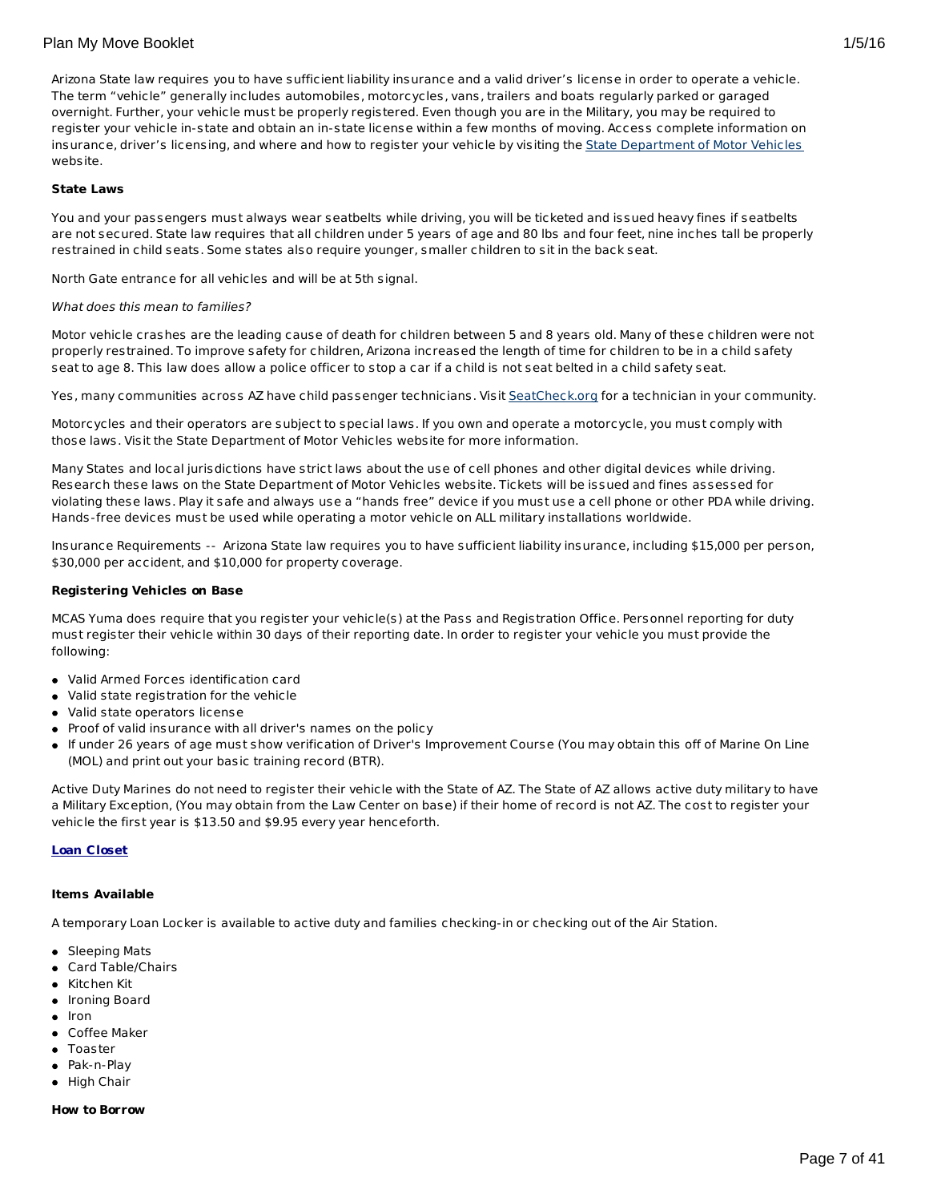Arizona State law requires you to have sufficient liability insurance and a valid driver's license in order to operate a vehicle. The term "vehicle" generally includes automobiles, motorcycles, vans, trailers and boats regularly parked or garaged overnight. Further, your vehicle must be properly registered. Even though you are in the Military, you may be required to register your vehicle in-state and obtain an in-state license within a few months of moving. Access complete information on insurance, driver's licensing, and where and how to register your vehicle by visiting the State Department of Motor Vehicles website.

**State Laws**

You and your passengers must always wear seatbelts while driving, you will be ticketed and issued heavy fines if seatbelts are not secured. State law requires that all children under 5 years of age and 80 lbs and four feet, nine inches tall be properly restrained in child seats. Some states also require younger, smaller children to sit in the back seat.

North Gate entrance for all vehicles and will be at 5th signal.

*What does this mean to families?*

Motor vehicle crashes are the leading cause of death for children between 5 and 8 years old. Many of these children were not properly restrained. To improve safety for children, Arizona increased the length of time for children to be in a child safety seat to age 8. This law does allow a police officer to stop a car if a child is not seat belted in a child safety seat.

Yes, many communities across AZ have child passenger technicians. Visit SeatCheck.org for a technician in your community.

Motorcycles and their operators are subject to special laws. If you own and operate a motorcycle, you must comply with those laws. Visit the State Department of Motor Vehicles website for more information.

Many States and local jurisdictions have strict laws about the use of cell phones and other digital devices while driving. Research these laws on the State Department of Motor Vehicles website. Tickets will be issued and fines assessed for violating these laws. Play it safe and always use a "hands free" device if you must use a cell phone or other PDA while driving. Hands-free devices must be used while operating a motor vehicle on ALL military installations worldwide.

Insurance Requirements -- Arizona State law requires you to have sufficient liability insurance, including $15,000 per person, $30,000 per accident, and $10,000 for property coverage.

**Registering Vehicles on Base**

MCAS Yuma does require that you register your vehicle(s) at the Pass and Registration Office. Personnel reporting for duty must register their vehicle within 30 days of their reporting date. In order to register your vehicle you must provide the following:

- Valid Armed Forces identification card
- Valid state registration for the vehicle
- Valid state operators license
- Proof of valid insurance with all driver's names on the policy
- If under 26 years of age must show verification of Driver's Improvement Course (You may obtain this off of Marine On Line (MOL) and print out your basic training record (BTR).

Active Duty Marines do not need to register their vehicle with the State of AZ. The State of AZ allows active duty military to have a Military Exception, (You may obtain from the Law Center on base) if their home of record is not AZ. The cost to register your vehicle the first year is $13.50 and $9.95 every year henceforth.

**Loan Closet**

**Items Available**

A temporary Loan Locker is available to active duty and families checking-in or checking out of the Air Station.

- Sleeping Mats
- Card Table/Chairs
- Kitchen Kit
- Ironing Board
- Iron
- Coffee Maker
- Toaster
- Pak-n-Play
- High Chair

**How to Borrow**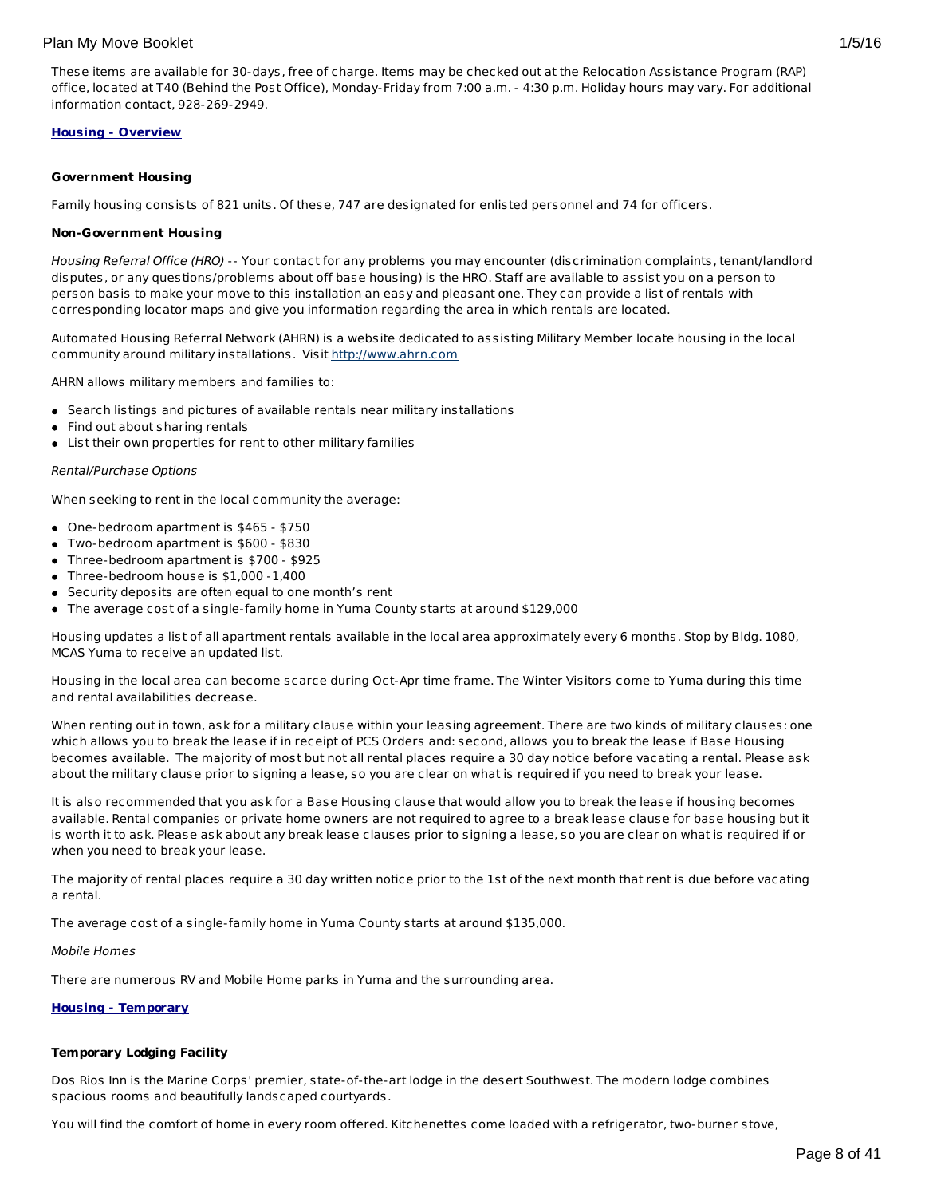These items are available for 30-days, free of charge. Items may be checked out at the Relocation Assistance Program (RAP) office, located at T40 (Behind the Post Office), Monday-Friday from 7:00 a.m. - 4:30 p.m. Holiday hours may vary. For additional information contact, 928-269-2949.

**Housing - Overview**

**Government Housing**

Family housing consists of 821 units. Of these, 747 are designated for enlisted personnel and 74 for officers.

**Non-Government Housing**

*Housing Referral Office (HRO)* -- Your contact for any problems you may encounter (discrimination complaints, tenant/landlord disputes, or any questions/problems about off base housing) is the HRO. Staff are available to assist you on a person to person basis to make your move to this installation an easy and pleasant one. They can provide a list of rentals with corresponding locator maps and give you information regarding the area in which rentals are located.

Automated Housing Referral Network (AHRN) is a website dedicated to assisting Military Member locate housing in the local community around military installations. Visit http://www.ahrn.com

AHRN allows military members and families to:

- Search listings and pictures of available rentals near military installations
- Find out about sharing rentals
- List their own properties for rent to other military families

*Rental/Purchase Options*

When seeking to rent in the local community the average:

- One-bedroom apartment is $465 - $750
- Two-bedroom apartment is $600 - $830
- Three-bedroom apartment is $700 - $925
- Three-bedroom house is $1,000 -1,400
- Security deposits are often equal to one month's rent
- The average cost of a single-family home in Yuma County starts at around $129,000

Housing updates a list of all apartment rentals available in the local area approximately every 6 months. Stop by Bldg. 1080, MCAS Yuma to receive an updated list.

Housing in the local area can become scarce during Oct-Apr time frame. The Winter Visitors come to Yuma during this time and rental availabilities decrease.

When renting out in town, ask for a military clause within your leasing agreement. There are two kinds of military clauses: one which allows you to break the lease if in receipt of PCS Orders and: second, allows you to break the lease if Base Housing becomes available. The majority of most but not all rental places require a 30 day notice before vacating a rental. Please ask about the military clause prior to signing a lease, so you are clear on what is required if you need to break your lease.

It is also recommended that you ask for a Base Housing clause that would allow you to break the lease if housing becomes available. Rental companies or private home owners are not required to agree to a break lease clause for base housing but it is worth it to ask. Please ask about any break lease clauses prior to signing a lease, so you are clear on what is required if or when you need to break your lease.

The majority of rental places require a 30 day written notice prior to the 1st of the next month that rent is due before vacating a rental.

The average cost of a single-family home in Yuma County starts at around $135,000.

*Mobile Homes*

There are numerous RV and Mobile Home parks in Yuma and the surrounding area.

**Housing - Temporary**

**Temporary Lodging Facility**

Dos Rios Inn is the Marine Corps' premier, state-of-the-art lodge in the desert Southwest. The modern lodge combines spacious rooms and beautifully landscaped courtyards.

You will find the comfort of home in every room offered. Kitchenettes come loaded with a refrigerator, two-burner stove,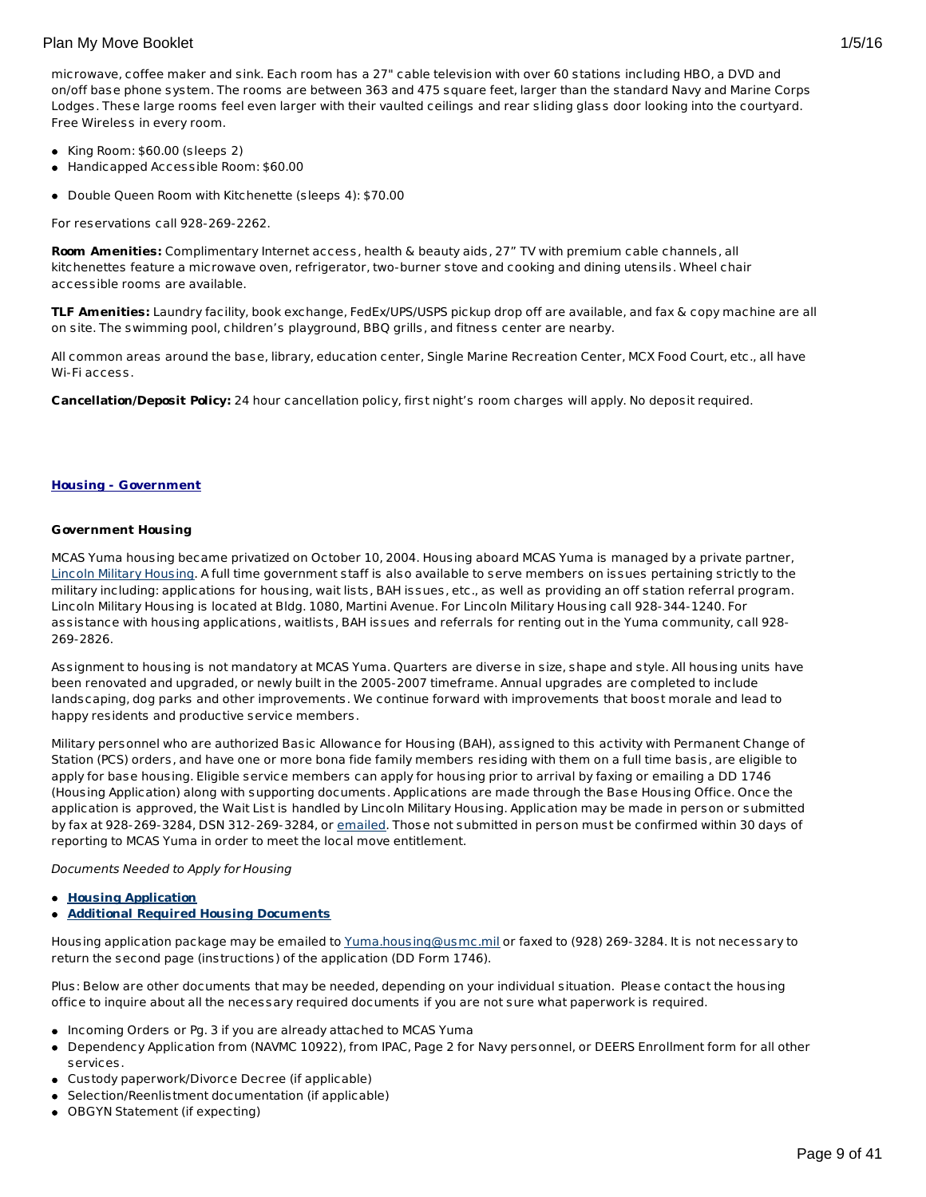microwave, coffee maker and sink. Each room has a 27" cable television with over 60 stations including HBO, a DVD and on/off base phone system. The rooms are between 363 and 475 square feet, larger than the standard Navy and Marine Corps Lodges. These large rooms feel even larger with their vaulted ceilings and rear sliding glass door looking into the courtyard. Free Wireless in every room.

- King Room: $60.00 (sleeps 2)
- Handicapped Accessible Room: $60.00
- Double Queen Room with Kitchenette (sleeps 4): $70.00

For reservations call 928-269-2262.

**Room Amenities:** Complimentary Internet access, health & beauty aids, 27" TV with premium cable channels, all kitchenettes feature a microwave oven, refrigerator, two-burner stove and cooking and dining utensils. Wheel chair accessible rooms are available.

**TLF Amenities:** Laundry facility, book exchange, FedEx/UPS/USPS pickup drop off are available, and fax & copy machine are all on site. The swimming pool, children's playground, BBQ grills, and fitness center are nearby.

All common areas around the base, library, education center, Single Marine Recreation Center, MCX Food Court, etc., all have Wi-Fi access.

**Cancellation/Deposit Policy:** 24 hour cancellation policy, first night's room charges will apply. No deposit required.

## Housing - Government

### Government Housing

MCAS Yuma housing became privatized on October 10, 2004. Housing aboard MCAS Yuma is managed by a private partner, Lincoln Military Housing. A full time government staff is also available to serve members on issues pertaining strictly to the military including: applications for housing, wait lists, BAH issues, etc., as well as providing an off station referral program. Lincoln Military Housing is located at Bldg. 1080, Martini Avenue. For Lincoln Military Housing call 928-344-1240. For assistance with housing applications, waitlists, BAH issues and referrals for renting out in the Yuma community, call 928-269-2826.

Assignment to housing is not mandatory at MCAS Yuma. Quarters are diverse in size, shape and style. All housing units have been renovated and upgraded, or newly built in the 2005-2007 timeframe. Annual upgrades are completed to include landscaping, dog parks and other improvements. We continue forward with improvements that boost morale and lead to happy residents and productive service members.

Military personnel who are authorized Basic Allowance for Housing (BAH), assigned to this activity with Permanent Change of Station (PCS) orders, and have one or more bona fide family members residing with them on a full time basis, are eligible to apply for base housing. Eligible service members can apply for housing prior to arrival by faxing or emailing a DD 1746 (Housing Application) along with supporting documents. Applications are made through the Base Housing Office. Once the application is approved, the Wait List is handled by Lincoln Military Housing. Application may be made in person or submitted by fax at 928-269-3284, DSN 312-269-3284, or emailed. Those not submitted in person must be confirmed within 30 days of reporting to MCAS Yuma in order to meet the local move entitlement.

*Documents Needed to Apply for Housing*

- **Housing Application**
- **Additional Required Housing Documents**

Housing application package may be emailed to Yuma.housing@usmc.mil or faxed to (928) 269-3284. It is not necessary to return the second page (instructions) of the application (DD Form 1746).

Plus: Below are other documents that may be needed, depending on your individual situation. Please contact the housing office to inquire about all the necessary required documents if you are not sure what paperwork is required.

- Incoming Orders or Pg. 3 if you are already attached to MCAS Yuma
- Dependency Application from (NAVMC 10922), from IPAC, Page 2 for Navy personnel, or DEERS Enrollment form for all other services.
- Custody paperwork/Divorce Decree (if applicable)
- Selection/Reenlistment documentation (if applicable)
- OBGYN Statement (if expecting)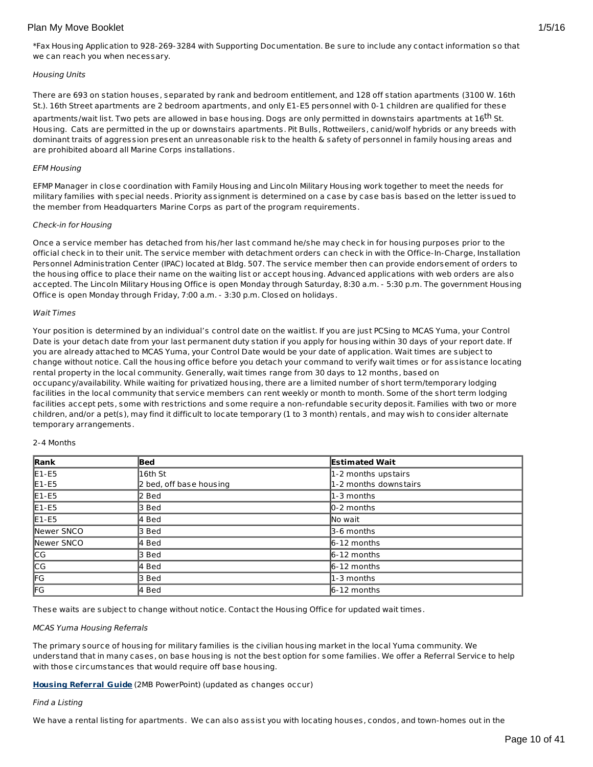*Fax Housing Application to 928-269-3284 with Supporting Documentation. Be sure to include any contact information so that we can reach you when necessary.

*Housing Units*

There are 693 on station houses, separated by rank and bedroom entitlement, and 128 off station apartments (3100 W. 16th St.). 16th Street apartments are 2 bedroom apartments, and only E1-E5 personnel with 0-1 children are qualified for these apartments/wait list. Two pets are allowed in base housing. Dogs are only permitted in downstairs apartments at 16th St. Housing. Cats are permitted in the up or downstairs apartments. Pit Bulls, Rottweilers, canid/wolf hybrids or any breeds with dominant traits of aggression present an unreasonable risk to the health & safety of personnel in family housing areas and are prohibited aboard all Marine Corps installations.

*EFM Housing*

EFMP Manager in close coordination with Family Housing and Lincoln Military Housing work together to meet the needs for military families with special needs. Priority assignment is determined on a case by case basis based on the letter issued to the member from Headquarters Marine Corps as part of the program requirements.

*Check-in for Housing*

Once a service member has detached from his/her last command he/she may check in for housing purposes prior to the official check in to their unit. The service member with detachment orders can check in with the Office-In-Charge, Installation Personnel Administration Center (IPAC) located at Bldg. 507. The service member then can provide endorsement of orders to the housing office to place their name on the waiting list or accept housing. Advanced applications with web orders are also accepted. The Lincoln Military Housing Office is open Monday through Saturday, 8:30 a.m. - 5:30 p.m. The government Housing Office is open Monday through Friday, 7:00 a.m. - 3:30 p.m. Closed on holidays.

*Wait Times*

Your position is determined by an individual's control date on the waitlist. If you are just PCSing to MCAS Yuma, your Control Date is your detach date from your last permanent duty station if you apply for housing within 30 days of your report date. If you are already attached to MCAS Yuma, your Control Date would be your date of application. Wait times are subject to change without notice. Call the housing office before you detach your command to verify wait times or for assistance locating rental property in the local community. Generally, wait times range from 30 days to 12 months, based on occupancy/availability. While waiting for privatized housing, there are a limited number of short term/temporary lodging facilities in the local community that service members can rent weekly or month to month. Some of the short term lodging facilities accept pets, some with restrictions and some require a non-refundable security deposit. Families with two or more children, and/or a pet(s), may find it difficult to locate temporary (1 to 3 month) rentals, and may wish to consider alternate temporary arrangements.

2-4 Months

| Rank | Bed | Estimated Wait |
|---|---|---|
| E1-E5<br>E1-E5 | 16th St<br>2 bed, off base housing | 1-2 months upstairs<br>1-2 months downstairs |
| E1-E5 | 2 Bed | 1-3 months |
| E1-E5 | 3 Bed | 0-2 months |
| E1-E5 | 4 Bed | No wait |
| Newer SNCO | 3 Bed | 3-6 months |
| Newer SNCO | 4 Bed | 6-12 months |
| CG | 3 Bed | 6-12 months |
| CG | 4 Bed | 6-12 months |
| FG | 3 Bed | 1-3 months |
| FG | 4 Bed | 6-12 months |

These waits are subject to change without notice. Contact the Housing Office for updated wait times.

*MCAS Yuma Housing Referrals*

The primary source of housing for military families is the civilian housing market in the local Yuma community. We understand that in many cases, on base housing is not the best option for some families. We offer a Referral Service to help with those circumstances that would require off base housing.

**Housing Referral Guide** (2MB PowerPoint) (updated as changes occur)

*Find a Listing*

We have a rental listing for apartments. We can also assist you with locating houses, condos, and town-homes out in the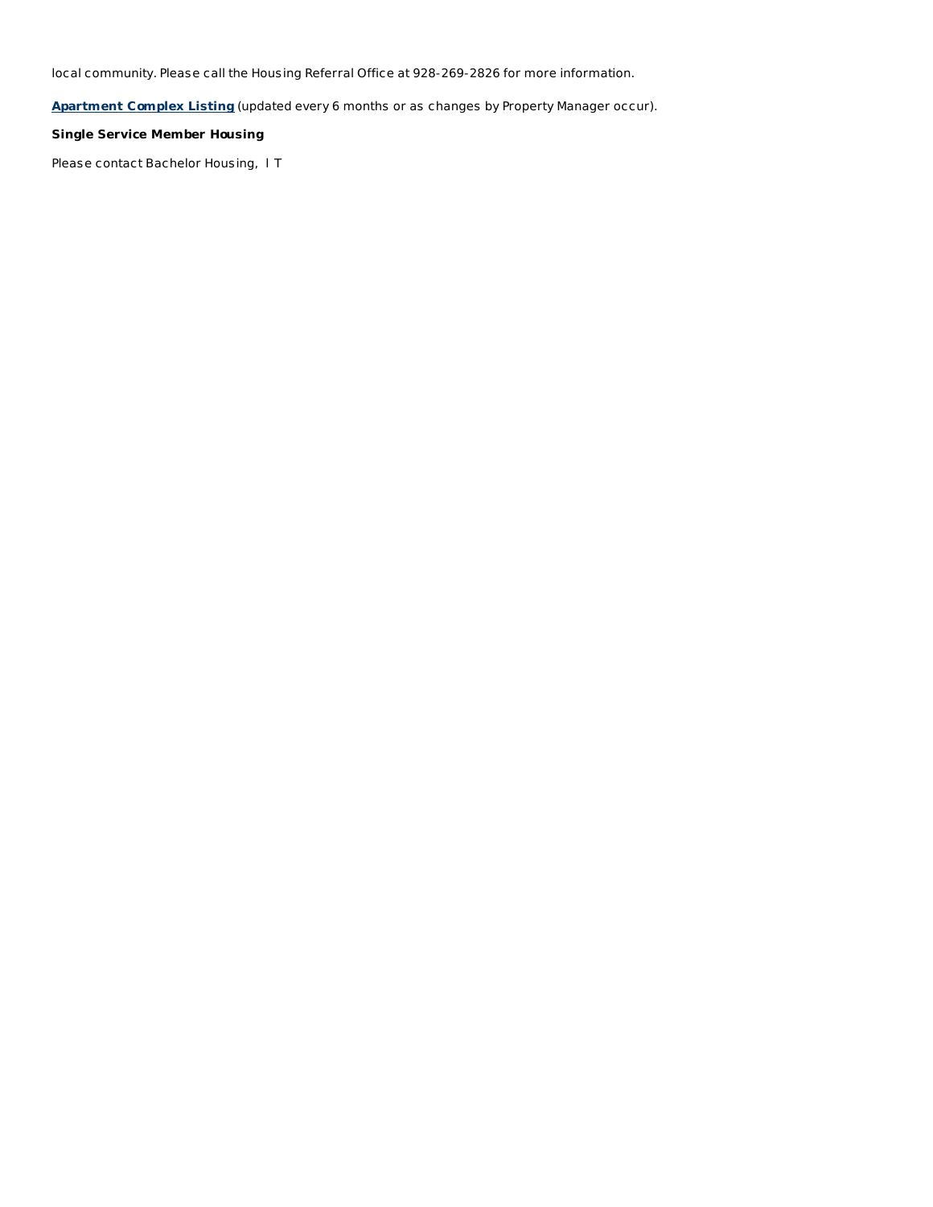local community. Please call the Housing Referral Office at 928-269-2826 for more information.

**Apartment Complex Listing** (updated every 6 months or as changes by Property Manager occur).

**Single Service Member Housing**

Please contact Bachelor Housing, I T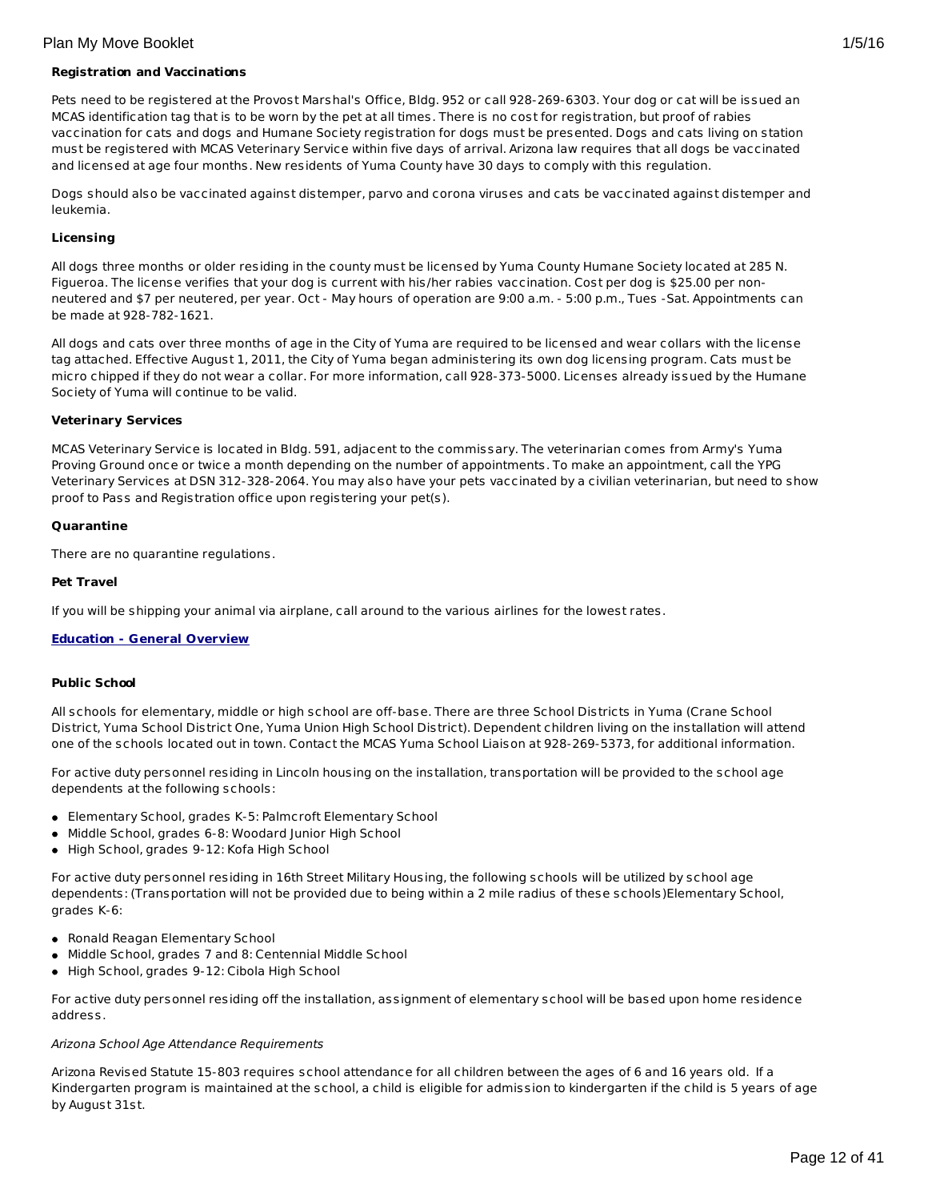**Registration and Vaccinations**

Pets need to be registered at the Provost Marshal's Office, Bldg. 952 or call 928-269-6303. Your dog or cat will be issued an MCAS identification tag that is to be worn by the pet at all times. There is no cost for registration, but proof of rabies vaccination for cats and dogs and Humane Society registration for dogs must be presented. Dogs and cats living on station must be registered with MCAS Veterinary Service within five days of arrival. Arizona law requires that all dogs be vaccinated and licensed at age four months. New residents of Yuma County have 30 days to comply with this regulation.

Dogs should also be vaccinated against distemper, parvo and corona viruses and cats be vaccinated against distemper and leukemia.

**Licensing**

All dogs three months or older residing in the county must be licensed by Yuma County Humane Society located at 285 N. Figueroa. The license verifies that your dog is current with his/her rabies vaccination. Cost per dog is $25.00 per non-neutered and $7 per neutered, per year. Oct - May hours of operation are 9:00 a.m. - 5:00 p.m., Tues -Sat. Appointments can be made at 928-782-1621.

All dogs and cats over three months of age in the City of Yuma are required to be licensed and wear collars with the license tag attached. Effective August 1, 2011, the City of Yuma began administering its own dog licensing program. Cats must be micro chipped if they do not wear a collar. For more information, call 928-373-5000. Licenses already issued by the Humane Society of Yuma will continue to be valid.

**Veterinary Services**

MCAS Veterinary Service is located in Bldg. 591, adjacent to the commissary. The veterinarian comes from Army's Yuma Proving Ground once or twice a month depending on the number of appointments. To make an appointment, call the YPG Veterinary Services at DSN 312-328-2064. You may also have your pets vaccinated by a civilian veterinarian, but need to show proof to Pass and Registration office upon registering your pet(s).

**Quarantine**

There are no quarantine regulations.

**Pet Travel**

If you will be shipping your animal via airplane, call around to the various airlines for the lowest rates.

## Education - General Overview

**Public School**

All schools for elementary, middle or high school are off-base. There are three School Districts in Yuma (Crane School District, Yuma School District One, Yuma Union High School District). Dependent children living on the installation will attend one of the schools located out in town. Contact the MCAS Yuma School Liaison at 928-269-5373, for additional information.

For active duty personnel residing in Lincoln housing on the installation, transportation will be provided to the school age dependents at the following schools:

- Elementary School, grades K-5: Palmcroft Elementary School
- Middle School, grades 6-8: Woodard Junior High School
- High School, grades 9-12: Kofa High School

For active duty personnel residing in 16th Street Military Housing, the following schools will be utilized by school age dependents: (Transportation will not be provided due to being within a 2 mile radius of these schools)Elementary School, grades K-6:

- Ronald Reagan Elementary School
- Middle School, grades 7 and 8: Centennial Middle School
- High School, grades 9-12: Cibola High School

For active duty personnel residing off the installation, assignment of elementary school will be based upon home residence address.

*Arizona School Age Attendance Requirements*

Arizona Revised Statute 15-803 requires school attendance for all children between the ages of 6 and 16 years old. If a Kindergarten program is maintained at the school, a child is eligible for admission to kindergarten if the child is 5 years of age by August 31st.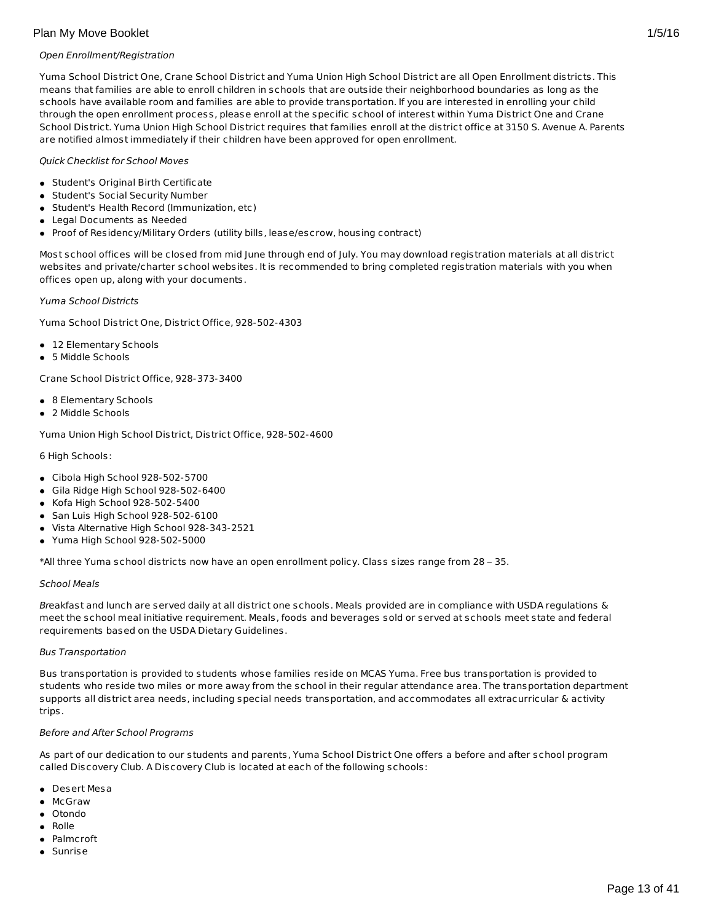*Open Enrollment/Registration*

Yuma School District One, Crane School District and Yuma Union High School District are all Open Enrollment districts. This means that families are able to enroll children in schools that are outside their neighborhood boundaries as long as the schools have available room and families are able to provide transportation. If you are interested in enrolling your child through the open enrollment process, please enroll at the specific school of interest within Yuma District One and Crane School District. Yuma Union High School District requires that families enroll at the district office at 3150 S. Avenue A. Parents are notified almost immediately if their children have been approved for open enrollment.

*Quick Checklist for School Moves*

- Student's Original Birth Certificate
- Student's Social Security Number
- Student's Health Record (Immunization, etc)
- Legal Documents as Needed
- Proof of Residency/Military Orders (utility bills, lease/escrow, housing contract)

Most school offices will be closed from mid June through end of July. You may download registration materials at all district websites and private/charter school websites. It is recommended to bring completed registration materials with you when offices open up, along with your documents.

*Yuma School Districts*

Yuma School District One, District Office, 928-502-4303

- 12 Elementary Schools
- 5 Middle Schools

Crane School District Office, 928-373-3400

- 8 Elementary Schools
- 2 Middle Schools

Yuma Union High School District, District Office, 928-502-4600

6 High Schools:

- Cibola High School 928-502-5700
- Gila Ridge High School 928-502-6400
- Kofa High School 928-502-5400
- San Luis High School 928-502-6100
- Vista Alternative High School 928-343-2521
- Yuma High School 928-502-5000

*All three Yuma school districts now have an open enrollment policy. Class sizes range from 28 – 35.

*School Meals*

Breakfast and lunch are served daily at all district one schools. Meals provided are in compliance with USDA regulations & meet the school meal initiative requirement. Meals, foods and beverages sold or served at schools meet state and federal requirements based on the USDA Dietary Guidelines.

*Bus Transportation*

Bus transportation is provided to students whose families reside on MCAS Yuma. Free bus transportation is provided to students who reside two miles or more away from the school in their regular attendance area. The transportation department supports all district area needs, including special needs transportation, and accommodates all extracurricular & activity trips.

*Before and After School Programs*

As part of our dedication to our students and parents, Yuma School District One offers a before and after school program called Discovery Club. A Discovery Club is located at each of the following schools:

- Desert Mesa
- McGraw
- Otondo
- Rolle
- Palmcroft
- Sunrise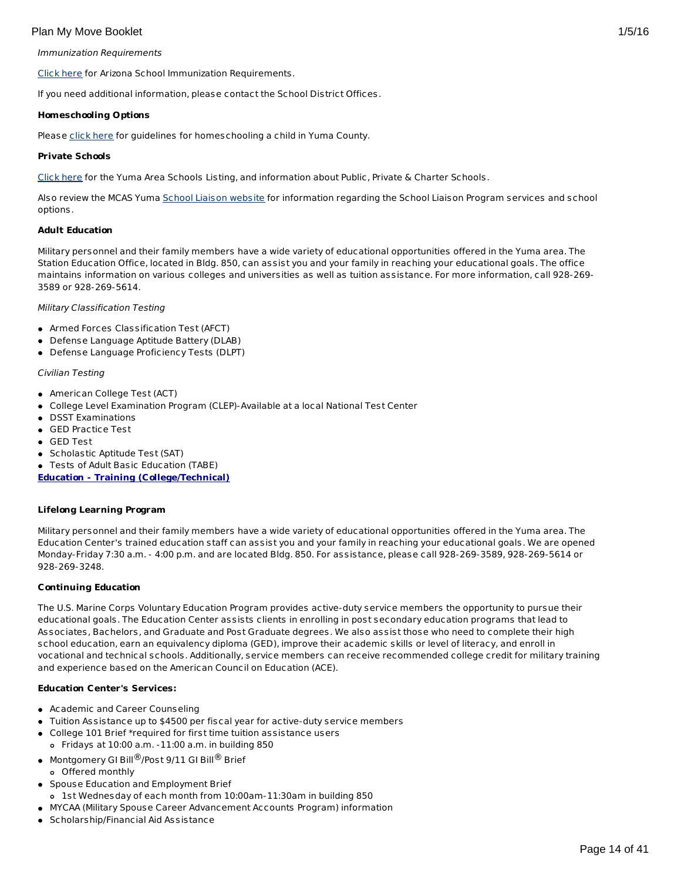*Immunization Requirements*

Click here for Arizona School Immunization Requirements.

If you need additional information, please contact the School District Offices.

**Homeschooling Options**

Please click here for guidelines for homeschooling a child in Yuma County.

**Private Schools**

Click here for the Yuma Area Schools Listing, and information about Public, Private & Charter Schools.

Also review the MCAS Yuma School Liaison website for information regarding the School Liaison Program services and school options.

**Adult Education**

Military personnel and their family members have a wide variety of educational opportunities offered in the Yuma area. The Station Education Office, located in Bldg. 850, can assist you and your family in reaching your educational goals. The office maintains information on various colleges and universities as well as tuition assistance. For more information, call 928-269-3589 or 928-269-5614.

*Military Classification Testing*

- Armed Forces Classification Test (AFCT)
- Defense Language Aptitude Battery (DLAB)
- Defense Language Proficiency Tests (DLPT)

*Civilian Testing*

- American College Test (ACT)
- College Level Examination Program (CLEP)-Available at a local National Test Center
- DSST Examinations
- GED Practice Test
- GED Test
- Scholastic Aptitude Test (SAT)
- Tests of Adult Basic Education (TABE)

**Education - Training (College/Technical)**

**Lifelong Learning Program**

Military personnel and their family members have a wide variety of educational opportunities offered in the Yuma area. The Education Center's trained education staff can assist you and your family in reaching your educational goals. We are opened Monday-Friday 7:30 a.m. - 4:00 p.m. and are located Bldg. 850. For assistance, please call 928-269-3589, 928-269-5614 or 928-269-3248.

**Continuing Education**

The U.S. Marine Corps Voluntary Education Program provides active-duty service members the opportunity to pursue their educational goals. The Education Center assists clients in enrolling in post secondary education programs that lead to Associates, Bachelors, and Graduate and Post Graduate degrees. We also assist those who need to complete their high school education, earn an equivalency diploma (GED), improve their academic skills or level of literacy, and enroll in vocational and technical schools. Additionally, service members can receive recommended college credit for military training and experience based on the American Council on Education (ACE).

**Education Center's Services:**

- Academic and Career Counseling
- Tuition Assistance up to $4500 per fiscal year for active-duty service members
- College 101 Brief *required for first time tuition assistance users
  - Fridays at 10:00 a.m. -11:00 a.m. in building 850
- Montgomery GI Bill®/Post 9/11 GI Bill® Brief
  - Offered monthly
- Spouse Education and Employment Brief
  - 1st Wednesday of each month from 10:00am-11:30am in building 850
- MYCAA (Military Spouse Career Advancement Accounts Program) information
- Scholarship/Financial Aid Assistance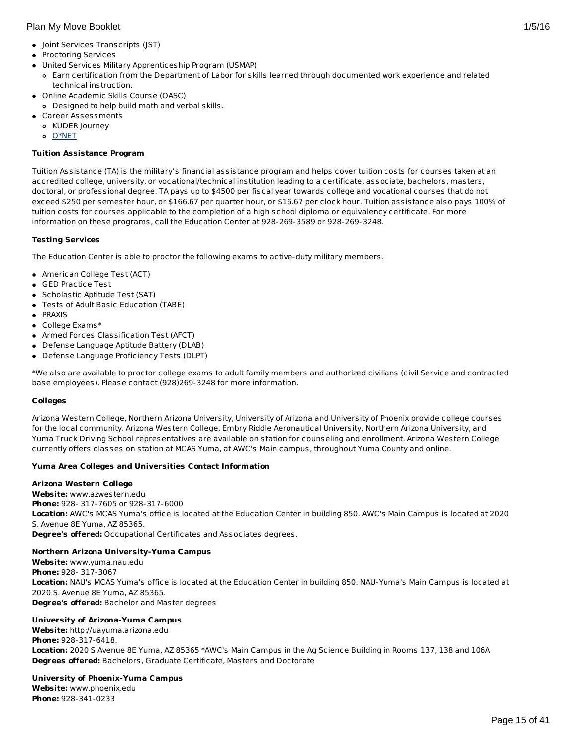- Joint Services Transcripts (JST)
- Proctoring Services
- United Services Military Apprenticeship Program (USMAP)
  - Earn certification from the Department of Labor for skills learned through documented work experience and related technical instruction.
- Online Academic Skills Course (OASC)
  - Designed to help build math and verbal skills.
- Career Assessments
  - KUDER Journey
  - O*NET

**Tuition Assistance Program**

Tuition Assistance (TA) is the military's financial assistance program and helps cover tuition costs for courses taken at an accredited college, university, or vocational/technical institution leading to a certificate, associate, bachelors, masters, doctoral, or professional degree. TA pays up to $4500 per fiscal year towards college and vocational courses that do not exceed $250 per semester hour, or $166.67 per quarter hour, or $16.67 per clock hour. Tuition assistance also pays 100% of tuition costs for courses applicable to the completion of a high school diploma or equivalency certificate. For more information on these programs, call the Education Center at 928-269-3589 or 928-269-3248.

**Testing Services**

The Education Center is able to proctor the following exams to active-duty military members.

- American College Test (ACT)
- GED Practice Test
- Scholastic Aptitude Test (SAT)
- Tests of Adult Basic Education (TABE)
- PRAXIS
- College Exams*
- Armed Forces Classification Test (AFCT)
- Defense Language Aptitude Battery (DLAB)
- Defense Language Proficiency Tests (DLPT)

*We also are available to proctor college exams to adult family members and authorized civilians (civil Service and contracted base employees). Please contact (928)269-3248 for more information.

**Colleges**

Arizona Western College, Northern Arizona University, University of Arizona and University of Phoenix provide college courses for the local community. Arizona Western College, Embry Riddle Aeronautical University, Northern Arizona University, and Yuma Truck Driving School representatives are available on station for counseling and enrollment. Arizona Western College currently offers classes on station at MCAS Yuma, at AWC's Main campus, throughout Yuma County and online.

**Yuma Area Colleges and Universities Contact Information**

**Arizona Western College**
**Website:** www.azwestern.edu
**Phone:** 928- 317-7605 or 928-317-6000
**Location:** AWC's MCAS Yuma's office is located at the Education Center in building 850. AWC's Main Campus is located at 2020 S. Avenue 8E Yuma, AZ 85365.
**Degree's offered:** Occupational Certificates and Associates degrees.

**Northern Arizona University-Yuma Campus**
**Website:** www.yuma.nau.edu
**Phone:** 928- 317-3067
**Location:** NAU's MCAS Yuma's office is located at the Education Center in building 850. NAU-Yuma's Main Campus is located at 2020 S. Avenue 8E Yuma, AZ 85365.
**Degree's offered:** Bachelor and Master degrees

**University of Arizona-Yuma Campus**
**Website:** http://uayuma.arizona.edu
**Phone:** 928-317-6418.
**Location:** 2020 S Avenue 8E Yuma, AZ 85365 *AWC's Main Campus in the Ag Science Building in Rooms 137, 138 and 106A
**Degrees offered:** Bachelors, Graduate Certificate, Masters and Doctorate

**University of Phoenix-Yuma Campus**
**Website:** www.phoenix.edu
**Phone:** 928-341-0233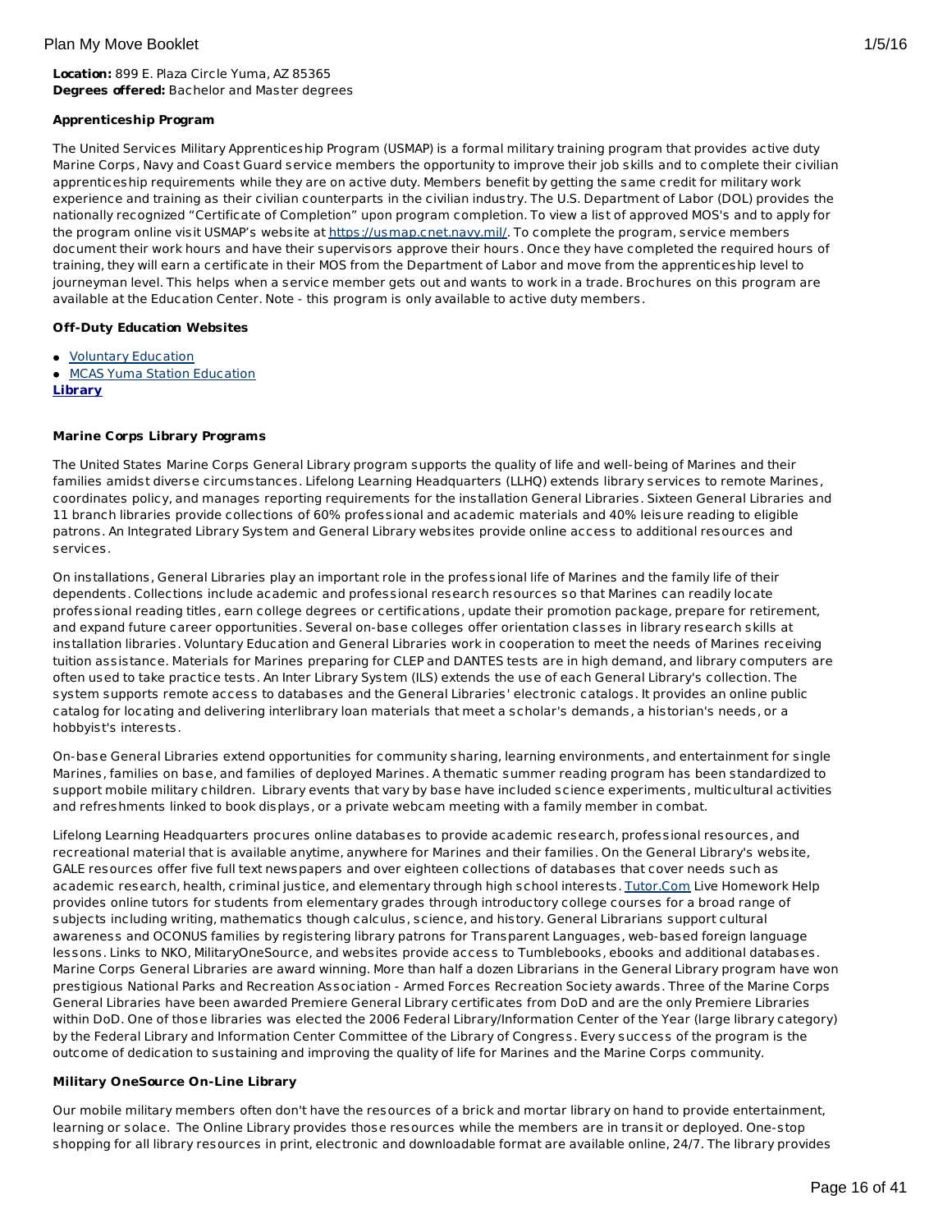**Location:** 899 E. Plaza Circle Yuma, AZ 85365
**Degrees offered:** Bachelor and Master degrees

**Apprenticeship Program**

The United Services Military Apprenticeship Program (USMAP) is a formal military training program that provides active duty Marine Corps, Navy and Coast Guard service members the opportunity to improve their job skills and to complete their civilian apprenticeship requirements while they are on active duty. Members benefit by getting the same credit for military work experience and training as their civilian counterparts in the civilian industry. The U.S. Department of Labor (DOL) provides the nationally recognized "Certificate of Completion" upon program completion. To view a list of approved MOS's and to apply for the program online visit USMAP's website at https://usmap.cnet.navy.mil/. To complete the program, service members document their work hours and have their supervisors approve their hours. Once they have completed the required hours of training, they will earn a certificate in their MOS from the Department of Labor and move from the apprenticeship level to journeyman level. This helps when a service member gets out and wants to work in a trade. Brochures on this program are available at the Education Center. Note - this program is only available to active duty members.

**Off-Duty Education Websites**

- Voluntary Education
- MCAS Yuma Station Education

**Library**

**Marine Corps Library Programs**

The United States Marine Corps General Library program supports the quality of life and well-being of Marines and their families amidst diverse circumstances. Lifelong Learning Headquarters (LLHQ) extends library services to remote Marines, coordinates policy, and manages reporting requirements for the installation General Libraries. Sixteen General Libraries and 11 branch libraries provide collections of 60% professional and academic materials and 40% leisure reading to eligible patrons. An Integrated Library System and General Library websites provide online access to additional resources and services.

On installations, General Libraries play an important role in the professional life of Marines and the family life of their dependents. Collections include academic and professional research resources so that Marines can readily locate professional reading titles, earn college degrees or certifications, update their promotion package, prepare for retirement, and expand future career opportunities. Several on-base colleges offer orientation classes in library research skills at installation libraries. Voluntary Education and General Libraries work in cooperation to meet the needs of Marines receiving tuition assistance. Materials for Marines preparing for CLEP and DANTES tests are in high demand, and library computers are often used to take practice tests. An Inter Library System (ILS) extends the use of each General Library's collection. The system supports remote access to databases and the General Libraries' electronic catalogs. It provides an online public catalog for locating and delivering interlibrary loan materials that meet a scholar's demands, a historian's needs, or a hobbyist's interests.

On-base General Libraries extend opportunities for community sharing, learning environments, and entertainment for single Marines, families on base, and families of deployed Marines. A thematic summer reading program has been standardized to support mobile military children. Library events that vary by base have included science experiments, multicultural activities and refreshments linked to book displays, or a private webcam meeting with a family member in combat.

Lifelong Learning Headquarters procures online databases to provide academic research, professional resources, and recreational material that is available anytime, anywhere for Marines and their families. On the General Library's website, GALE resources offer five full text newspapers and over eighteen collections of databases that cover needs such as academic research, health, criminal justice, and elementary through high school interests. Tutor.Com Live Homework Help provides online tutors for students from elementary grades through introductory college courses for a broad range of subjects including writing, mathematics though calculus, science, and history. General Librarians support cultural awareness and OCONUS families by registering library patrons for Transparent Languages, web-based foreign language lessons. Links to NKO, MilitaryOneSource, and websites provide access to Tumblebooks, ebooks and additional databases. Marine Corps General Libraries are award winning. More than half a dozen Librarians in the General Library program have won prestigious National Parks and Recreation Association - Armed Forces Recreation Society awards. Three of the Marine Corps General Libraries have been awarded Premiere General Library certificates from DoD and are the only Premiere Libraries within DoD. One of those libraries was elected the 2006 Federal Library/Information Center of the Year (large library category) by the Federal Library and Information Center Committee of the Library of Congress. Every success of the program is the outcome of dedication to sustaining and improving the quality of life for Marines and the Marine Corps community.

**Military OneSource On-Line Library**

Our mobile military members often don't have the resources of a brick and mortar library on hand to provide entertainment, learning or solace. The Online Library provides those resources while the members are in transit or deployed. One-stop shopping for all library resources in print, electronic and downloadable format are available online, 24/7. The library provides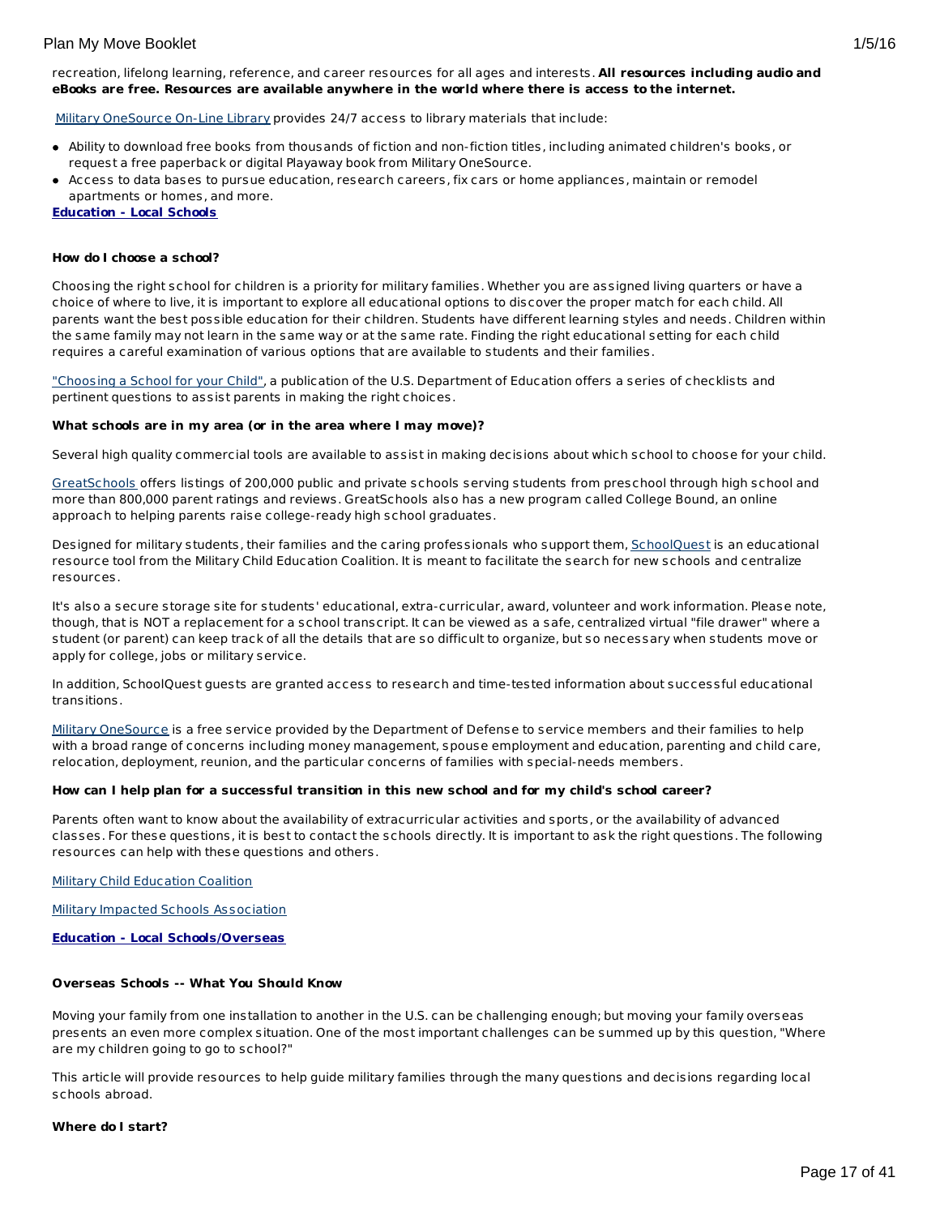recreation, lifelong learning, reference, and career resources for all ages and interests. **All resources including audio and eBooks are free. Resources are available anywhere in the world where there is access to the internet.**

Military OneSource On-Line Library provides 24/7 access to library materials that include:

- Ability to download free books from thousands of fiction and non-fiction titles, including animated children's books, or request a free paperback or digital Playaway book from Military OneSource.
- Access to data bases to pursue education, research careers, fix cars or home appliances, maintain or remodel apartments or homes, and more.

**Education - Local Schools**

**How do I choose a school?**

Choosing the right school for children is a priority for military families. Whether you are assigned living quarters or have a choice of where to live, it is important to explore all educational options to discover the proper match for each child. All parents want the best possible education for their children. Students have different learning styles and needs. Children within the same family may not learn in the same way or at the same rate. Finding the right educational setting for each child requires a careful examination of various options that are available to students and their families.

"Choosing a School for your Child", a publication of the U.S. Department of Education offers a series of checklists and pertinent questions to assist parents in making the right choices.

**What schools are in my area (or in the area where I may move)?**

Several high quality commercial tools are available to assist in making decisions about which school to choose for your child.

GreatSchools offers listings of 200,000 public and private schools serving students from preschool through high school and more than 800,000 parent ratings and reviews. GreatSchools also has a new program called College Bound, an online approach to helping parents raise college-ready high school graduates.

Designed for military students, their families and the caring professionals who support them, SchoolQuest is an educational resource tool from the Military Child Education Coalition. It is meant to facilitate the search for new schools and centralize resources.

It's also a secure storage site for students' educational, extra-curricular, award, volunteer and work information. Please note, though, that is NOT a replacement for a school transcript. It can be viewed as a safe, centralized virtual "file drawer" where a student (or parent) can keep track of all the details that are so difficult to organize, but so necessary when students move or apply for college, jobs or military service.

In addition, SchoolQuest guests are granted access to research and time-tested information about successful educational transitions.

Military OneSource is a free service provided by the Department of Defense to service members and their families to help with a broad range of concerns including money management, spouse employment and education, parenting and child care, relocation, deployment, reunion, and the particular concerns of families with special-needs members.

**How can I help plan for a successful transition in this new school and for my child's school career?**

Parents often want to know about the availability of extracurricular activities and sports, or the availability of advanced classes. For these questions, it is best to contact the schools directly. It is important to ask the right questions. The following resources can help with these questions and others.

Military Child Education Coalition

Military Impacted Schools Association

**Education - Local Schools/Overseas**

**Overseas Schools -- What You Should Know**

Moving your family from one installation to another in the U.S. can be challenging enough; but moving your family overseas presents an even more complex situation. One of the most important challenges can be summed up by this question, "Where are my children going to go to school?"

This article will provide resources to help guide military families through the many questions and decisions regarding local schools abroad.

**Where do I start?**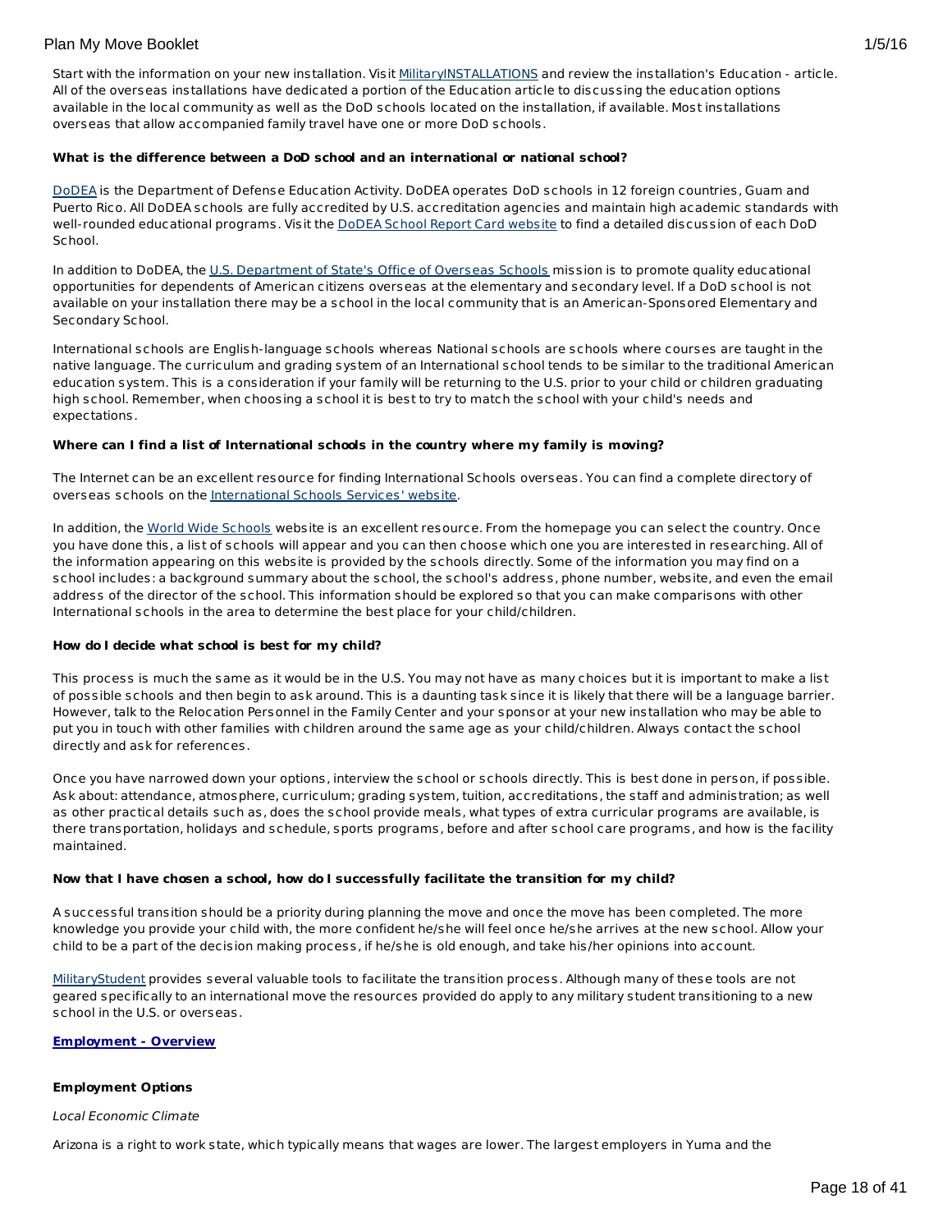Start with the information on your new installation. Visit MilitaryINSTALLATIONS and review the installation's Education - article. All of the overseas installations have dedicated a portion of the Education article to discussing the education options available in the local community as well as the DoD schools located on the installation, if available. Most installations overseas that allow accompanied family travel have one or more DoD schools.

**What is the difference between a DoD school and an international or national school?**

DoDEA is the Department of Defense Education Activity. DoDEA operates DoD schools in 12 foreign countries, Guam and Puerto Rico. All DoDEA schools are fully accredited by U.S. accreditation agencies and maintain high academic standards with well-rounded educational programs. Visit the DoDEA School Report Card website to find a detailed discussion of each DoD School.

In addition to DoDEA, the U.S. Department of State's Office of Overseas Schools mission is to promote quality educational opportunities for dependents of American citizens overseas at the elementary and secondary level. If a DoD school is not available on your installation there may be a school in the local community that is an American-Sponsored Elementary and Secondary School.

International schools are English-language schools whereas National schools are schools where courses are taught in the native language. The curriculum and grading system of an International school tends to be similar to the traditional American education system. This is a consideration if your family will be returning to the U.S. prior to your child or children graduating high school. Remember, when choosing a school it is best to try to match the school with your child's needs and expectations.

**Where can I find a list of International schools in the country where my family is moving?**

The Internet can be an excellent resource for finding International Schools overseas. You can find a complete directory of overseas schools on the International Schools Services' website.

In addition, the World Wide Schools website is an excellent resource. From the homepage you can select the country. Once you have done this, a list of schools will appear and you can then choose which one you are interested in researching. All of the information appearing on this website is provided by the schools directly. Some of the information you may find on a school includes: a background summary about the school, the school's address, phone number, website, and even the email address of the director of the school. This information should be explored so that you can make comparisons with other International schools in the area to determine the best place for your child/children.

**How do I decide what school is best for my child?**

This process is much the same as it would be in the U.S. You may not have as many choices but it is important to make a list of possible schools and then begin to ask around. This is a daunting task since it is likely that there will be a language barrier. However, talk to the Relocation Personnel in the Family Center and your sponsor at your new installation who may be able to put you in touch with other families with children around the same age as your child/children. Always contact the school directly and ask for references.

Once you have narrowed down your options, interview the school or schools directly. This is best done in person, if possible. Ask about: attendance, atmosphere, curriculum; grading system, tuition, accreditations, the staff and administration; as well as other practical details such as, does the school provide meals, what types of extra curricular programs are available, is there transportation, holidays and schedule, sports programs, before and after school care programs, and how is the facility maintained.

**Now that I have chosen a school, how do I successfully facilitate the transition for my child?**

A successful transition should be a priority during planning the move and once the move has been completed. The more knowledge you provide your child with, the more confident he/she will feel once he/she arrives at the new school. Allow your child to be a part of the decision making process, if he/she is old enough, and take his/her opinions into account.

MilitaryStudent provides several valuable tools to facilitate the transition process. Although many of these tools are not geared specifically to an international move the resources provided do apply to any military student transitioning to a new school in the U.S. or overseas.

**Employment - Overview**

**Employment Options**

*Local Economic Climate*

Arizona is a right to work state, which typically means that wages are lower. The largest employers in Yuma and the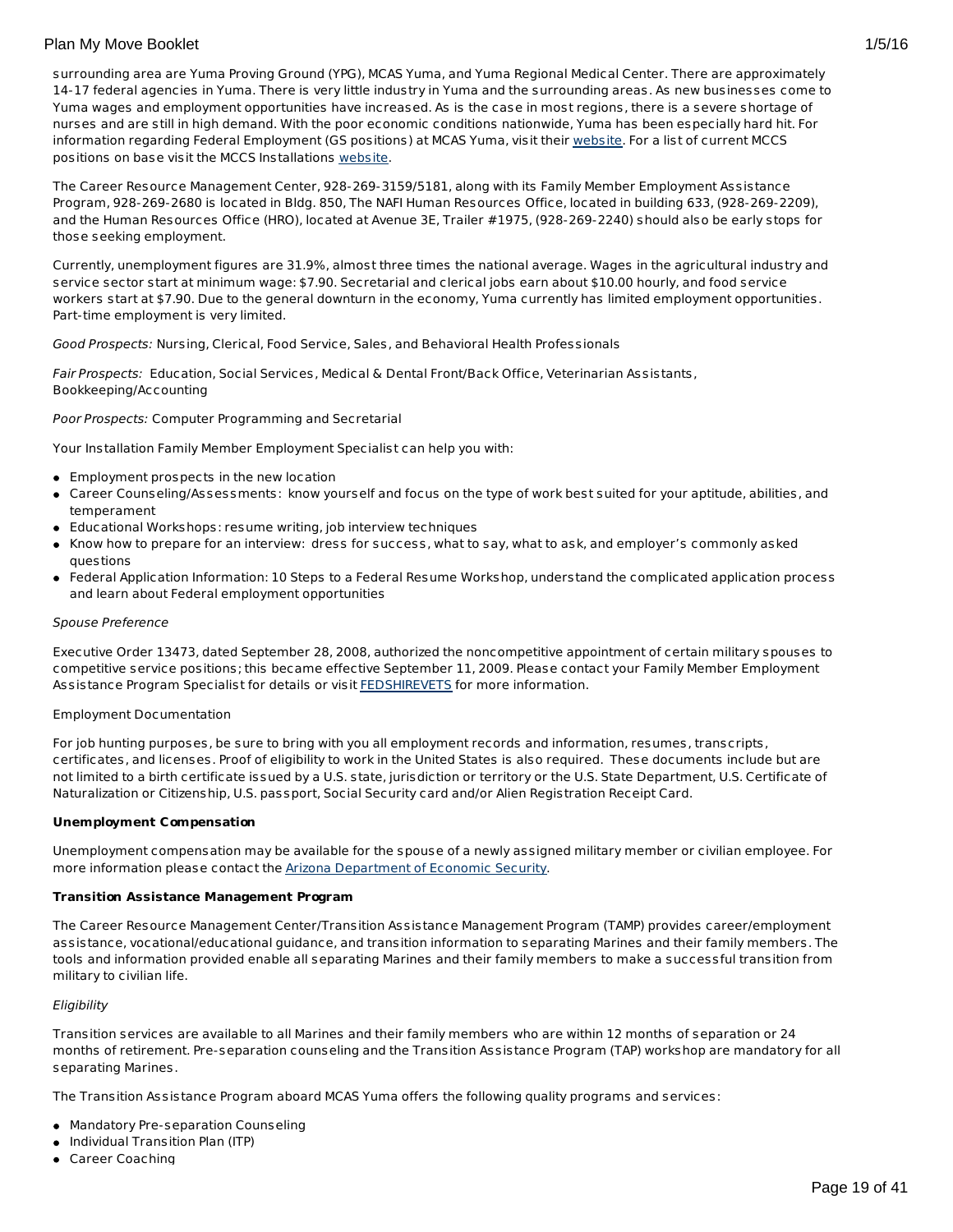surrounding area are Yuma Proving Ground (YPG), MCAS Yuma, and Yuma Regional Medical Center. There are approximately 14-17 federal agencies in Yuma. There is very little industry in Yuma and the surrounding areas. As new businesses come to Yuma wages and employment opportunities have increased. As is the case in most regions, there is a severe shortage of nurses and are still in high demand. With the poor economic conditions nationwide, Yuma has been especially hard hit. For information regarding Federal Employment (GS positions) at MCAS Yuma, visit their website. For a list of current MCCS positions on base visit the MCCS Installations website.

The Career Resource Management Center, 928-269-3159/5181, along with its Family Member Employment Assistance Program, 928-269-2680 is located in Bldg. 850, The NAFI Human Resources Office, located in building 633, (928-269-2209), and the Human Resources Office (HRO), located at Avenue 3E, Trailer #1975, (928-269-2240) should also be early stops for those seeking employment.

Currently, unemployment figures are 31.9%, almost three times the national average. Wages in the agricultural industry and service sector start at minimum wage: $7.90. Secretarial and clerical jobs earn about $10.00 hourly, and food service workers start at $7.90. Due to the general downturn in the economy, Yuma currently has limited employment opportunities. Part-time employment is very limited.

*Good Prospects:* Nursing, Clerical, Food Service, Sales, and Behavioral Health Professionals

*Fair Prospects:* Education, Social Services, Medical & Dental Front/Back Office, Veterinarian Assistants, Bookkeeping/Accounting

*Poor Prospects:* Computer Programming and Secretarial

Your Installation Family Member Employment Specialist can help you with:

- Employment prospects in the new location
- Career Counseling/Assessments: know yourself and focus on the type of work best suited for your aptitude, abilities, and temperament
- Educational Workshops: resume writing, job interview techniques
- Know how to prepare for an interview: dress for success, what to say, what to ask, and employer's commonly asked questions
- Federal Application Information: 10 Steps to a Federal Resume Workshop, understand the complicated application process and learn about Federal employment opportunities

*Spouse Preference*

Executive Order 13473, dated September 28, 2008, authorized the noncompetitive appointment of certain military spouses to competitive service positions; this became effective September 11, 2009. Please contact your Family Member Employment Assistance Program Specialist for details or visit FEDSHIREVETS for more information.

Employment Documentation

For job hunting purposes, be sure to bring with you all employment records and information, resumes, transcripts, certificates, and licenses. Proof of eligibility to work in the United States is also required. These documents include but are not limited to a birth certificate issued by a U.S. state, jurisdiction or territory or the U.S. State Department, U.S. Certificate of Naturalization or Citizenship, U.S. passport, Social Security card and/or Alien Registration Receipt Card.

**Unemployment Compensation**

Unemployment compensation may be available for the spouse of a newly assigned military member or civilian employee. For more information please contact the Arizona Department of Economic Security.

**Transition Assistance Management Program**

The Career Resource Management Center/Transition Assistance Management Program (TAMP) provides career/employment assistance, vocational/educational guidance, and transition information to separating Marines and their family members. The tools and information provided enable all separating Marines and their family members to make a successful transition from military to civilian life.

*Eligibility*

Transition services are available to all Marines and their family members who are within 12 months of separation or 24 months of retirement. Pre-separation counseling and the Transition Assistance Program (TAP) workshop are mandatory for all separating Marines.

The Transition Assistance Program aboard MCAS Yuma offers the following quality programs and services:

- Mandatory Pre-separation Counseling
- Individual Transition Plan (ITP)
- Career Coaching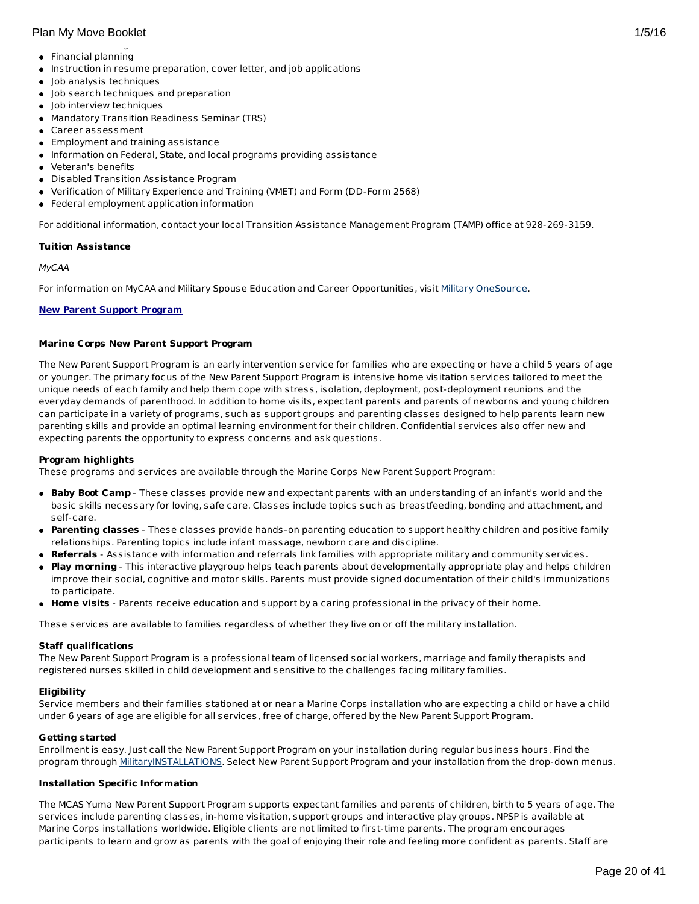- Financial planning
- Instruction in resume preparation, cover letter, and job applications
- Job analysis techniques
- Job search techniques and preparation
- Job interview techniques
- Mandatory Transition Readiness Seminar (TRS)
- Career assessment
- Employment and training assistance
- Information on Federal, State, and local programs providing assistance
- Veteran's benefits
- Disabled Transition Assistance Program
- Verification of Military Experience and Training (VMET) and Form (DD-Form 2568)
- Federal employment application information

For additional information, contact your local Transition Assistance Management Program (TAMP) office at 928-269-3159.

**Tuition Assistance**

*MyCAA*

For information on MyCAA and Military Spouse Education and Career Opportunities, visit Military OneSource.

**New Parent Support Program**

**Marine Corps New Parent Support Program**

The New Parent Support Program is an early intervention service for families who are expecting or have a child 5 years of age or younger. The primary focus of the New Parent Support Program is intensive home visitation services tailored to meet the unique needs of each family and help them cope with stress, isolation, deployment, post-deployment reunions and the everyday demands of parenthood. In addition to home visits, expectant parents and parents of newborns and young children can participate in a variety of programs, such as support groups and parenting classes designed to help parents learn new parenting skills and provide an optimal learning environment for their children. Confidential services also offer new and expecting parents the opportunity to express concerns and ask questions.

**Program highlights**
These programs and services are available through the Marine Corps New Parent Support Program:

- **Baby Boot Camp** - These classes provide new and expectant parents with an understanding of an infant's world and the basic skills necessary for loving, safe care. Classes include topics such as breastfeeding, bonding and attachment, and self-care.
- **Parenting classes** - These classes provide hands-on parenting education to support healthy children and positive family relationships. Parenting topics include infant massage, newborn care and discipline.
- **Referrals** - Assistance with information and referrals link families with appropriate military and community services.
- **Play morning** - This interactive playgroup helps teach parents about developmentally appropriate play and helps children improve their social, cognitive and motor skills. Parents must provide signed documentation of their child's immunizations to participate.
- **Home visits** - Parents receive education and support by a caring professional in the privacy of their home.

These services are available to families regardless of whether they live on or off the military installation.

**Staff qualifications**
The New Parent Support Program is a professional team of licensed social workers, marriage and family therapists and registered nurses skilled in child development and sensitive to the challenges facing military families.

**Eligibility**
Service members and their families stationed at or near a Marine Corps installation who are expecting a child or have a child under 6 years of age are eligible for all services, free of charge, offered by the New Parent Support Program.

**Getting started**
Enrollment is easy. Just call the New Parent Support Program on your installation during regular business hours. Find the program through MilitaryINSTALLATIONS. Select New Parent Support Program and your installation from the drop-down menus.

**Installation Specific Information**

The MCAS Yuma New Parent Support Program supports expectant families and parents of children, birth to 5 years of age. The services include parenting classes, in-home visitation, support groups and interactive play groups. NPSP is available at Marine Corps installations worldwide. Eligible clients are not limited to first-time parents. The program encourages participants to learn and grow as parents with the goal of enjoying their role and feeling more confident as parents. Staff are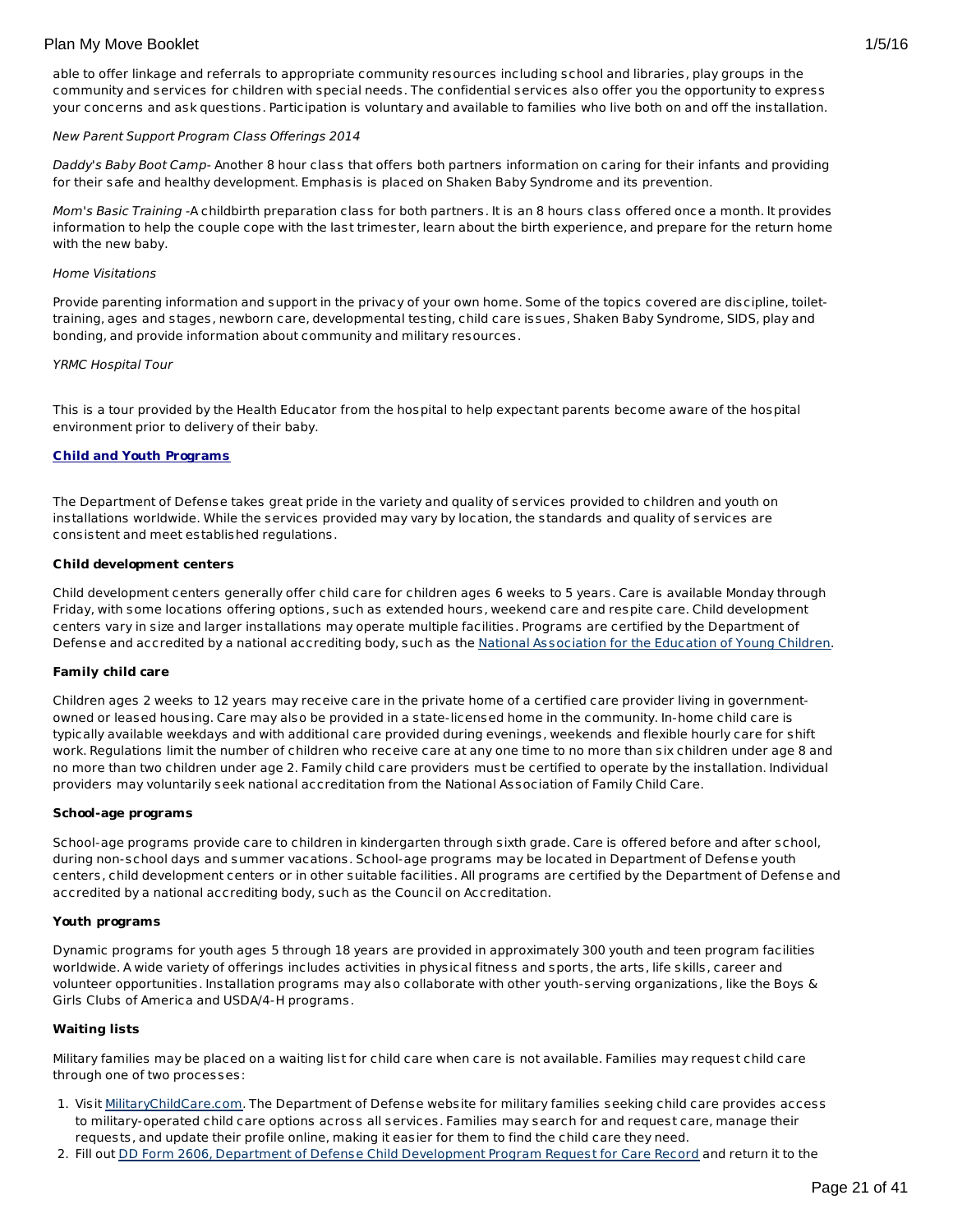able to offer linkage and referrals to appropriate community resources including school and libraries, play groups in the community and services for children with special needs. The confidential services also offer you the opportunity to express your concerns and ask questions. Participation is voluntary and available to families who live both on and off the installation.

*New Parent Support Program Class Offerings 2014*

*Daddy's Baby Boot Camp*- Another 8 hour class that offers both partners information on caring for their infants and providing for their safe and healthy development. Emphasis is placed on Shaken Baby Syndrome and its prevention.

*Mom's Basic Training* -A childbirth preparation class for both partners. It is an 8 hours class offered once a month. It provides information to help the couple cope with the last trimester, learn about the birth experience, and prepare for the return home with the new baby.

*Home Visitations*

Provide parenting information and support in the privacy of your own home. Some of the topics covered are discipline, toilet-training, ages and stages, newborn care, developmental testing, child care issues, Shaken Baby Syndrome, SIDS, play and bonding, and provide information about community and military resources.

*YRMC Hospital Tour*

This is a tour provided by the Health Educator from the hospital to help expectant parents become aware of the hospital environment prior to delivery of their baby.

## Child and Youth Programs

The Department of Defense takes great pride in the variety and quality of services provided to children and youth on installations worldwide. While the services provided may vary by location, the standards and quality of services are consistent and meet established regulations.

### Child development centers

Child development centers generally offer child care for children ages 6 weeks to 5 years. Care is available Monday through Friday, with some locations offering options, such as extended hours, weekend care and respite care. Child development centers vary in size and larger installations may operate multiple facilities. Programs are certified by the Department of Defense and accredited by a national accrediting body, such as the National Association for the Education of Young Children.

### Family child care

Children ages 2 weeks to 12 years may receive care in the private home of a certified care provider living in government-owned or leased housing. Care may also be provided in a state-licensed home in the community. In-home child care is typically available weekdays and with additional care provided during evenings, weekends and flexible hourly care for shift work. Regulations limit the number of children who receive care at any one time to no more than six children under age 8 and no more than two children under age 2. Family child care providers must be certified to operate by the installation. Individual providers may voluntarily seek national accreditation from the National Association of Family Child Care.

### School-age programs

School-age programs provide care to children in kindergarten through sixth grade. Care is offered before and after school, during non-school days and summer vacations. School-age programs may be located in Department of Defense youth centers, child development centers or in other suitable facilities. All programs are certified by the Department of Defense and accredited by a national accrediting body, such as the Council on Accreditation.

### Youth programs

Dynamic programs for youth ages 5 through 18 years are provided in approximately 300 youth and teen program facilities worldwide. A wide variety of offerings includes activities in physical fitness and sports, the arts, life skills, career and volunteer opportunities. Installation programs may also collaborate with other youth-serving organizations, like the Boys & Girls Clubs of America and USDA/4-H programs.

### Waiting lists

Military families may be placed on a waiting list for child care when care is not available. Families may request child care through one of two processes:

1. Visit MilitaryChildCare.com. The Department of Defense website for military families seeking child care provides access to military-operated child care options across all services. Families may search for and request care, manage their requests, and update their profile online, making it easier for them to find the child care they need.
2. Fill out DD Form 2606, Department of Defense Child Development Program Request for Care Record and return it to the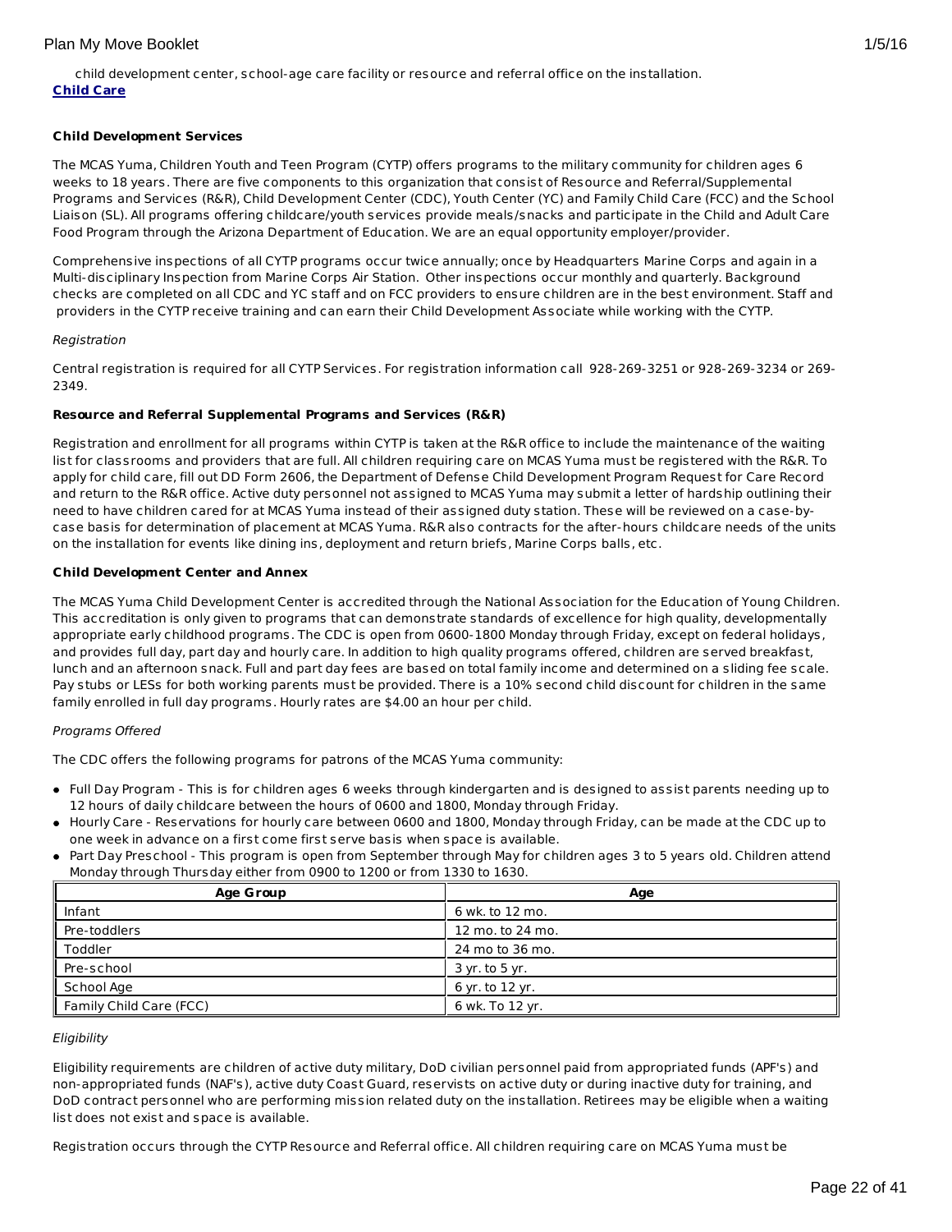child development center, school-age care facility or resource and referral office on the installation.
**Child Care**

**Child Development Services**

The MCAS Yuma, Children Youth and Teen Program (CYTP) offers programs to the military community for children ages 6 weeks to 18 years. There are five components to this organization that consist of Resource and Referral/Supplemental Programs and Services (R&R), Child Development Center (CDC), Youth Center (YC) and Family Child Care (FCC) and the School Liaison (SL). All programs offering childcare/youth services provide meals/snacks and participate in the Child and Adult Care Food Program through the Arizona Department of Education. We are an equal opportunity employer/provider.

Comprehensive inspections of all CYTP programs occur twice annually; once by Headquarters Marine Corps and again in a Multi-disciplinary Inspection from Marine Corps Air Station. Other inspections occur monthly and quarterly. Background checks are completed on all CDC and YC staff and on FCC providers to ensure children are in the best environment. Staff and providers in the CYTP receive training and can earn their Child Development Associate while working with the CYTP.

*Registration*

Central registration is required for all CYTP Services. For registration information call 928-269-3251 or 928-269-3234 or 269-2349.

**Resource and Referral Supplemental Programs and Services (R&R)**

Registration and enrollment for all programs within CYTP is taken at the R&R office to include the maintenance of the waiting list for classrooms and providers that are full. All children requiring care on MCAS Yuma must be registered with the R&R. To apply for child care, fill out DD Form 2606, the Department of Defense Child Development Program Request for Care Record and return to the R&R office. Active duty personnel not assigned to MCAS Yuma may submit a letter of hardship outlining their need to have children cared for at MCAS Yuma instead of their assigned duty station. These will be reviewed on a case-by-case basis for determination of placement at MCAS Yuma. R&R also contracts for the after-hours childcare needs of the units on the installation for events like dining ins, deployment and return briefs, Marine Corps balls, etc.

**Child Development Center and Annex**

The MCAS Yuma Child Development Center is accredited through the National Association for the Education of Young Children. This accreditation is only given to programs that can demonstrate standards of excellence for high quality, developmentally appropriate early childhood programs. The CDC is open from 0600-1800 Monday through Friday, except on federal holidays, and provides full day, part day and hourly care. In addition to high quality programs offered, children are served breakfast, lunch and an afternoon snack. Full and part day fees are based on total family income and determined on a sliding fee scale. Pay stubs or LESs for both working parents must be provided. There is a 10% second child discount for children in the same family enrolled in full day programs. Hourly rates are $4.00 an hour per child.

*Programs Offered*

The CDC offers the following programs for patrons of the MCAS Yuma community:

- Full Day Program - This is for children ages 6 weeks through kindergarten and is designed to assist parents needing up to 12 hours of daily childcare between the hours of 0600 and 1800, Monday through Friday.
- Hourly Care - Reservations for hourly care between 0600 and 1800, Monday through Friday, can be made at the CDC up to one week in advance on a first come first serve basis when space is available.
- Part Day Preschool - This program is open from September through May for children ages 3 to 5 years old. Children attend Monday through Thursday either from 0900 to 1200 or from 1330 to 1630.

| Age Group | Age |
|---|---|
| Infant | 6 wk. to 12 mo. |
| Pre-toddlers | 12 mo. to 24 mo. |
| Toddler | 24 mo to 36 mo. |
| Pre-school | 3 yr. to 5 yr. |
| School Age | 6 yr. to 12 yr. |
| Family Child Care (FCC) | 6 wk. To 12 yr. |

*Eligibility*

Eligibility requirements are children of active duty military, DoD civilian personnel paid from appropriated funds (APF's) and non-appropriated funds (NAF's), active duty Coast Guard, reservists on active duty or during inactive duty for training, and DoD contract personnel who are performing mission related duty on the installation. Retirees may be eligible when a waiting list does not exist and space is available.

Registration occurs through the CYTP Resource and Referral office. All children requiring care on MCAS Yuma must be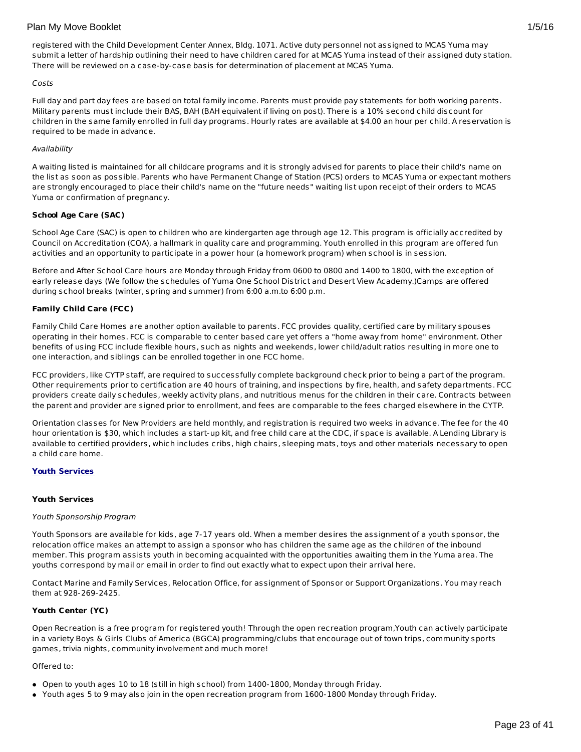registered with the Child Development Center Annex, Bldg. 1071. Active duty personnel not assigned to MCAS Yuma may submit a letter of hardship outlining their need to have children cared for at MCAS Yuma instead of their assigned duty station. There will be reviewed on a case-by-case basis for determination of placement at MCAS Yuma.

*Costs*

Full day and part day fees are based on total family income. Parents must provide pay statements for both working parents. Military parents must include their BAS, BAH (BAH equivalent if living on post). There is a 10% second child discount for children in the same family enrolled in full day programs. Hourly rates are available at $4.00 an hour per child. A reservation is required to be made in advance.

*Availability*

A waiting listed is maintained for all childcare programs and it is strongly advised for parents to place their child's name on the list as soon as possible. Parents who have Permanent Change of Station (PCS) orders to MCAS Yuma or expectant mothers are strongly encouraged to place their child's name on the "future needs" waiting list upon receipt of their orders to MCAS Yuma or confirmation of pregnancy.

**School Age Care (SAC)**

School Age Care (SAC) is open to children who are kindergarten age through age 12. This program is officially accredited by Council on Accreditation (COA), a hallmark in quality care and programming. Youth enrolled in this program are offered fun activities and an opportunity to participate in a power hour (a homework program) when school is in session.

Before and After School Care hours are Monday through Friday from 0600 to 0800 and 1400 to 1800, with the exception of early release days (We follow the schedules of Yuma One School District and Desert View Academy.)Camps are offered during school breaks (winter, spring and summer) from 6:00 a.m.to 6:00 p.m.

**Family Child Care (FCC)**

Family Child Care Homes are another option available to parents. FCC provides quality, certified care by military spouses operating in their homes. FCC is comparable to center based care yet offers a "home away from home" environment. Other benefits of using FCC include flexible hours, such as nights and weekends, lower child/adult ratios resulting in more one to one interaction, and siblings can be enrolled together in one FCC home.

FCC providers, like CYTP staff, are required to successfully complete background check prior to being a part of the program. Other requirements prior to certification are 40 hours of training, and inspections by fire, health, and safety departments. FCC providers create daily schedules, weekly activity plans, and nutritious menus for the children in their care. Contracts between the parent and provider are signed prior to enrollment, and fees are comparable to the fees charged elsewhere in the CYTP.

Orientation classes for New Providers are held monthly, and registration is required two weeks in advance. The fee for the 40 hour orientation is $30, which includes a start-up kit, and free child care at the CDC, if space is available. A Lending Library is available to certified providers, which includes cribs, high chairs, sleeping mats, toys and other materials necessary to open a child care home.

**Youth Services**

**Youth Services**

*Youth Sponsorship Program*

Youth Sponsors are available for kids, age 7-17 years old. When a member desires the assignment of a youth sponsor, the relocation office makes an attempt to assign a sponsor who has children the same age as the children of the inbound member. This program assists youth in becoming acquainted with the opportunities awaiting them in the Yuma area. The youths correspond by mail or email in order to find out exactly what to expect upon their arrival here.

Contact Marine and Family Services, Relocation Office, for assignment of Sponsor or Support Organizations. You may reach them at 928-269-2425.

**Youth Center (YC)**

Open Recreation is a free program for registered youth! Through the open recreation program,Youth can actively participate in a variety Boys & Girls Clubs of America (BGCA) programming/clubs that encourage out of town trips, community sports games, trivia nights, community involvement and much more!

Offered to:

- Open to youth ages 10 to 18 (still in high school) from 1400-1800, Monday through Friday.
- Youth ages 5 to 9 may also join in the open recreation program from 1600-1800 Monday through Friday.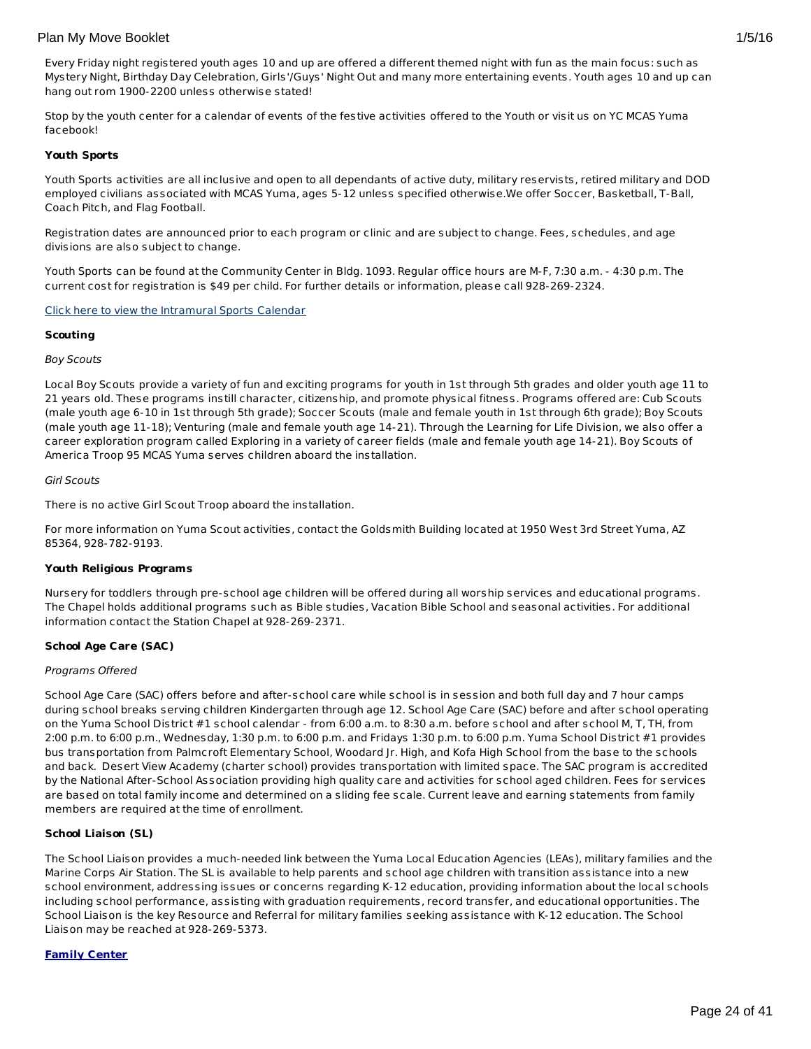Every Friday night registered youth ages 10 and up are offered a different themed night with fun as the main focus: such as Mystery Night, Birthday Day Celebration, Girls'/Guys' Night Out and many more entertaining events. Youth ages 10 and up can hang out rom 1900-2200 unless otherwise stated!

Stop by the youth center for a calendar of events of the festive activities offered to the Youth or visit us on YC MCAS Yuma facebook!

**Youth Sports**

Youth Sports activities are all inclusive and open to all dependants of active duty, military reservists, retired military and DOD employed civilians associated with MCAS Yuma, ages 5-12 unless specified otherwise.We offer Soccer, Basketball, T-Ball, Coach Pitch, and Flag Football.

Registration dates are announced prior to each program or clinic and are subject to change. Fees, schedules, and age divisions are also subject to change.

Youth Sports can be found at the Community Center in Bldg. 1093. Regular office hours are M-F, 7:30 a.m. - 4:30 p.m. The current cost for registration is $49 per child. For further details or information, please call 928-269-2324.

Click here to view the Intramural Sports Calendar

**Scouting**

*Boy Scouts*

Local Boy Scouts provide a variety of fun and exciting programs for youth in 1st through 5th grades and older youth age 11 to 21 years old. These programs instill character, citizenship, and promote physical fitness. Programs offered are: Cub Scouts (male youth age 6-10 in 1st through 5th grade); Soccer Scouts (male and female youth in 1st through 6th grade); Boy Scouts (male youth age 11-18); Venturing (male and female youth age 14-21). Through the Learning for Life Division, we also offer a career exploration program called Exploring in a variety of career fields (male and female youth age 14-21). Boy Scouts of America Troop 95 MCAS Yuma serves children aboard the installation.

*Girl Scouts*

There is no active Girl Scout Troop aboard the installation.

For more information on Yuma Scout activities, contact the Goldsmith Building located at 1950 West 3rd Street Yuma, AZ 85364, 928-782-9193.

**Youth Religious Programs**

Nursery for toddlers through pre-school age children will be offered during all worship services and educational programs. The Chapel holds additional programs such as Bible studies, Vacation Bible School and seasonal activities. For additional information contact the Station Chapel at 928-269-2371.

**School Age Care (SAC)**

*Programs Offered*

School Age Care (SAC) offers before and after-school care while school is in session and both full day and 7 hour camps during school breaks serving children Kindergarten through age 12. School Age Care (SAC) before and after school operating on the Yuma School District #1 school calendar - from 6:00 a.m. to 8:30 a.m. before school and after school M, T, TH, from 2:00 p.m. to 6:00 p.m., Wednesday, 1:30 p.m. to 6:00 p.m. and Fridays 1:30 p.m. to 6:00 p.m. Yuma School District #1 provides bus transportation from Palmcroft Elementary School, Woodard Jr. High, and Kofa High School from the base to the schools and back. Desert View Academy (charter school) provides transportation with limited space. The SAC program is accredited by the National After-School Association providing high quality care and activities for school aged children. Fees for services are based on total family income and determined on a sliding fee scale. Current leave and earning statements from family members are required at the time of enrollment.

**School Liaison (SL)**

The School Liaison provides a much-needed link between the Yuma Local Education Agencies (LEAs), military families and the Marine Corps Air Station. The SL is available to help parents and school age children with transition assistance into a new school environment, addressing issues or concerns regarding K-12 education, providing information about the local schools including school performance, assisting with graduation requirements, record transfer, and educational opportunities. The School Liaison is the key Resource and Referral for military families seeking assistance with K-12 education. The School Liaison may be reached at 928-269-5373.

**Family Center**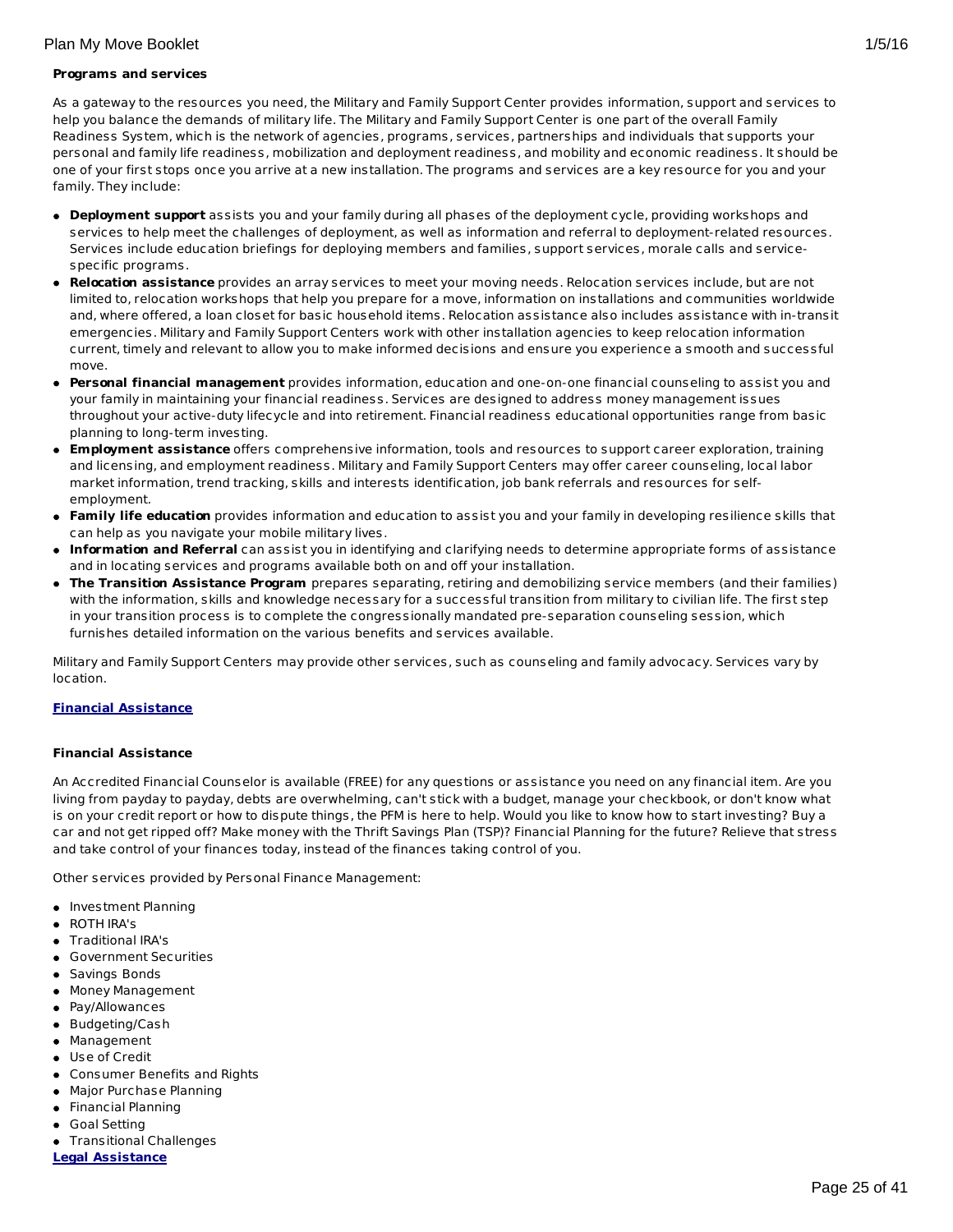**Programs and services**

As a gateway to the resources you need, the Military and Family Support Center provides information, support and services to help you balance the demands of military life. The Military and Family Support Center is one part of the overall Family Readiness System, which is the network of agencies, programs, services, partnerships and individuals that supports your personal and family life readiness, mobilization and deployment readiness, and mobility and economic readiness. It should be one of your first stops once you arrive at a new installation. The programs and services are a key resource for you and your family. They include:

- **Deployment support** assists you and your family during all phases of the deployment cycle, providing workshops and services to help meet the challenges of deployment, as well as information and referral to deployment-related resources. Services include education briefings for deploying members and families, support services, morale calls and service-specific programs.
- **Relocation assistance** provides an array services to meet your moving needs. Relocation services include, but are not limited to, relocation workshops that help you prepare for a move, information on installations and communities worldwide and, where offered, a loan closet for basic household items. Relocation assistance also includes assistance with in-transit emergencies. Military and Family Support Centers work with other installation agencies to keep relocation information current, timely and relevant to allow you to make informed decisions and ensure you experience a smooth and successful move.
- **Personal financial management** provides information, education and one-on-one financial counseling to assist you and your family in maintaining your financial readiness. Services are designed to address money management issues throughout your active-duty lifecycle and into retirement. Financial readiness educational opportunities range from basic planning to long-term investing.
- **Employment assistance** offers comprehensive information, tools and resources to support career exploration, training and licensing, and employment readiness. Military and Family Support Centers may offer career counseling, local labor market information, trend tracking, skills and interests identification, job bank referrals and resources for self-employment.
- **Family life education** provides information and education to assist you and your family in developing resilience skills that can help as you navigate your mobile military lives.
- **Information and Referral** can assist you in identifying and clarifying needs to determine appropriate forms of assistance and in locating services and programs available both on and off your installation.
- **The Transition Assistance Program** prepares separating, retiring and demobilizing service members (and their families) with the information, skills and knowledge necessary for a successful transition from military to civilian life. The first step in your transition process is to complete the congressionally mandated pre-separation counseling session, which furnishes detailed information on the various benefits and services available.

Military and Family Support Centers may provide other services, such as counseling and family advocacy. Services vary by location.

**Financial Assistance**

**Financial Assistance**

An Accredited Financial Counselor is available (FREE) for any questions or assistance you need on any financial item. Are you living from payday to payday, debts are overwhelming, can't stick with a budget, manage your checkbook, or don't know what is on your credit report or how to dispute things, the PFM is here to help. Would you like to know how to start investing? Buy a car and not get ripped off? Make money with the Thrift Savings Plan (TSP)? Financial Planning for the future? Relieve that stress and take control of your finances today, instead of the finances taking control of you.

Other services provided by Personal Finance Management:

- Investment Planning
- ROTH IRA's
- Traditional IRA's
- Government Securities
- Savings Bonds
- Money Management
- Pay/Allowances
- Budgeting/Cash
- Management
- Use of Credit
- Consumer Benefits and Rights
- Major Purchase Planning
- Financial Planning
- Goal Setting
- Transitional Challenges

**Legal Assistance**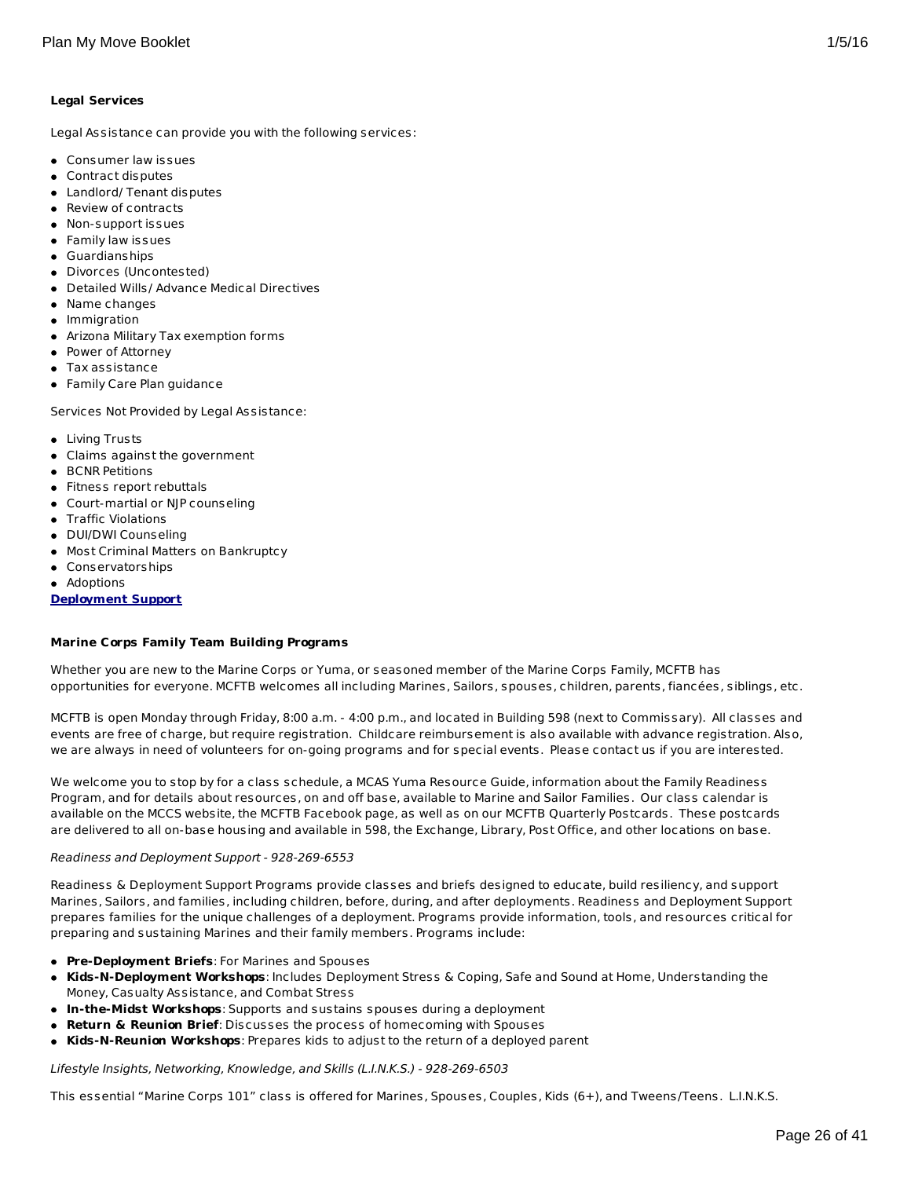**Legal Services**

Legal Assistance can provide you with the following services:

- Consumer law issues
- Contract disputes
- Landlord/ Tenant disputes
- Review of contracts
- Non-support issues
- Family law issues
- Guardianships
- Divorces (Uncontested)
- Detailed Wills/ Advance Medical Directives
- Name changes
- Immigration
- Arizona Military Tax exemption forms
- Power of Attorney
- Tax assistance
- Family Care Plan guidance

Services Not Provided by Legal Assistance:

- Living Trusts
- Claims against the government
- BCNR Petitions
- Fitness report rebuttals
- Court-martial or NJP counseling
- Traffic Violations
- DUI/DWI Counseling
- Most Criminal Matters on Bankruptcy
- Conservatorships
- Adoptions

**Deployment Support**

**Marine Corps Family Team Building Programs**

Whether you are new to the Marine Corps or Yuma, or seasoned member of the Marine Corps Family, MCFTB has opportunities for everyone. MCFTB welcomes all including Marines, Sailors, spouses, children, parents, fiancées, siblings, etc.

MCFTB is open Monday through Friday, 8:00 a.m. - 4:00 p.m., and located in Building 598 (next to Commissary). All classes and events are free of charge, but require registration. Childcare reimbursement is also available with advance registration. Also, we are always in need of volunteers for on-going programs and for special events. Please contact us if you are interested.

We welcome you to stop by for a class schedule, a MCAS Yuma Resource Guide, information about the Family Readiness Program, and for details about resources, on and off base, available to Marine and Sailor Families. Our class calendar is available on the MCCS website, the MCFTB Facebook page, as well as on our MCFTB Quarterly Postcards. These postcards are delivered to all on-base housing and available in 598, the Exchange, Library, Post Office, and other locations on base.

*Readiness and Deployment Support - 928-269-6553*

Readiness & Deployment Support Programs provide classes and briefs designed to educate, build resiliency, and support Marines, Sailors, and families, including children, before, during, and after deployments. Readiness and Deployment Support prepares families for the unique challenges of a deployment. Programs provide information, tools, and resources critical for preparing and sustaining Marines and their family members. Programs include:

- **Pre-Deployment Briefs**: For Marines and Spouses
- **Kids-N-Deployment Workshops**: Includes Deployment Stress & Coping, Safe and Sound at Home, Understanding the Money, Casualty Assistance, and Combat Stress
- **In-the-Midst Workshops**: Supports and sustains spouses during a deployment
- **Return & Reunion Brief**: Discusses the process of homecoming with Spouses
- **Kids-N-Reunion Workshops**: Prepares kids to adjust to the return of a deployed parent

*Lifestyle Insights, Networking, Knowledge, and Skills (L.I.N.K.S.) - 928-269-6503*

This essential "Marine Corps 101" class is offered for Marines, Spouses, Couples, Kids (6+), and Tweens/Teens. L.I.N.K.S.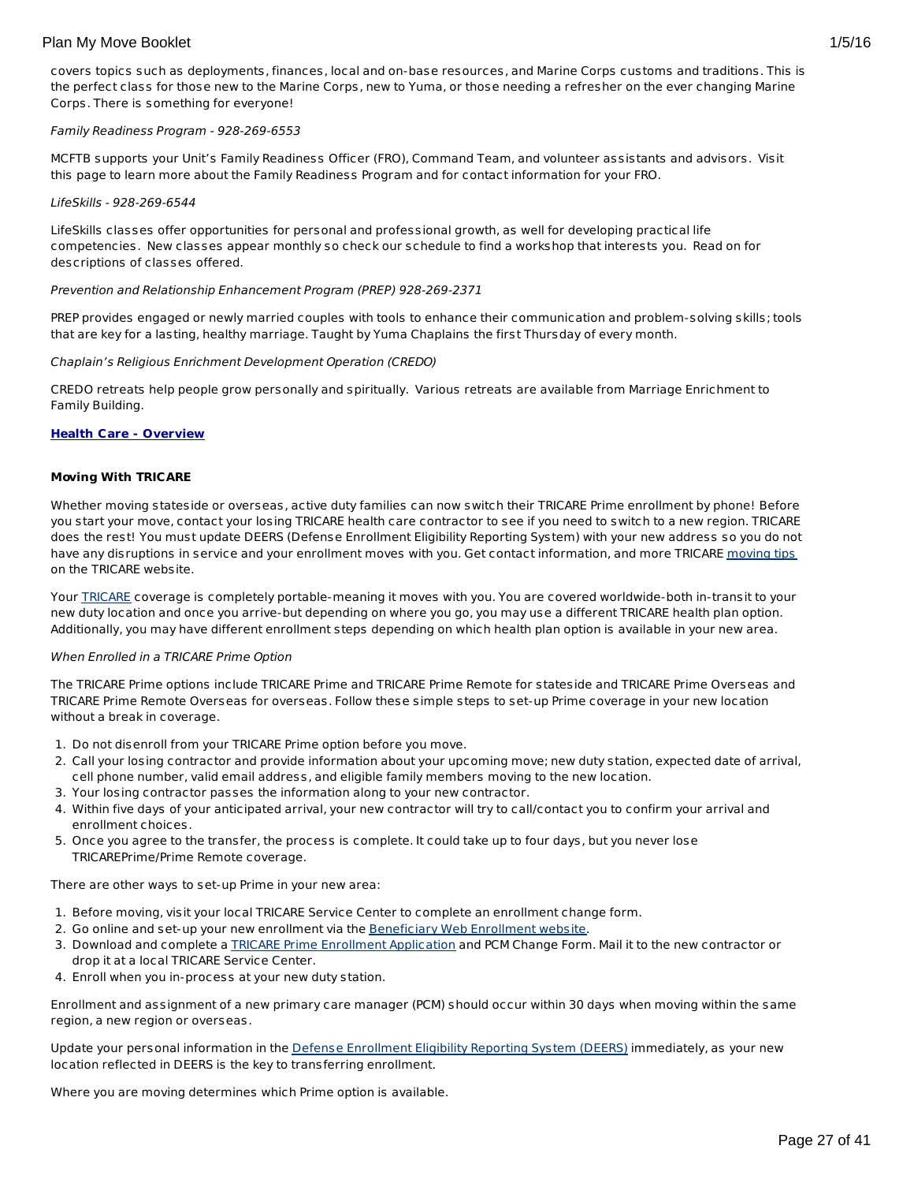covers topics such as deployments, finances, local and on-base resources, and Marine Corps customs and traditions. This is the perfect class for those new to the Marine Corps, new to Yuma, or those needing a refresher on the ever changing Marine Corps. There is something for everyone!

*Family Readiness Program - 928-269-6553*

MCFTB supports your Unit's Family Readiness Officer (FRO), Command Team, and volunteer assistants and advisors. Visit this page to learn more about the Family Readiness Program and for contact information for your FRO.

*LifeSkills - 928-269-6544*

LifeSkills classes offer opportunities for personal and professional growth, as well for developing practical life competencies. New classes appear monthly so check our schedule to find a workshop that interests you. Read on for descriptions of classes offered.

*Prevention and Relationship Enhancement Program (PREP) 928-269-2371*

PREP provides engaged or newly married couples with tools to enhance their communication and problem-solving skills; tools that are key for a lasting, healthy marriage. Taught by Yuma Chaplains the first Thursday of every month.

*Chaplain's Religious Enrichment Development Operation (CREDO)*

CREDO retreats help people grow personally and spiritually. Various retreats are available from Marriage Enrichment to Family Building.

**Health Care - Overview**

**Moving With TRICARE**

Whether moving stateside or overseas, active duty families can now switch their TRICARE Prime enrollment by phone! Before you start your move, contact your losing TRICARE health care contractor to see if you need to switch to a new region. TRICARE does the rest! You must update DEERS (Defense Enrollment Eligibility Reporting System) with your new address so you do not have any disruptions in service and your enrollment moves with you. Get contact information, and more TRICARE moving tips on the TRICARE website.

Your TRICARE coverage is completely portable-meaning it moves with you. You are covered worldwide-both in-transit to your new duty location and once you arrive-but depending on where you go, you may use a different TRICARE health plan option. Additionally, you may have different enrollment steps depending on which health plan option is available in your new area.

*When Enrolled in a TRICARE Prime Option*

The TRICARE Prime options include TRICARE Prime and TRICARE Prime Remote for stateside and TRICARE Prime Overseas and TRICARE Prime Remote Overseas for overseas. Follow these simple steps to set-up Prime coverage in your new location without a break in coverage.

1. Do not disenroll from your TRICARE Prime option before you move.
2. Call your losing contractor and provide information about your upcoming move; new duty station, expected date of arrival, cell phone number, valid email address, and eligible family members moving to the new location.
3. Your losing contractor passes the information along to your new contractor.
4. Within five days of your anticipated arrival, your new contractor will try to call/contact you to confirm your arrival and enrollment choices.
5. Once you agree to the transfer, the process is complete. It could take up to four days, but you never lose TRICAREPrime/Prime Remote coverage.

There are other ways to set-up Prime in your new area:

1. Before moving, visit your local TRICARE Service Center to complete an enrollment change form.
2. Go online and set-up your new enrollment via the Beneficiary Web Enrollment website.
3. Download and complete a TRICARE Prime Enrollment Application and PCM Change Form. Mail it to the new contractor or drop it at a local TRICARE Service Center.
4. Enroll when you in-process at your new duty station.

Enrollment and assignment of a new primary care manager (PCM) should occur within 30 days when moving within the same region, a new region or overseas.

Update your personal information in the Defense Enrollment Eligibility Reporting System (DEERS) immediately, as your new location reflected in DEERS is the key to transferring enrollment.

Where you are moving determines which Prime option is available.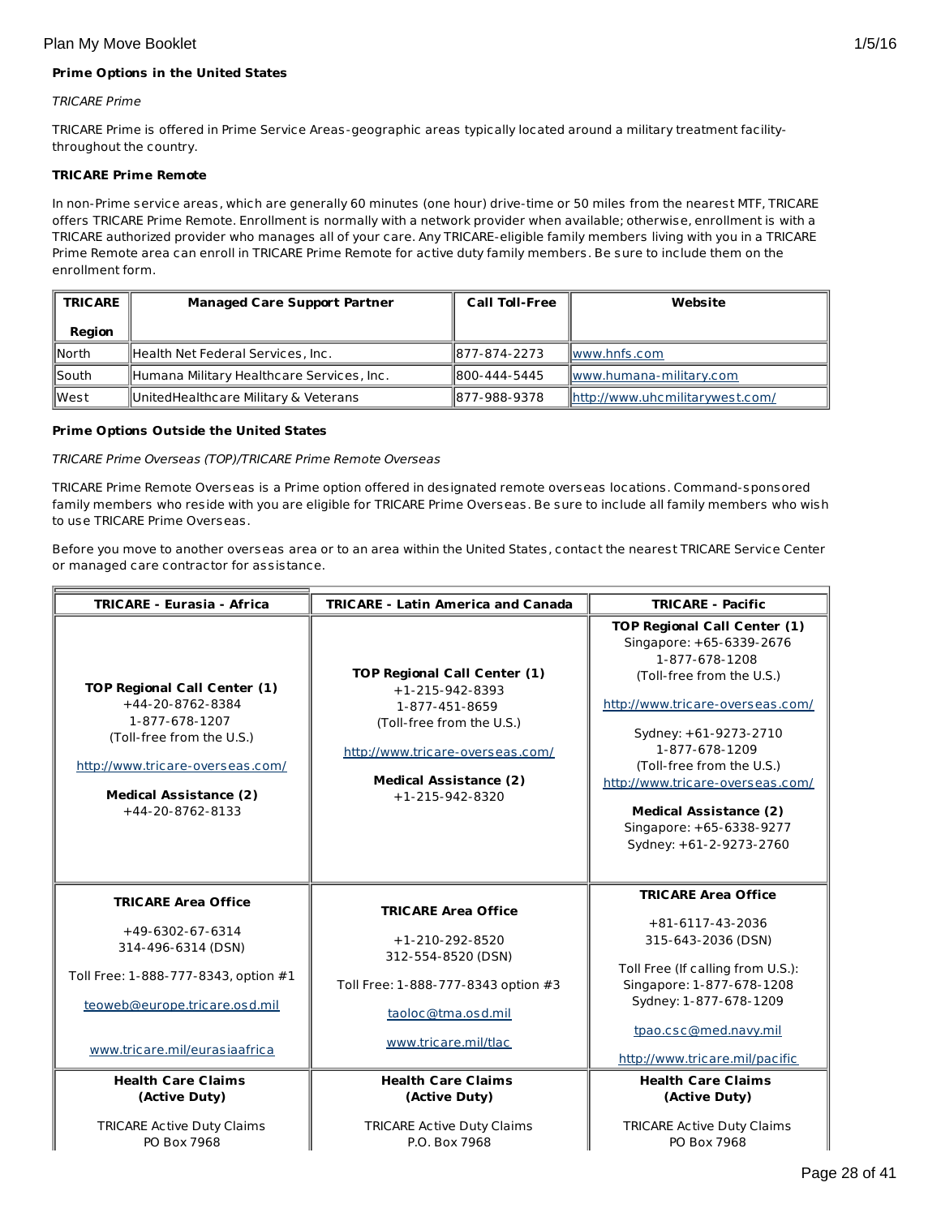**Prime Options in the United States**

*TRICARE Prime*

TRICARE Prime is offered in Prime Service Areas-geographic areas typically located around a military treatment facility-throughout the country.

**TRICARE Prime Remote**

In non-Prime service areas, which are generally 60 minutes (one hour) drive-time or 50 miles from the nearest MTF, TRICARE offers TRICARE Prime Remote. Enrollment is normally with a network provider when available; otherwise, enrollment is with a TRICARE authorized provider who manages all of your care. Any TRICARE-eligible family members living with you in a TRICARE Prime Remote area can enroll in TRICARE Prime Remote for active duty family members. Be sure to include them on the enrollment form.

| TRICARE Region | Managed Care Support Partner | Call Toll-Free | Website |
|---|---|---|---|
| North | Health Net Federal Services, Inc. | 877-874-2273 | www.hnfs.com |
| South | Humana Military Healthcare Services, Inc. | 800-444-5445 | www.humana-military.com |
| West | UnitedHealthcare Military & Veterans | 877-988-9378 | http://www.uhcmilitarywest.com/ |

**Prime Options Outside the United States**

*TRICARE Prime Overseas (TOP)/TRICARE Prime Remote Overseas*

TRICARE Prime Remote Overseas is a Prime option offered in designated remote overseas locations. Command-sponsored family members who reside with you are eligible for TRICARE Prime Overseas. Be sure to include all family members who wish to use TRICARE Prime Overseas.

Before you move to another overseas area or to an area within the United States, contact the nearest TRICARE Service Center or managed care contractor for assistance.

| TRICARE - Eurasia - Africa | TRICARE - Latin America and Canada | TRICARE - Pacific |
|---|---|---|
| **TOP Regional Call Center (1)** +44-20-8762-8384 1-877-678-1207 (Toll-free from the U.S.) http://www.tricare-overseas.com/ **Medical Assistance (2)** +44-20-8762-8133 | **TOP Regional Call Center (1)** +1-215-942-8393 1-877-451-8659 (Toll-free from the U.S.) http://www.tricare-overseas.com/ **Medical Assistance (2)** +1-215-942-8320 | **TOP Regional Call Center (1)** Singapore: +65-6339-2676 1-877-678-1208 (Toll-free from the U.S.) http://www.tricare-overseas.com/ Sydney: +61-9273-2710 1-877-678-1209 (Toll-free from the U.S.) http://www.tricare-overseas.com/ **Medical Assistance (2)** Singapore: +65-6338-9277 Sydney: +61-2-9273-2760 |
| **TRICARE Area Office** +49-6302-67-6314 314-496-6314 (DSN) Toll Free: 1-888-777-8343, option #1 teoweb@europe.tricare.osd.mil www.tricare.mil/eurasiaafrica | **TRICARE Area Office** +1-210-292-8520 312-554-8520 (DSN) Toll Free: 1-888-777-8343 option #3 taoloc@tma.osd.mil www.tricare.mil/tlac | **TRICARE Area Office** +81-6117-43-2036 315-643-2036 (DSN) Toll Free (If calling from U.S.): Singapore: 1-877-678-1208 Sydney: 1-877-678-1209 tpao.csc@med.navy.mil http://www.tricare.mil/pacific |
| **Health Care Claims (Active Duty)** TRICARE Active Duty Claims PO Box 7968 | **Health Care Claims (Active Duty)** TRICARE Active Duty Claims P.O. Box 7968 | **Health Care Claims (Active Duty)** TRICARE Active Duty Claims PO Box 7968 |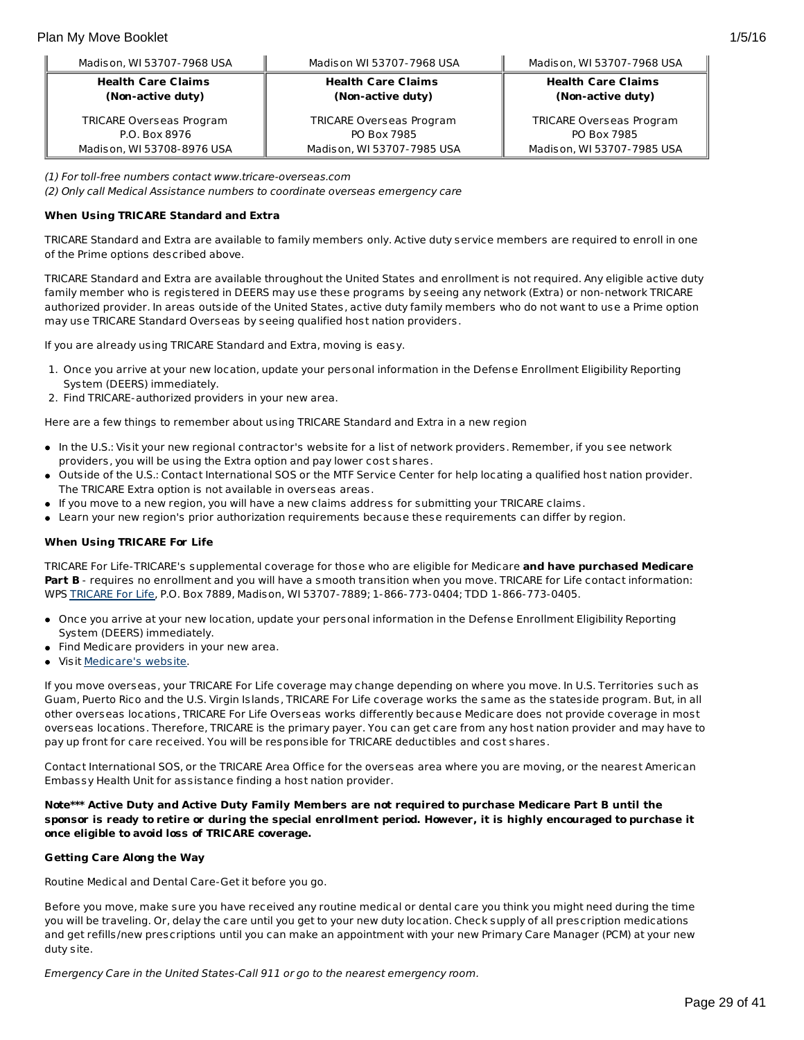| Madison, WI 53707-7968 USA | Madison WI 53707-7968 USA | Madison, WI 53707-7968 USA |
| --- | --- | --- |
| **Health Care Claims (Non-active duty)** | **Health Care Claims (Non-active duty)** | **Health Care Claims (Non-active duty)** |
| TRICARE Overseas Program<br>P.O. Box 8976<br>Madison, WI 53708-8976 USA | TRICARE Overseas Program<br>PO Box 7985<br>Madison, WI 53707-7985 USA | TRICARE Overseas Program<br>PO Box 7985<br>Madison, WI 53707-7985 USA |

*(1) For toll-free numbers contact www.tricare-overseas.com*

*(2) Only call Medical Assistance numbers to coordinate overseas emergency care*

**When Using TRICARE Standard and Extra**

TRICARE Standard and Extra are available to family members only. Active duty service members are required to enroll in one of the Prime options described above.

TRICARE Standard and Extra are available throughout the United States and enrollment is not required. Any eligible active duty family member who is registered in DEERS may use these programs by seeing any network (Extra) or non-network TRICARE authorized provider. In areas outside of the United States, active duty family members who do not want to use a Prime option may use TRICARE Standard Overseas by seeing qualified host nation providers.

If you are already using TRICARE Standard and Extra, moving is easy.

1. Once you arrive at your new location, update your personal information in the Defense Enrollment Eligibility Reporting System (DEERS) immediately.
2. Find TRICARE-authorized providers in your new area.

Here are a few things to remember about using TRICARE Standard and Extra in a new region

- In the U.S.: Visit your new regional contractor's website for a list of network providers. Remember, if you see network providers, you will be using the Extra option and pay lower cost shares.
- Outside of the U.S.: Contact International SOS or the MTF Service Center for help locating a qualified host nation provider. The TRICARE Extra option is not available in overseas areas.
- If you move to a new region, you will have a new claims address for submitting your TRICARE claims.
- Learn your new region's prior authorization requirements because these requirements can differ by region.

**When Using TRICARE For Life**

TRICARE For Life-TRICARE's supplemental coverage for those who are eligible for Medicare **and have purchased Medicare Part B** - requires no enrollment and you will have a smooth transition when you move. TRICARE for Life contact information: WPS TRICARE For Life, P.O. Box 7889, Madison, WI 53707-7889; 1-866-773-0404; TDD 1-866-773-0405.

- Once you arrive at your new location, update your personal information in the Defense Enrollment Eligibility Reporting System (DEERS) immediately.
- Find Medicare providers in your new area.
- Visit Medicare's website.

If you move overseas, your TRICARE For Life coverage may change depending on where you move. In U.S. Territories such as Guam, Puerto Rico and the U.S. Virgin Islands, TRICARE For Life coverage works the same as the stateside program. But, in all other overseas locations, TRICARE For Life Overseas works differently because Medicare does not provide coverage in most overseas locations. Therefore, TRICARE is the primary payer. You can get care from any host nation provider and may have to pay up front for care received. You will be responsible for TRICARE deductibles and cost shares.

Contact International SOS, or the TRICARE Area Office for the overseas area where you are moving, or the nearest American Embassy Health Unit for assistance finding a host nation provider.

**Note*** Active Duty and Active Duty Family Members are not required to purchase Medicare Part B until the sponsor is ready to retire or during the special enrollment period. However, it is highly encouraged to purchase it once eligible to avoid loss of TRICARE coverage.**

**Getting Care Along the Way**

Routine Medical and Dental Care-Get it before you go.

Before you move, make sure you have received any routine medical or dental care you think you might need during the time you will be traveling. Or, delay the care until you get to your new duty location. Check supply of all prescription medications and get refills/new prescriptions until you can make an appointment with your new Primary Care Manager (PCM) at your new duty site.

*Emergency Care in the United States-Call 911 or go to the nearest emergency room.*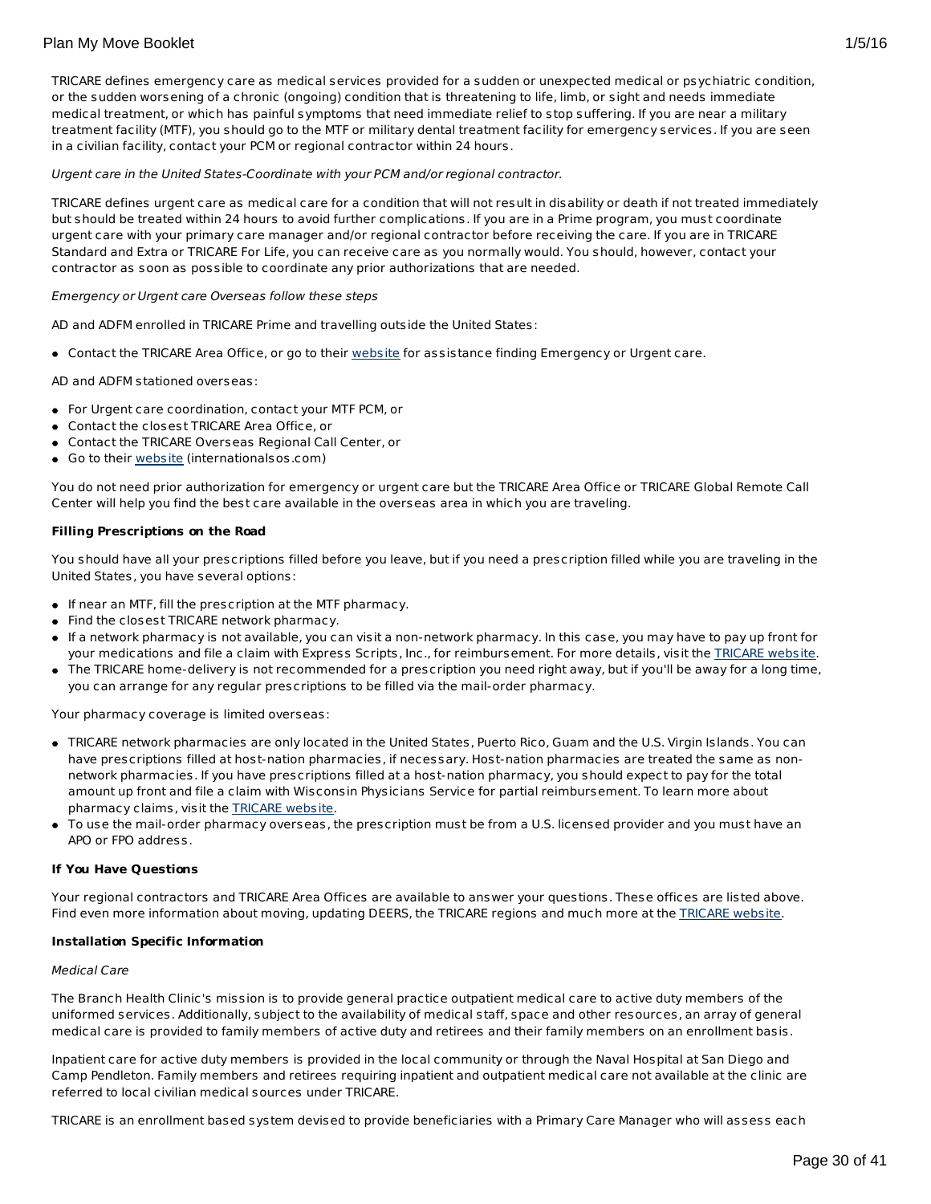TRICARE defines emergency care as medical services provided for a sudden or unexpected medical or psychiatric condition, or the sudden worsening of a chronic (ongoing) condition that is threatening to life, limb, or sight and needs immediate medical treatment, or which has painful symptoms that need immediate relief to stop suffering. If you are near a military treatment facility (MTF), you should go to the MTF or military dental treatment facility for emergency services. If you are seen in a civilian facility, contact your PCM or regional contractor within 24 hours.

*Urgent care in the United States-Coordinate with your PCM and/or regional contractor.*

TRICARE defines urgent care as medical care for a condition that will not result in disability or death if not treated immediately but should be treated within 24 hours to avoid further complications. If you are in a Prime program, you must coordinate urgent care with your primary care manager and/or regional contractor before receiving the care. If you are in TRICARE Standard and Extra or TRICARE For Life, you can receive care as you normally would. You should, however, contact your contractor as soon as possible to coordinate any prior authorizations that are needed.

*Emergency or Urgent care Overseas follow these steps*

AD and ADFM enrolled in TRICARE Prime and travelling outside the United States:

- Contact the TRICARE Area Office, or go to their website for assistance finding Emergency or Urgent care.

AD and ADFM stationed overseas:

- For Urgent care coordination, contact your MTF PCM, or
- Contact the closest TRICARE Area Office, or
- Contact the TRICARE Overseas Regional Call Center, or
- Go to their website (internationalsos.com)

You do not need prior authorization for emergency or urgent care but the TRICARE Area Office or TRICARE Global Remote Call Center will help you find the best care available in the overseas area in which you are traveling.

**Filling Prescriptions on the Road**

You should have all your prescriptions filled before you leave, but if you need a prescription filled while you are traveling in the United States, you have several options:

- If near an MTF, fill the prescription at the MTF pharmacy.
- Find the closest TRICARE network pharmacy.
- If a network pharmacy is not available, you can visit a non-network pharmacy. In this case, you may have to pay up front for your medications and file a claim with Express Scripts, Inc., for reimbursement. For more details, visit the TRICARE website.
- The TRICARE home-delivery is not recommended for a prescription you need right away, but if you'll be away for a long time, you can arrange for any regular prescriptions to be filled via the mail-order pharmacy.

Your pharmacy coverage is limited overseas:

- TRICARE network pharmacies are only located in the United States, Puerto Rico, Guam and the U.S. Virgin Islands. You can have prescriptions filled at host-nation pharmacies, if necessary. Host-nation pharmacies are treated the same as non-network pharmacies. If you have prescriptions filled at a host-nation pharmacy, you should expect to pay for the total amount up front and file a claim with Wisconsin Physicians Service for partial reimbursement. To learn more about pharmacy claims, visit the TRICARE website.
- To use the mail-order pharmacy overseas, the prescription must be from a U.S. licensed provider and you must have an APO or FPO address.

**If You Have Questions**

Your regional contractors and TRICARE Area Offices are available to answer your questions. These offices are listed above. Find even more information about moving, updating DEERS, the TRICARE regions and much more at the TRICARE website.

**Installation Specific Information**

*Medical Care*

The Branch Health Clinic's mission is to provide general practice outpatient medical care to active duty members of the uniformed services. Additionally, subject to the availability of medical staff, space and other resources, an array of general medical care is provided to family members of active duty and retirees and their family members on an enrollment basis.

Inpatient care for active duty members is provided in the local community or through the Naval Hospital at San Diego and Camp Pendleton. Family members and retirees requiring inpatient and outpatient medical care not available at the clinic are referred to local civilian medical sources under TRICARE.

TRICARE is an enrollment based system devised to provide beneficiaries with a Primary Care Manager who will assess each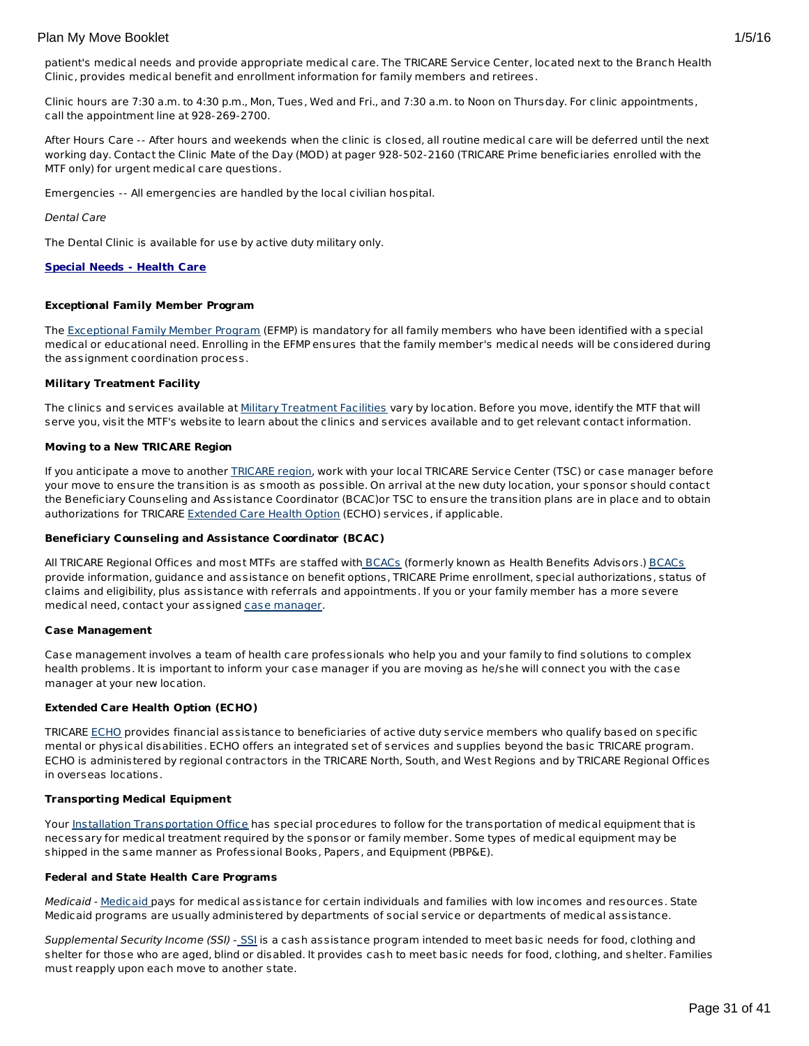patient's medical needs and provide appropriate medical care. The TRICARE Service Center, located next to the Branch Health Clinic, provides medical benefit and enrollment information for family members and retirees.

Clinic hours are 7:30 a.m. to 4:30 p.m., Mon, Tues, Wed and Fri., and 7:30 a.m. to Noon on Thursday. For clinic appointments, call the appointment line at 928-269-2700.

After Hours Care -- After hours and weekends when the clinic is closed, all routine medical care will be deferred until the next working day. Contact the Clinic Mate of the Day (MOD) at pager 928-502-2160 (TRICARE Prime beneficiaries enrolled with the MTF only) for urgent medical care questions.

Emergencies -- All emergencies are handled by the local civilian hospital.

*Dental Care*

The Dental Clinic is available for use by active duty military only.

**Special Needs - Health Care**

**Exceptional Family Member Program**

The Exceptional Family Member Program (EFMP) is mandatory for all family members who have been identified with a special medical or educational need. Enrolling in the EFMP ensures that the family member's medical needs will be considered during the assignment coordination process.

**Military Treatment Facility**

The clinics and services available at Military Treatment Facilities vary by location. Before you move, identify the MTF that will serve you, visit the MTF's website to learn about the clinics and services available and to get relevant contact information.

**Moving to a New TRICARE Region**

If you anticipate a move to another TRICARE region, work with your local TRICARE Service Center (TSC) or case manager before your move to ensure the transition is as smooth as possible. On arrival at the new duty location, your sponsor should contact the Beneficiary Counseling and Assistance Coordinator (BCAC)or TSC to ensure the transition plans are in place and to obtain authorizations for TRICARE Extended Care Health Option (ECHO) services, if applicable.

**Beneficiary Counseling and Assistance Coordinator (BCAC)**

All TRICARE Regional Offices and most MTFs are staffed with BCACs (formerly known as Health Benefits Advisors.) BCACs provide information, guidance and assistance on benefit options, TRICARE Prime enrollment, special authorizations, status of claims and eligibility, plus assistance with referrals and appointments. If you or your family member has a more severe medical need, contact your assigned case manager.

**Case Management**

Case management involves a team of health care professionals who help you and your family to find solutions to complex health problems. It is important to inform your case manager if you are moving as he/she will connect you with the case manager at your new location.

**Extended Care Health Option (ECHO)**

TRICARE ECHO provides financial assistance to beneficiaries of active duty service members who qualify based on specific mental or physical disabilities. ECHO offers an integrated set of services and supplies beyond the basic TRICARE program. ECHO is administered by regional contractors in the TRICARE North, South, and West Regions and by TRICARE Regional Offices in overseas locations.

**Transporting Medical Equipment**

Your Installation Transportation Office has special procedures to follow for the transportation of medical equipment that is necessary for medical treatment required by the sponsor or family member. Some types of medical equipment may be shipped in the same manner as Professional Books, Papers, and Equipment (PBP&E).

**Federal and State Health Care Programs**

*Medicaid* - Medicaid pays for medical assistance for certain individuals and families with low incomes and resources. State Medicaid programs are usually administered by departments of social service or departments of medical assistance.

*Supplemental Security Income (SSI)* - SSI is a cash assistance program intended to meet basic needs for food, clothing and shelter for those who are aged, blind or disabled. It provides cash to meet basic needs for food, clothing, and shelter. Families must reapply upon each move to another state.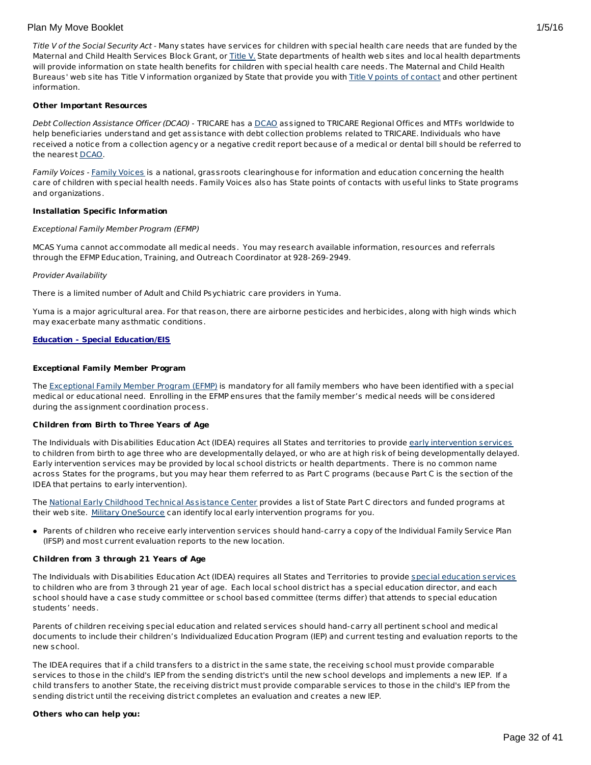*Title V of the Social Security Act* - Many states have services for children with special health care needs that are funded by the Maternal and Child Health Services Block Grant, or Title V. State departments of health web sites and local health departments will provide information on state health benefits for children with special health care needs. The Maternal and Child Health Bureaus' web site has Title V information organized by State that provide you with Title V points of contact and other pertinent information.

**Other Important Resources**

*Debt Collection Assistance Officer (DCAO)* - TRICARE has a DCAO assigned to TRICARE Regional Offices and MTFs worldwide to help beneficiaries understand and get assistance with debt collection problems related to TRICARE. Individuals who have received a notice from a collection agency or a negative credit report because of a medical or dental bill should be referred to the nearest DCAO.

*Family Voices* - Family Voices is a national, grassroots clearinghouse for information and education concerning the health care of children with special health needs. Family Voices also has State points of contacts with useful links to State programs and organizations.

**Installation Specific Information**

*Exceptional Family Member Program (EFMP)*

MCAS Yuma cannot accommodate all medical needs. You may research available information, resources and referrals through the EFMP Education, Training, and Outreach Coordinator at 928-269-2949.

*Provider Availability*

There is a limited number of Adult and Child Psychiatric care providers in Yuma.

Yuma is a major agricultural area. For that reason, there are airborne pesticides and herbicides, along with high winds which may exacerbate many asthmatic conditions.

**Education - Special Education/EIS**

**Exceptional Family Member Program**

The Exceptional Family Member Program (EFMP) is mandatory for all family members who have been identified with a special medical or educational need. Enrolling in the EFMP ensures that the family member's medical needs will be considered during the assignment coordination process.

**Children from Birth to Three Years of Age**

The Individuals with Disabilities Education Act (IDEA) requires all States and territories to provide early intervention services to children from birth to age three who are developmentally delayed, or who are at high risk of being developmentally delayed. Early intervention services may be provided by local school districts or health departments. There is no common name across States for the programs, but you may hear them referred to as Part C programs (because Part C is the section of the IDEA that pertains to early intervention).

The National Early Childhood Technical Assistance Center provides a list of State Part C directors and funded programs at their web site. Military OneSource can identify local early intervention programs for you.

- Parents of children who receive early intervention services should hand-carry a copy of the Individual Family Service Plan (IFSP) and most current evaluation reports to the new location.

**Children from 3 through 21 Years of Age**

The Individuals with Disabilities Education Act (IDEA) requires all States and Territories to provide special education services to children who are from 3 through 21 year of age. Each local school district has a special education director, and each school should have a case study committee or school based committee (terms differ) that attends to special education students' needs.

Parents of children receiving special education and related services should hand-carry all pertinent school and medical documents to include their children's Individualized Education Program (IEP) and current testing and evaluation reports to the new school.

The IDEA requires that if a child transfers to a district in the same state, the receiving school must provide comparable services to those in the child's IEP from the sending district's until the new school develops and implements a new IEP. If a child transfers to another State, the receiving district must provide comparable services to those in the child's IEP from the sending district until the receiving district completes an evaluation and creates a new IEP.

**Others who can help you:**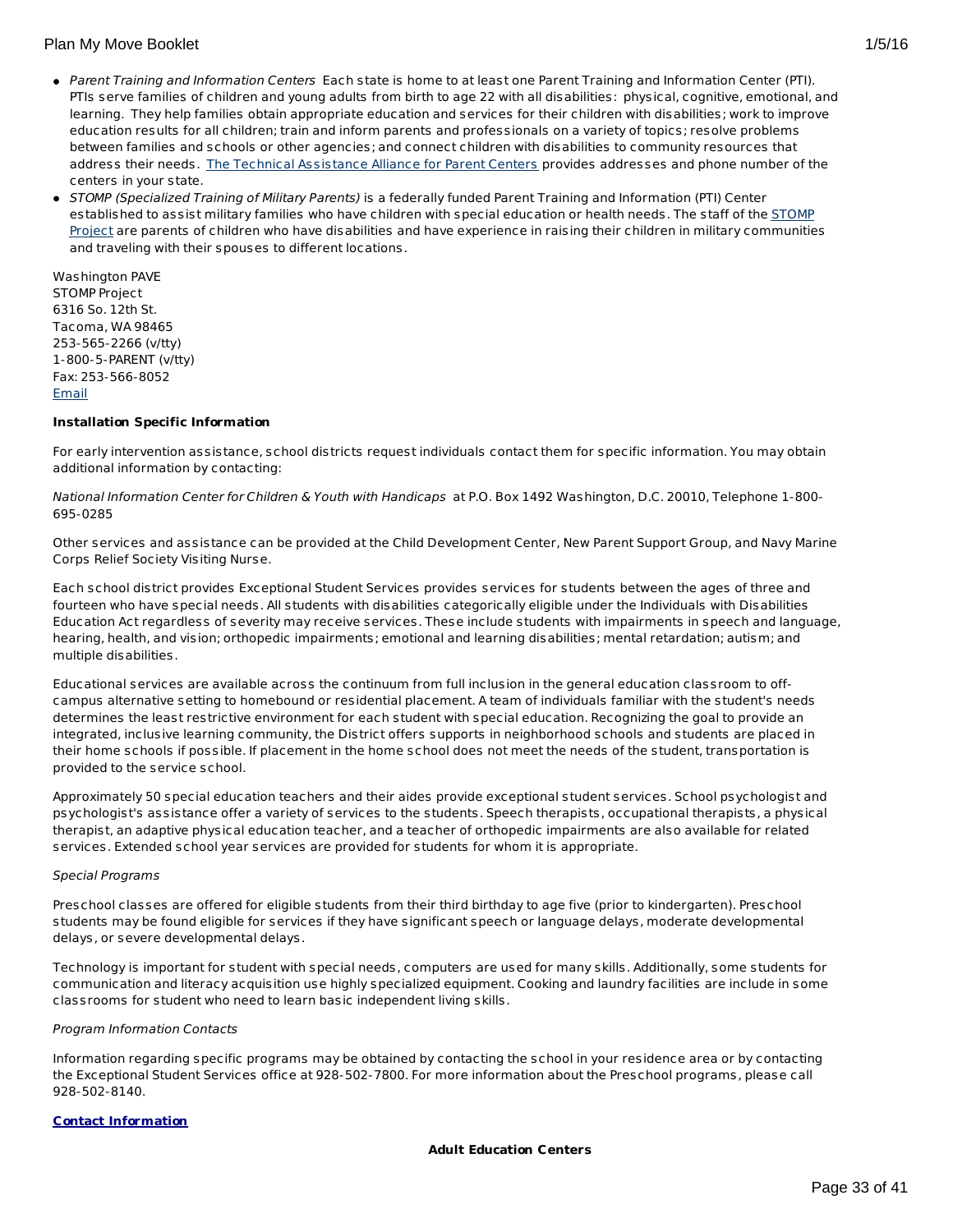- *Parent Training and Information Centers* Each state is home to at least one Parent Training and Information Center (PTI). PTIs serve families of children and young adults from birth to age 22 with all disabilities: physical, cognitive, emotional, and learning. They help families obtain appropriate education and services for their children with disabilities; work to improve education results for all children; train and inform parents and professionals on a variety of topics; resolve problems between families and schools or other agencies; and connect children with disabilities to community resources that address their needs. The Technical Assistance Alliance for Parent Centers provides addresses and phone number of the centers in your state.
- *STOMP (Specialized Training of Military Parents)* is a federally funded Parent Training and Information (PTI) Center established to assist military families who have children with special education or health needs. The staff of the STOMP Project are parents of children who have disabilities and have experience in raising their children in military communities and traveling with their spouses to different locations.

Washington PAVE
STOMP Project
6316 So. 12th St.
Tacoma, WA 98465
253-565-2266 (v/tty)
1-800-5-PARENT (v/tty)
Fax: 253-566-8052
Email

**Installation Specific Information**

For early intervention assistance, school districts request individuals contact them for specific information. You may obtain additional information by contacting:

*National Information Center for Children & Youth with Handicaps* at P.O. Box 1492 Washington, D.C. 20010, Telephone 1-800-695-0285

Other services and assistance can be provided at the Child Development Center, New Parent Support Group, and Navy Marine Corps Relief Society Visiting Nurse.

Each school district provides Exceptional Student Services provides services for students between the ages of three and fourteen who have special needs. All students with disabilities categorically eligible under the Individuals with Disabilities Education Act regardless of severity may receive services. These include students with impairments in speech and language, hearing, health, and vision; orthopedic impairments; emotional and learning disabilities; mental retardation; autism; and multiple disabilities.

Educational services are available across the continuum from full inclusion in the general education classroom to off-campus alternative setting to homebound or residential placement. A team of individuals familiar with the student's needs determines the least restrictive environment for each student with special education. Recognizing the goal to provide an integrated, inclusive learning community, the District offers supports in neighborhood schools and students are placed in their home schools if possible. If placement in the home school does not meet the needs of the student, transportation is provided to the service school.

Approximately 50 special education teachers and their aides provide exceptional student services. School psychologist and psychologist's assistance offer a variety of services to the students. Speech therapists, occupational therapists, a physical therapist, an adaptive physical education teacher, and a teacher of orthopedic impairments are also available for related services. Extended school year services are provided for students for whom it is appropriate.

*Special Programs*

Preschool classes are offered for eligible students from their third birthday to age five (prior to kindergarten). Preschool students may be found eligible for services if they have significant speech or language delays, moderate developmental delays, or severe developmental delays.

Technology is important for student with special needs, computers are used for many skills. Additionally, some students for communication and literacy acquisition use highly specialized equipment. Cooking and laundry facilities are include in some classrooms for student who need to learn basic independent living skills.

*Program Information Contacts*

Information regarding specific programs may be obtained by contacting the school in your residence area or by contacting the Exceptional Student Services office at 928-502-7800. For more information about the Preschool programs, please call 928-502-8140.

**Contact Information**

**Adult Education Centers**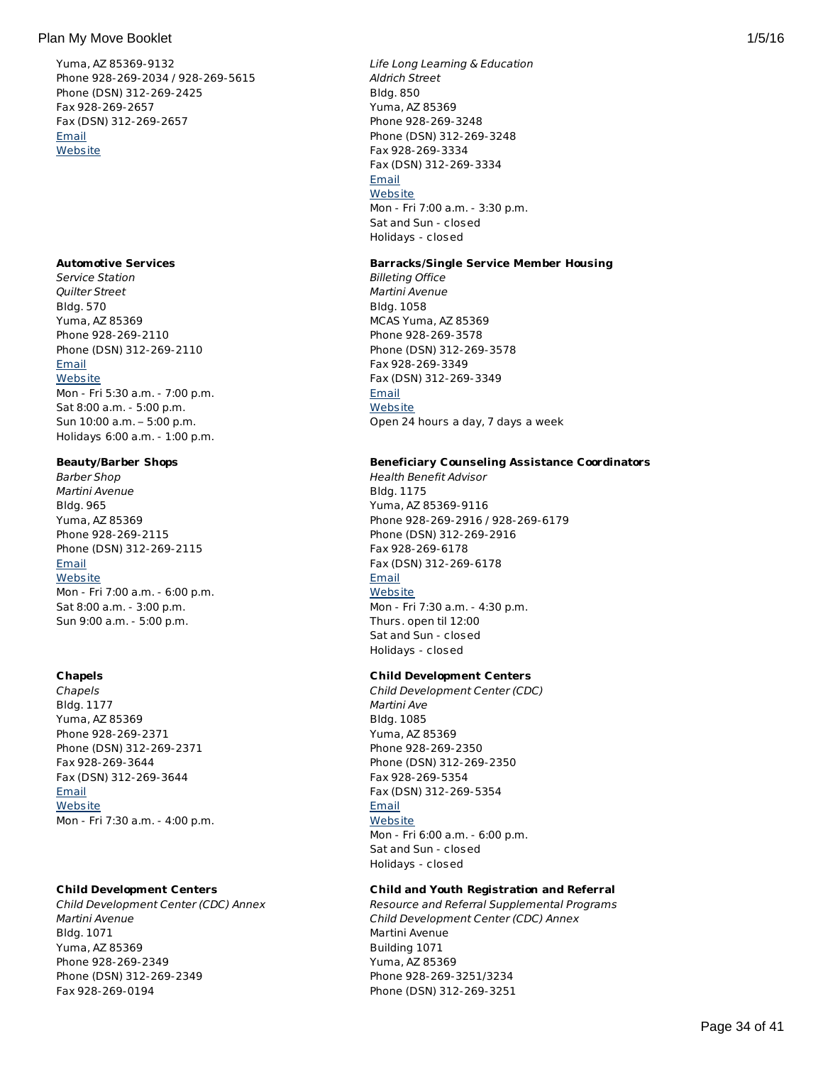Yuma, AZ 85369-9132
Phone 928-269-2034 / 928-269-5615
Phone (DSN) 312-269-2425
Fax 928-269-2657
Fax (DSN) 312-269-2657
Email
Website

*Life Long Learning & Education*
*Aldrich Street*
Bldg. 850
Yuma, AZ 85369
Phone 928-269-3248
Phone (DSN) 312-269-3248
Fax 928-269-3334
Fax (DSN) 312-269-3334
Email
Website
Mon - Fri 7:00 a.m. - 3:30 p.m.
Sat and Sun - closed
Holidays - closed

**Automotive Services**
*Service Station*
*Quilter Street*
Bldg. 570
Yuma, AZ 85369
Phone 928-269-2110
Phone (DSN) 312-269-2110
Email
Website
Mon - Fri 5:30 a.m. - 7:00 p.m.
Sat 8:00 a.m. - 5:00 p.m.
Sun 10:00 a.m. – 5:00 p.m.
Holidays 6:00 a.m. - 1:00 p.m.

**Barracks/Single Service Member Housing**
*Billeting Office*
*Martini Avenue*
Bldg. 1058
MCAS Yuma, AZ 85369
Phone 928-269-3578
Phone (DSN) 312-269-3578
Fax 928-269-3349
Fax (DSN) 312-269-3349
Email
Website
Open 24 hours a day, 7 days a week

**Beauty/Barber Shops**
*Barber Shop*
*Martini Avenue*
Bldg. 965
Yuma, AZ 85369
Phone 928-269-2115
Phone (DSN) 312-269-2115
Email
Website
Mon - Fri 7:00 a.m. - 6:00 p.m.
Sat 8:00 a.m. - 3:00 p.m.
Sun 9:00 a.m. - 5:00 p.m.

**Beneficiary Counseling Assistance Coordinators**
*Health Benefit Advisor*
Bldg. 1175
Yuma, AZ 85369-9116
Phone 928-269-2916 / 928-269-6179
Phone (DSN) 312-269-2916
Fax 928-269-6178
Fax (DSN) 312-269-6178
Email
Website
Mon - Fri 7:30 a.m. - 4:30 p.m.
Thurs. open til 12:00
Sat and Sun - closed
Holidays - closed

**Chapels**
*Chapels*
Bldg. 1177
Yuma, AZ 85369
Phone 928-269-2371
Phone (DSN) 312-269-2371
Fax 928-269-3644
Fax (DSN) 312-269-3644
Email
Website
Mon - Fri 7:30 a.m. - 4:00 p.m.

**Child Development Centers**
*Child Development Center (CDC)*
*Martini Ave*
Bldg. 1085
Yuma, AZ 85369
Phone 928-269-2350
Phone (DSN) 312-269-2350
Fax 928-269-5354
Fax (DSN) 312-269-5354
Email
Website
Mon - Fri 6:00 a.m. - 6:00 p.m.
Sat and Sun - closed
Holidays - closed

**Child Development Centers**
*Child Development Center (CDC) Annex*
*Martini Avenue*
Bldg. 1071
Yuma, AZ 85369
Phone 928-269-2349
Phone (DSN) 312-269-2349
Fax 928-269-0194

**Child and Youth Registration and Referral**
*Resource and Referral Supplemental Programs*
*Child Development Center (CDC) Annex*
Martini Avenue
Building 1071
Yuma, AZ 85369
Phone 928-269-3251/3234
Phone (DSN) 312-269-3251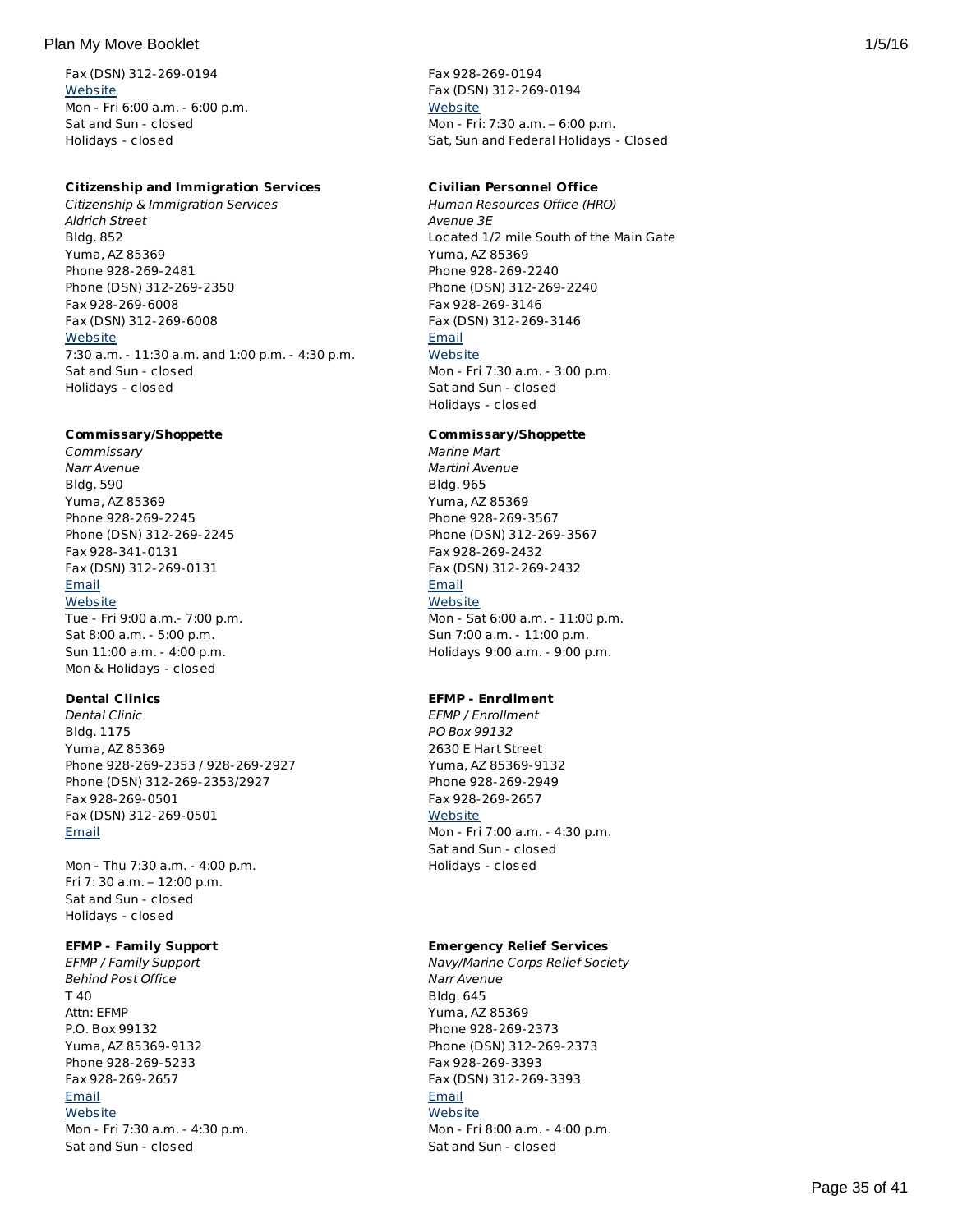Fax (DSN) 312-269-0194
Website
Mon - Fri 6:00 a.m. - 6:00 p.m.
Sat and Sun - closed
Holidays - closed

Fax 928-269-0194
Fax (DSN) 312-269-0194
Website
Mon - Fri: 7:30 a.m. – 6:00 p.m.
Sat, Sun and Federal Holidays - Closed

**Citizenship and Immigration Services**
*Citizenship & Immigration Services*
*Aldrich Street*
Bldg. 852
Yuma, AZ 85369
Phone 928-269-2481
Phone (DSN) 312-269-2350
Fax 928-269-6008
Fax (DSN) 312-269-6008
Website
7:30 a.m. - 11:30 a.m. and 1:00 p.m. - 4:30 p.m.
Sat and Sun - closed
Holidays - closed

**Civilian Personnel Office**
*Human Resources Office (HRO)*
*Avenue 3E*
Located 1/2 mile South of the Main Gate
Yuma, AZ 85369
Phone 928-269-2240
Phone (DSN) 312-269-2240
Fax 928-269-3146
Fax (DSN) 312-269-3146
Email
Website
Mon - Fri 7:30 a.m. - 3:00 p.m.
Sat and Sun - closed
Holidays - closed

**Commissary/Shoppette**
*Commissary*
*Narr Avenue*
Bldg. 590
Yuma, AZ 85369
Phone 928-269-2245
Phone (DSN) 312-269-2245
Fax 928-341-0131
Fax (DSN) 312-269-0131
Email
Website
Tue - Fri 9:00 a.m.- 7:00 p.m.
Sat 8:00 a.m. - 5:00 p.m.
Sun 11:00 a.m. - 4:00 p.m.
Mon & Holidays - closed

**Commissary/Shoppette**
*Marine Mart*
*Martini Avenue*
Bldg. 965
Yuma, AZ 85369
Phone 928-269-3567
Phone (DSN) 312-269-3567
Fax 928-269-2432
Fax (DSN) 312-269-2432
Email
Website
Mon - Sat 6:00 a.m. - 11:00 p.m.
Sun 7:00 a.m. - 11:00 p.m.
Holidays 9:00 a.m. - 9:00 p.m.

**Dental Clinics**
*Dental Clinic*
Bldg. 1175
Yuma, AZ 85369
Phone 928-269-2353 / 928-269-2927
Phone (DSN) 312-269-2353/2927
Fax 928-269-0501
Fax (DSN) 312-269-0501
Email

Mon - Thu 7:30 a.m. - 4:00 p.m.
Fri 7: 30 a.m. – 12:00 p.m.
Sat and Sun - closed
Holidays - closed

**EFMP - Enrollment**
*EFMP / Enrollment*
*PO Box 99132*
2630 E Hart Street
Yuma, AZ 85369-9132
Phone 928-269-2949
Fax 928-269-2657
Website
Mon - Fri 7:00 a.m. - 4:30 p.m.
Sat and Sun - closed
Holidays - closed

**EFMP - Family Support**
*EFMP / Family Support*
*Behind Post Office*
T 40
Attn: EFMP
P.O. Box 99132
Yuma, AZ 85369-9132
Phone 928-269-5233
Fax 928-269-2657
Email
Website
Mon - Fri 7:30 a.m. - 4:30 p.m.
Sat and Sun - closed

**Emergency Relief Services**
*Navy/Marine Corps Relief Society*
*Narr Avenue*
Bldg. 645
Yuma, AZ 85369
Phone 928-269-2373
Phone (DSN) 312-269-2373
Fax 928-269-3393
Fax (DSN) 312-269-3393
Email
Website
Mon - Fri 8:00 a.m. - 4:00 p.m.
Sat and Sun - closed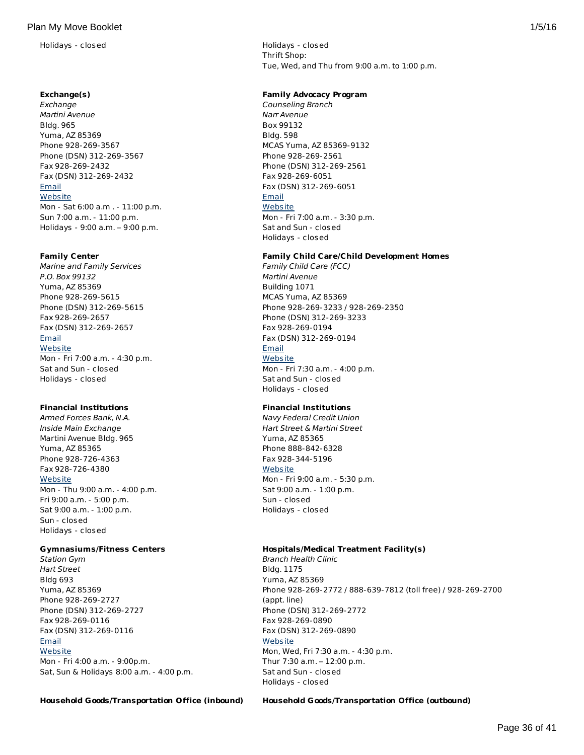Holidays - closed

**Exchange(s)**

*Exchange*
*Martini Avenue*
Bldg. 965
Yuma, AZ 85369
Phone 928-269-3567
Phone (DSN) 312-269-3567
Fax 928-269-2432
Fax (DSN) 312-269-2432
Email
Website
Mon - Sat 6:00 a.m . - 11:00 p.m.
Sun 7:00 a.m. - 11:00 p.m.
Holidays - 9:00 a.m. – 9:00 p.m.

**Family Center**

*Marine and Family Services*
*P.O. Box 99132*
Yuma, AZ 85369
Phone 928-269-5615
Phone (DSN) 312-269-5615
Fax 928-269-2657
Fax (DSN) 312-269-2657
Email
Website
Mon - Fri 7:00 a.m. - 4:30 p.m.
Sat and Sun - closed
Holidays - closed

**Financial Institutions**

*Armed Forces Bank, N.A.*
*Inside Main Exchange*
Martini Avenue Bldg. 965
Yuma, AZ 85365
Phone 928-726-4363
Fax 928-726-4380
Website
Mon - Thu 9:00 a.m. - 4:00 p.m.
Fri 9:00 a.m. - 5:00 p.m.
Sat 9:00 a.m. - 1:00 p.m.
Sun - closed
Holidays - closed

**Gymnasiums/Fitness Centers**

*Station Gym*
*Hart Street*
Bldg 693
Yuma, AZ 85369
Phone 928-269-2727
Phone (DSN) 312-269-2727
Fax 928-269-0116
Fax (DSN) 312-269-0116
Email
Website
Mon - Fri 4:00 a.m. - 9:00p.m.
Sat, Sun & Holidays 8:00 a.m. - 4:00 p.m.

**Household Goods/Transportation Office (inbound)**

Holidays - closed
Thrift Shop:
Tue, Wed, and Thu from 9:00 a.m. to 1:00 p.m.

**Family Advocacy Program**

*Counseling Branch*
*Narr Avenue*
Box 99132
Bldg. 598
MCAS Yuma, AZ 85369-9132
Phone 928-269-2561
Phone (DSN) 312-269-2561
Fax 928-269-6051
Fax (DSN) 312-269-6051
Email
Website
Mon - Fri 7:00 a.m. - 3:30 p.m.
Sat and Sun - closed
Holidays - closed

**Family Child Care/Child Development Homes**

*Family Child Care (FCC)*
*Martini Avenue*
Building 1071
MCAS Yuma, AZ 85369
Phone 928-269-3233 / 928-269-2350
Phone (DSN) 312-269-3233
Fax 928-269-0194
Fax (DSN) 312-269-0194
Email
Website
Mon - Fri 7:30 a.m. - 4:00 p.m.
Sat and Sun - closed
Holidays - closed

**Financial Institutions**

*Navy Federal Credit Union*
*Hart Street & Martini Street*
Yuma, AZ 85365
Phone 888-842-6328
Fax 928-344-5196
Website
Mon - Fri 9:00 a.m. - 5:30 p.m.
Sat 9:00 a.m. - 1:00 p.m.
Sun - closed
Holidays - closed

**Hospitals/Medical Treatment Facility(s)**

*Branch Health Clinic*
Bldg. 1175
Yuma, AZ 85369
Phone 928-269-2772 / 888-639-7812 (toll free) / 928-269-2700 (appt. line)
Phone (DSN) 312-269-2772
Fax 928-269-0890
Fax (DSN) 312-269-0890
Website
Mon, Wed, Fri 7:30 a.m. - 4:30 p.m.
Thur 7:30 a.m. – 12:00 p.m.
Sat and Sun - closed
Holidays - closed

**Household Goods/Transportation Office (outbound)**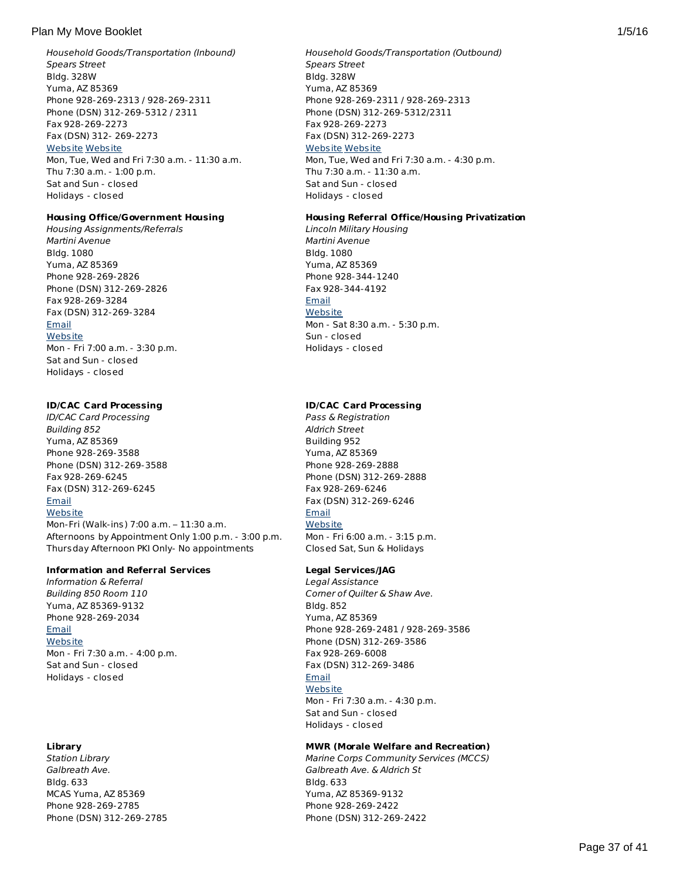*Household Goods/Transportation (Inbound)*
*Spears Street*
Bldg. 328W
Yuma, AZ 85369
Phone 928-269-2313 / 928-269-2311
Phone (DSN) 312-269-5312 / 2311
Fax 928-269-2273
Fax (DSN) 312- 269-2273
Website Website
Mon, Tue, Wed and Fri 7:30 a.m. - 11:30 a.m.
Thu 7:30 a.m. - 1:00 p.m.
Sat and Sun - closed
Holidays - closed

*Household Goods/Transportation (Outbound)*
*Spears Street*
Bldg. 328W
Yuma, AZ 85369
Phone 928-269-2311 / 928-269-2313
Phone (DSN) 312-269-5312/2311
Fax 928-269-2273
Fax (DSN) 312-269-2273
Website Website
Mon, Tue, Wed and Fri 7:30 a.m. - 4:30 p.m.
Thu 7:30 a.m. - 11:30 a.m.
Sat and Sun - closed
Holidays - closed

**Housing Office/Government Housing**
*Housing Assignments/Referrals*
*Martini Avenue*
Bldg. 1080
Yuma, AZ 85369
Phone 928-269-2826
Phone (DSN) 312-269-2826
Fax 928-269-3284
Fax (DSN) 312-269-3284
Email
Website
Mon - Fri 7:00 a.m. - 3:30 p.m.
Sat and Sun - closed
Holidays - closed

**Housing Referral Office/Housing Privatization**
*Lincoln Military Housing*
*Martini Avenue*
Bldg. 1080
Yuma, AZ 85369
Phone 928-344-1240
Fax 928-344-4192
Email
Website
Mon - Sat 8:30 a.m. - 5:30 p.m.
Sun - closed
Holidays - closed

**ID/CAC Card Processing**
*ID/CAC Card Processing*
*Building 852*
Yuma, AZ 85369
Phone 928-269-3588
Phone (DSN) 312-269-3588
Fax 928-269-6245
Fax (DSN) 312-269-6245
Email
Website
Mon-Fri (Walk-ins) 7:00 a.m. – 11:30 a.m.
Afternoons by Appointment Only 1:00 p.m. - 3:00 p.m.
Thursday Afternoon PKI Only- No appointments

**ID/CAC Card Processing**
*Pass & Registration*
*Aldrich Street*
Building 952
Yuma, AZ 85369
Phone 928-269-2888
Phone (DSN) 312-269-2888
Fax 928-269-6246
Fax (DSN) 312-269-6246
Email
Website
Mon - Fri 6:00 a.m. - 3:15 p.m.
Closed Sat, Sun & Holidays

**Information and Referral Services**
*Information & Referral*
*Building 850 Room 110*
Yuma, AZ 85369-9132
Phone 928-269-2034
Email
Website
Mon - Fri 7:30 a.m. - 4:00 p.m.
Sat and Sun - closed
Holidays - closed

**Legal Services/JAG**
*Legal Assistance*
*Corner of Quilter & Shaw Ave.*
Bldg. 852
Yuma, AZ 85369
Phone 928-269-2481 / 928-269-3586
Phone (DSN) 312-269-3586
Fax 928-269-6008
Fax (DSN) 312-269-3486
Email
Website
Mon - Fri 7:30 a.m. - 4:30 p.m.
Sat and Sun - closed
Holidays - closed

**Library**
*Station Library*
*Galbreath Ave.*
Bldg. 633
MCAS Yuma, AZ 85369
Phone 928-269-2785
Phone (DSN) 312-269-2785

**MWR (Morale Welfare and Recreation)**
*Marine Corps Community Services (MCCS)*
*Galbreath Ave. & Aldrich St*
Bldg. 633
Yuma, AZ 85369-9132
Phone 928-269-2422
Phone (DSN) 312-269-2422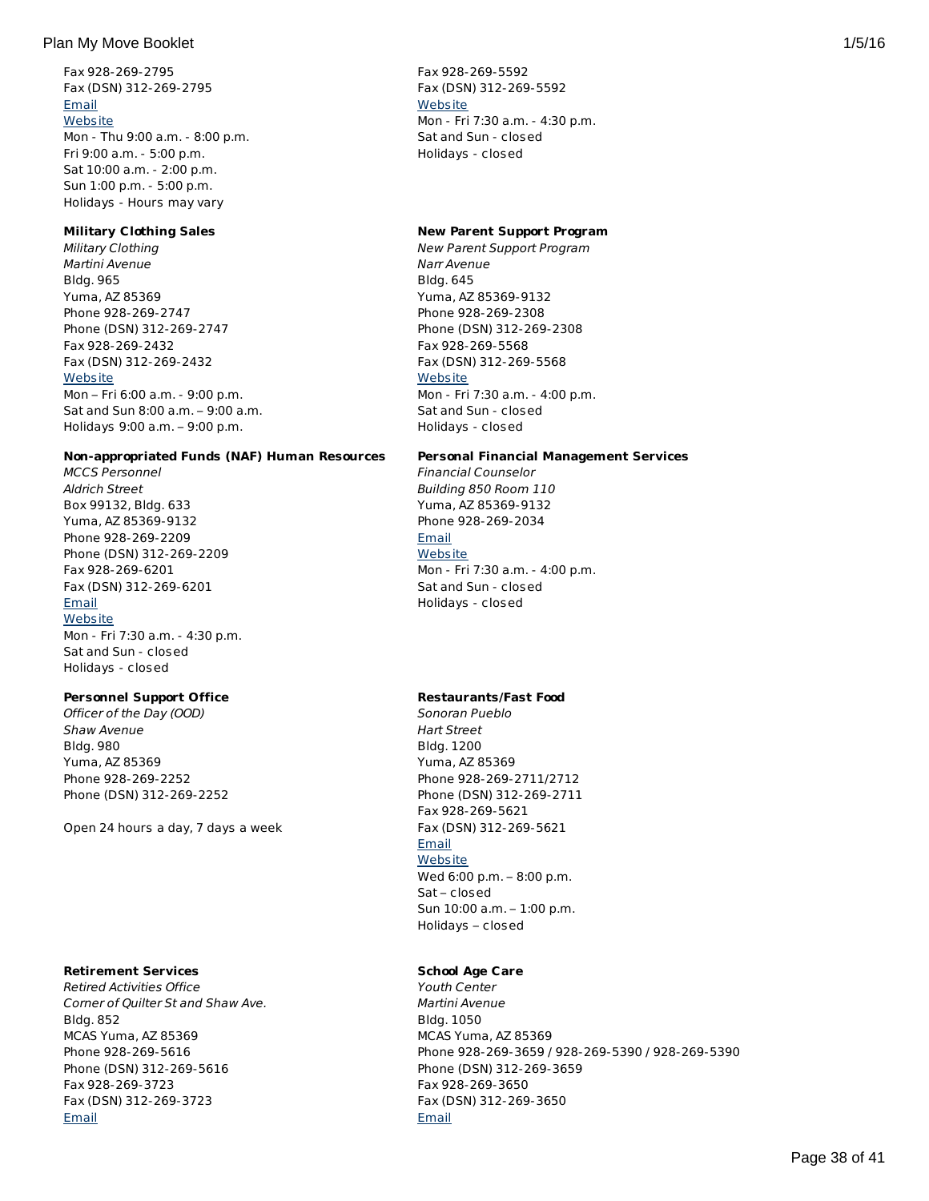Fax 928-269-2795
Fax (DSN) 312-269-2795
Email
Website
Mon - Thu 9:00 a.m. - 8:00 p.m.
Fri 9:00 a.m. - 5:00 p.m.
Sat 10:00 a.m. - 2:00 p.m.
Sun 1:00 p.m. - 5:00 p.m.
Holidays - Hours may vary

**Military Clothing Sales**
*Military Clothing*
*Martini Avenue*
Bldg. 965
Yuma, AZ 85369
Phone 928-269-2747
Phone (DSN) 312-269-2747
Fax 928-269-2432
Fax (DSN) 312-269-2432
Website
Mon – Fri 6:00 a.m. - 9:00 p.m.
Sat and Sun 8:00 a.m. – 9:00 a.m.
Holidays 9:00 a.m. – 9:00 p.m.

**Non-appropriated Funds (NAF) Human Resources**
*MCCS Personnel*
*Aldrich Street*
Box 99132, Bldg. 633
Yuma, AZ 85369-9132
Phone 928-269-2209
Phone (DSN) 312-269-2209
Fax 928-269-6201
Fax (DSN) 312-269-6201
Email
Website
Mon - Fri 7:30 a.m. - 4:30 p.m.
Sat and Sun - closed
Holidays - closed

**Personnel Support Office**
*Officer of the Day (OOD)*
*Shaw Avenue*
Bldg. 980
Yuma, AZ 85369
Phone 928-269-2252
Phone (DSN) 312-269-2252

Open 24 hours a day, 7 days a week

**Retirement Services**
*Retired Activities Office*
*Corner of Quilter St and Shaw Ave.*
Bldg. 852
MCAS Yuma, AZ 85369
Phone 928-269-5616
Phone (DSN) 312-269-5616
Fax 928-269-3723
Fax (DSN) 312-269-3723
Email

Fax 928-269-5592
Fax (DSN) 312-269-5592
Website
Mon - Fri 7:30 a.m. - 4:30 p.m.
Sat and Sun - closed
Holidays - closed

**New Parent Support Program**
*New Parent Support Program*
*Narr Avenue*
Bldg. 645
Yuma, AZ 85369-9132
Phone 928-269-2308
Phone (DSN) 312-269-2308
Fax 928-269-5568
Fax (DSN) 312-269-5568
Website
Mon - Fri 7:30 a.m. - 4:00 p.m.
Sat and Sun - closed
Holidays - closed

**Personal Financial Management Services**
*Financial Counselor*
*Building 850 Room 110*
Yuma, AZ 85369-9132
Phone 928-269-2034
Email
Website
Mon - Fri 7:30 a.m. - 4:00 p.m.
Sat and Sun - closed
Holidays - closed

**Restaurants/Fast Food**
*Sonoran Pueblo*
*Hart Street*
Bldg. 1200
Yuma, AZ 85369
Phone 928-269-2711/2712
Phone (DSN) 312-269-2711
Fax 928-269-5621
Fax (DSN) 312-269-5621
Email
Website
Wed 6:00 p.m. – 8:00 p.m.
Sat – closed
Sun 10:00 a.m. – 1:00 p.m.
Holidays – closed

**School Age Care**
*Youth Center*
*Martini Avenue*
Bldg. 1050
MCAS Yuma, AZ 85369
Phone 928-269-3659 / 928-269-5390 / 928-269-5390
Phone (DSN) 312-269-3659
Fax 928-269-3650
Fax (DSN) 312-269-3650
Email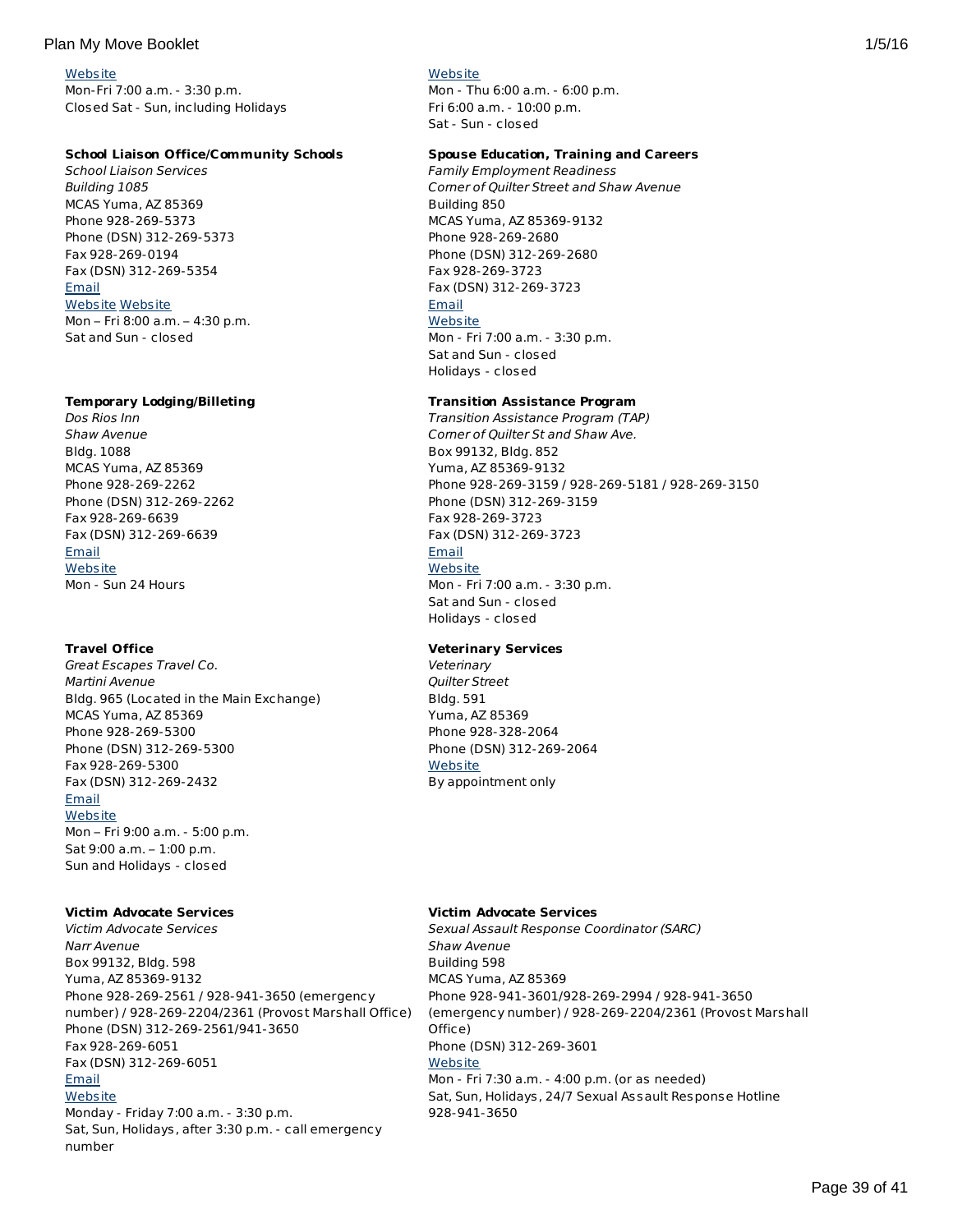Website
Mon-Fri 7:00 a.m. - 3:30 p.m.
Closed Sat - Sun, including Holidays

**School Liaison Office/Community Schools**
*School Liaison Services*
*Building 1085*
MCAS Yuma, AZ 85369
Phone 928-269-5373
Phone (DSN) 312-269-5373
Fax 928-269-0194
Fax (DSN) 312-269-5354
Email
Website Website
Mon – Fri 8:00 a.m. – 4:30 p.m.
Sat and Sun - closed

**Temporary Lodging/Billeting**
*Dos Rios Inn*
*Shaw Avenue*
Bldg. 1088
MCAS Yuma, AZ 85369
Phone 928-269-2262
Phone (DSN) 312-269-2262
Fax 928-269-6639
Fax (DSN) 312-269-6639
Email
Website
Mon - Sun 24 Hours

**Travel Office**
*Great Escapes Travel Co.*
*Martini Avenue*
Bldg. 965 (Located in the Main Exchange)
MCAS Yuma, AZ 85369
Phone 928-269-5300
Phone (DSN) 312-269-5300
Fax 928-269-5300
Fax (DSN) 312-269-2432
Email
Website
Mon – Fri 9:00 a.m. - 5:00 p.m.
Sat 9:00 a.m. – 1:00 p.m.
Sun and Holidays - closed

**Victim Advocate Services**
*Victim Advocate Services*
*Narr Avenue*
Box 99132, Bldg. 598
Yuma, AZ 85369-9132
Phone 928-269-2561 / 928-941-3650 (emergency number) / 928-269-2204/2361 (Provost Marshall Office)
Phone (DSN) 312-269-2561/941-3650
Fax 928-269-6051
Fax (DSN) 312-269-6051
Email
Website
Monday - Friday 7:00 a.m. - 3:30 p.m.
Sat, Sun, Holidays, after 3:30 p.m. - call emergency number

Website
Mon - Thu 6:00 a.m. - 6:00 p.m.
Fri 6:00 a.m. - 10:00 p.m.
Sat - Sun - closed

**Spouse Education, Training and Careers**
*Family Employment Readiness*
*Corner of Quilter Street and Shaw Avenue*
Building 850
MCAS Yuma, AZ 85369-9132
Phone 928-269-2680
Phone (DSN) 312-269-2680
Fax 928-269-3723
Fax (DSN) 312-269-3723
Email
Website
Mon - Fri 7:00 a.m. - 3:30 p.m.
Sat and Sun - closed
Holidays - closed

**Transition Assistance Program**
*Transition Assistance Program (TAP)*
*Corner of Quilter St and Shaw Ave.*
Box 99132, Bldg. 852
Yuma, AZ 85369-9132
Phone 928-269-3159 / 928-269-5181 / 928-269-3150
Phone (DSN) 312-269-3159
Fax 928-269-3723
Fax (DSN) 312-269-3723
Email
Website
Mon - Fri 7:00 a.m. - 3:30 p.m.
Sat and Sun - closed
Holidays - closed

**Veterinary Services**
*Veterinary*
*Quilter Street*
Bldg. 591
Yuma, AZ 85369
Phone 928-328-2064
Phone (DSN) 312-269-2064
Website
By appointment only

**Victim Advocate Services**
*Sexual Assault Response Coordinator (SARC)*
*Shaw Avenue*
Building 598
MCAS Yuma, AZ 85369
Phone 928-941-3601/928-269-2994 / 928-941-3650 (emergency number) / 928-269-2204/2361 (Provost Marshall Office)
Phone (DSN) 312-269-3601
Website
Mon - Fri 7:30 a.m. - 4:00 p.m. (or as needed)
Sat, Sun, Holidays, 24/7 Sexual Assault Response Hotline 928-941-3650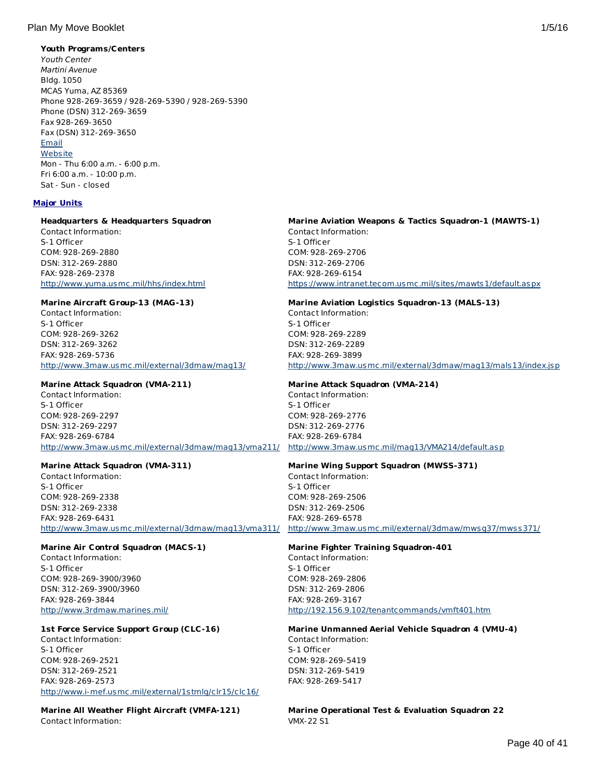**Youth Programs/Centers**

*Youth Center*
*Martini Avenue*
Bldg. 1050
MCAS Yuma, AZ 85369
Phone 928-269-3659 / 928-269-5390 / 928-269-5390
Phone (DSN) 312-269-3659
Fax 928-269-3650
Fax (DSN) 312-269-3650
Email
Website
Mon - Thu 6:00 a.m. - 6:00 p.m.
Fri 6:00 a.m. - 10:00 p.m.
Sat - Sun - closed

**Major Units**

**Headquarters & Headquarters Squadron**
Contact Information:
S-1 Officer
COM: 928-269-2880
DSN: 312-269-2880
FAX: 928-269-2378
http://www.yuma.usmc.mil/hhs/index.html

**Marine Aircraft Group-13 (MAG-13)**
Contact Information:
S-1 Officer
COM: 928-269-3262
DSN: 312-269-3262
FAX: 928-269-5736
http://www.3maw.usmc.mil/external/3dmaw/mag13/

**Marine Attack Squadron (VMA-211)**
Contact Information:
S-1 Officer
COM: 928-269-2297
DSN: 312-269-2297
FAX: 928-269-6784
http://www.3maw.usmc.mil/external/3dmaw/mag13/vma211/

**Marine Attack Squadron (VMA-311)**
Contact Information:
S-1 Officer
COM: 928-269-2338
DSN: 312-269-2338
FAX: 928-269-6431
http://www.3maw.usmc.mil/external/3dmaw/mag13/vma311/

**Marine Air Control Squadron (MACS-1)**
Contact Information:
S-1 Officer
COM: 928-269-3900/3960
DSN: 312-269-3900/3960
FAX: 928-269-3844
http://www.3rdmaw.marines.mil/

**1st Force Service Support Group (CLC-16)**
Contact Information:
S-1 Officer
COM: 928-269-2521
DSN: 312-269-2521
FAX: 928-269-2573
http://www.i-mef.usmc.mil/external/1stmlg/clr15/clc16/

**Marine All Weather Flight Aircraft (VMFA-121)**
Contact Information:

**Marine Aviation Weapons & Tactics Squadron-1 (MAWTS-1)**
Contact Information:
S-1 Officer
COM: 928-269-2706
DSN: 312-269-2706
FAX: 928-269-6154
https://www.intranet.tecom.usmc.mil/sites/mawts1/default.aspx

**Marine Aviation Logistics Squadron-13 (MALS-13)**
Contact Information:
S-1 Officer
COM: 928-269-2289
DSN: 312-269-2289
FAX: 928-269-3899
http://www.3maw.usmc.mil/external/3dmaw/mag13/mals13/index.jsp

**Marine Attack Squadron (VMA-214)**
Contact Information:
S-1 Officer
COM: 928-269-2776
DSN: 312-269-2776
FAX: 928-269-6784
http://www.3maw.usmc.mil/mag13/VMA214/default.asp

**Marine Wing Support Squadron (MWSS-371)**
Contact Information:
S-1 Officer
COM: 928-269-2506
DSN: 312-269-2506
FAX: 928-269-6578
http://www.3maw.usmc.mil/external/3dmaw/mwsg37/mwss371/

**Marine Fighter Training Squadron-401**
Contact Information:
S-1 Officer
COM: 928-269-2806
DSN: 312-269-2806
FAX: 928-269-3167
http://192.156.9.102/tenantcommands/vmft401.htm

**Marine Unmanned Aerial Vehicle Squadron 4 (VMU-4)**
Contact Information:
S-1 Officer
COM: 928-269-5419
DSN: 312-269-5419
FAX: 928-269-5417

**Marine Operational Test & Evaluation Squadron 22**
VMX-22 S1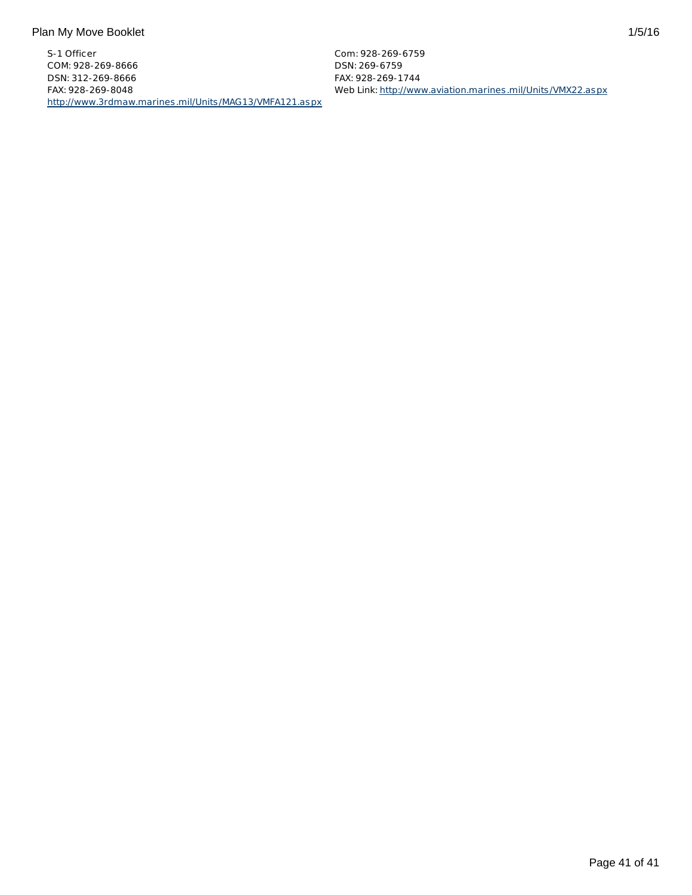S-1 Officer
COM: 928-269-8666
DSN: 312-269-8666
FAX: 928-269-8048
http://www.3rdmaw.marines.mil/Units/MAG13/VMFA121.aspx

Com: 928-269-6759
DSN: 269-6759
FAX: 928-269-1744
Web Link: http://www.aviation.marines.mil/Units/VMX22.aspx